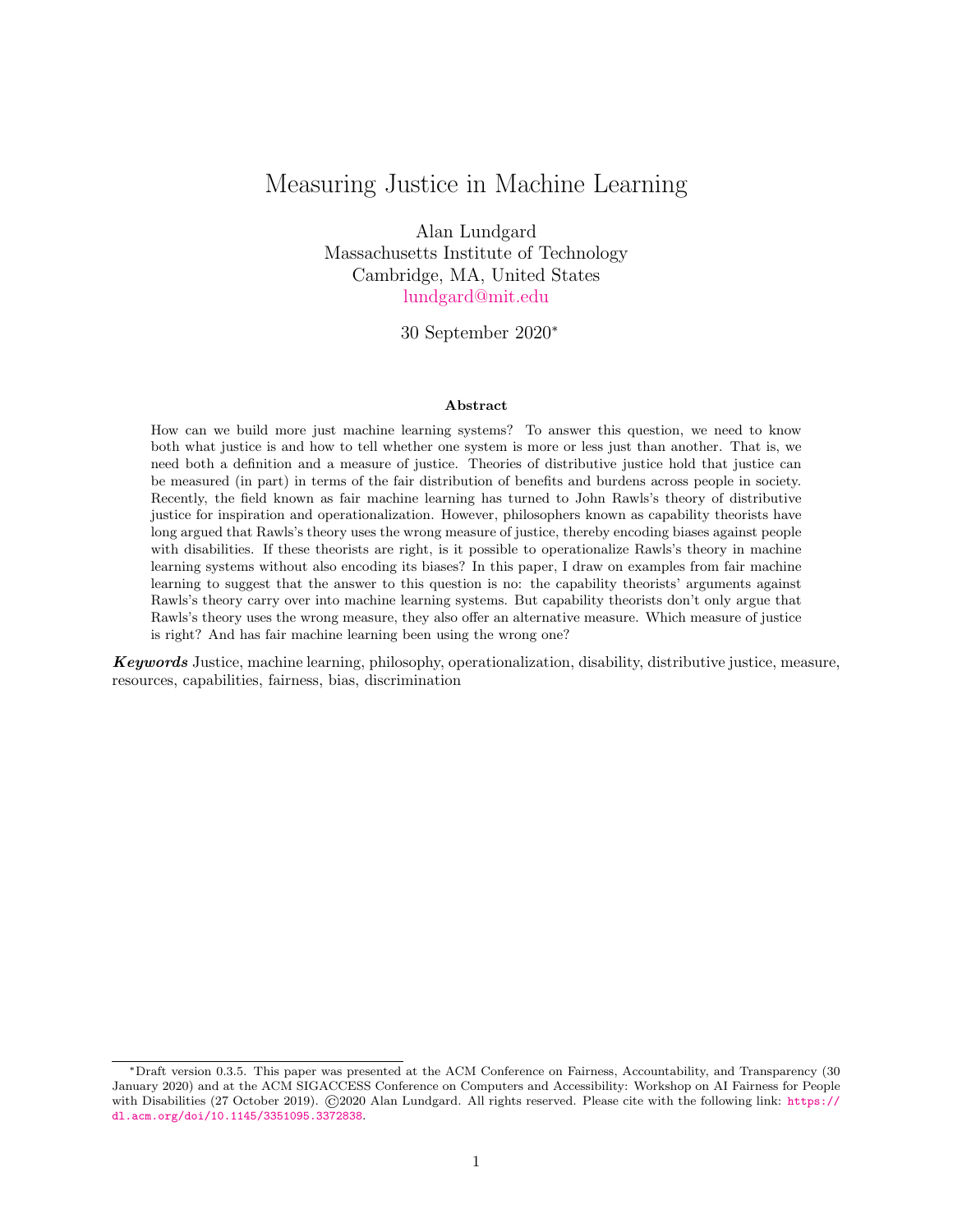# Measuring Justice in Machine Learning

Alan Lundgard
Massachusetts Institute of Technology
Cambridge, MA, United States
lundgard@mit.edu

30 September 2020*

### Abstract

How can we build more just machine learning systems? To answer this question, we need to know both what justice is and how to tell whether one system is more or less just than another. That is, we need both a definition and a measure of justice. Theories of distributive justice hold that justice can be measured (in part) in terms of the fair distribution of benefits and burdens across people in society. Recently, the field known as fair machine learning has turned to John Rawls's theory of distributive justice for inspiration and operationalization. However, philosophers known as capability theorists have long argued that Rawls's theory uses the wrong measure of justice, thereby encoding biases against people with disabilities. If these theorists are right, is it possible to operationalize Rawls's theory in machine learning systems without also encoding its biases? In this paper, I draw on examples from fair machine learning to suggest that the answer to this question is no: the capability theorists' arguments against Rawls's theory carry over into machine learning systems. But capability theorists don't only argue that Rawls's theory uses the wrong measure, they also offer an alternative measure. Which measure of justice is right? And has fair machine learning been using the wrong one?

***Keywords*** Justice, machine learning, philosophy, operationalization, disability, distributive justice, measure, resources, capabilities, fairness, bias, discrimination

---

*Draft version 0.3.5. This paper was presented at the ACM Conference on Fairness, Accountability, and Transparency (30 January 2020) and at the ACM SIGACCESS Conference on Computers and Accessibility: Workshop on AI Fairness for People with Disabilities (27 October 2019). ©2020 Alan Lundgard. All rights reserved. Please cite with the following link: https://dl.acm.org/doi/10.1145/3351095.3372838.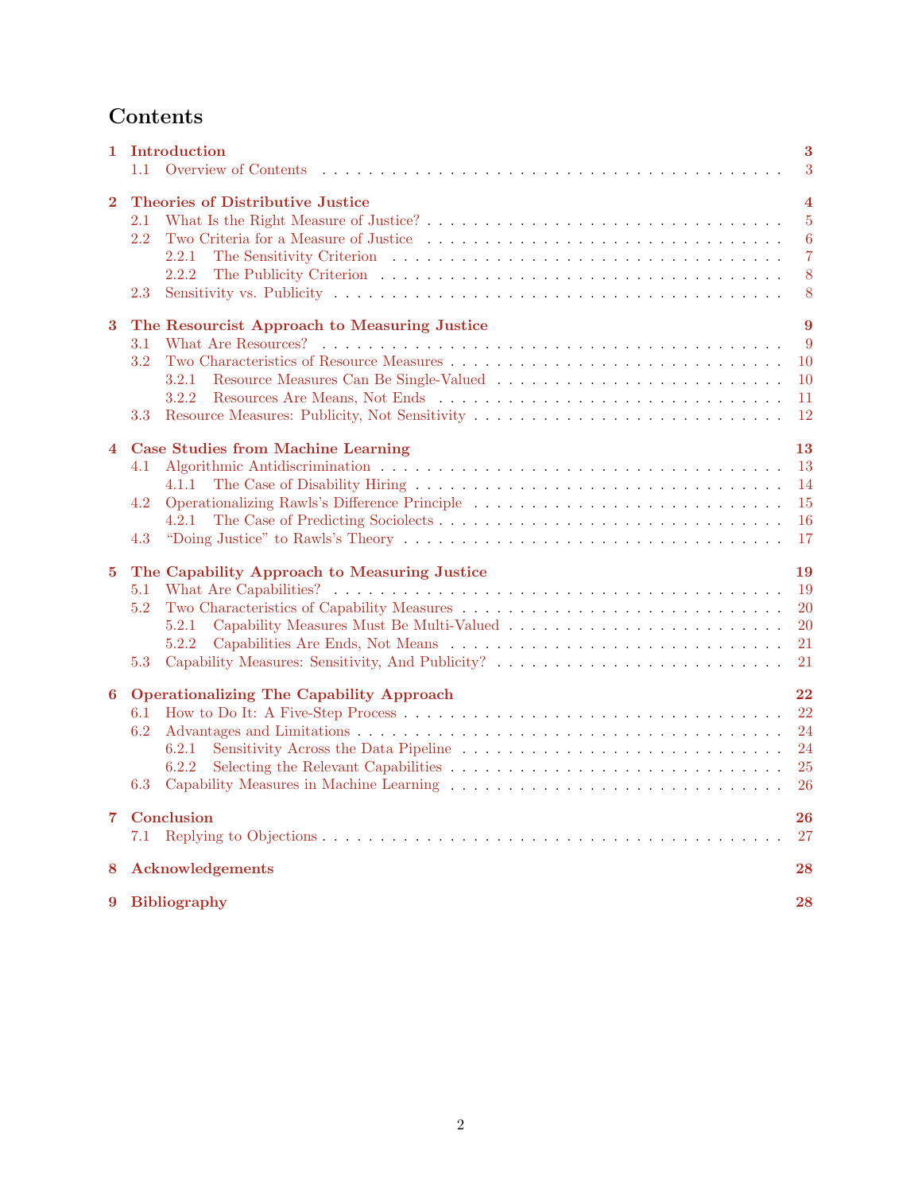# Contents

**1 Introduction** **3**
- 1.1 Overview of Contents 3

**2 Theories of Distributive Justice** **4**
- 2.1 What Is the Right Measure of Justice? 5
- 2.2 Two Criteria for a Measure of Justice 6
  - 2.2.1 The Sensitivity Criterion 7
  - 2.2.2 The Publicity Criterion 8
- 2.3 Sensitivity vs. Publicity 8

**3 The Resourcist Approach to Measuring Justice** **9**
- 3.1 What Are Resources? 9
- 3.2 Two Characteristics of Resource Measures 10
  - 3.2.1 Resource Measures Can Be Single-Valued 10
  - 3.2.2 Resources Are Means, Not Ends 11
- 3.3 Resource Measures: Publicity, Not Sensitivity 12

**4 Case Studies from Machine Learning** **13**
- 4.1 Algorithmic Antidiscrimination 13
  - 4.1.1 The Case of Disability Hiring 14
- 4.2 Operationalizing Rawls's Difference Principle 15
  - 4.2.1 The Case of Predicting Sociolects 16
- 4.3 "Doing Justice" to Rawls's Theory 17

**5 The Capability Approach to Measuring Justice** **19**
- 5.1 What Are Capabilities? 19
- 5.2 Two Characteristics of Capability Measures 20
  - 5.2.1 Capability Measures Must Be Multi-Valued 20
  - 5.2.2 Capabilities Are Ends, Not Means 21
- 5.3 Capability Measures: Sensitivity, And Publicity? 21

**6 Operationalizing The Capability Approach** **22**
- 6.1 How to Do It: A Five-Step Process 22
- 6.2 Advantages and Limitations 24
  - 6.2.1 Sensitivity Across the Data Pipeline 24
  - 6.2.2 Selecting the Relevant Capabilities 25
- 6.3 Capability Measures in Machine Learning 26

**7 Conclusion** **26**
- 7.1 Replying to Objections 27

**8 Acknowledgements** **28**

**9 Bibliography** **28**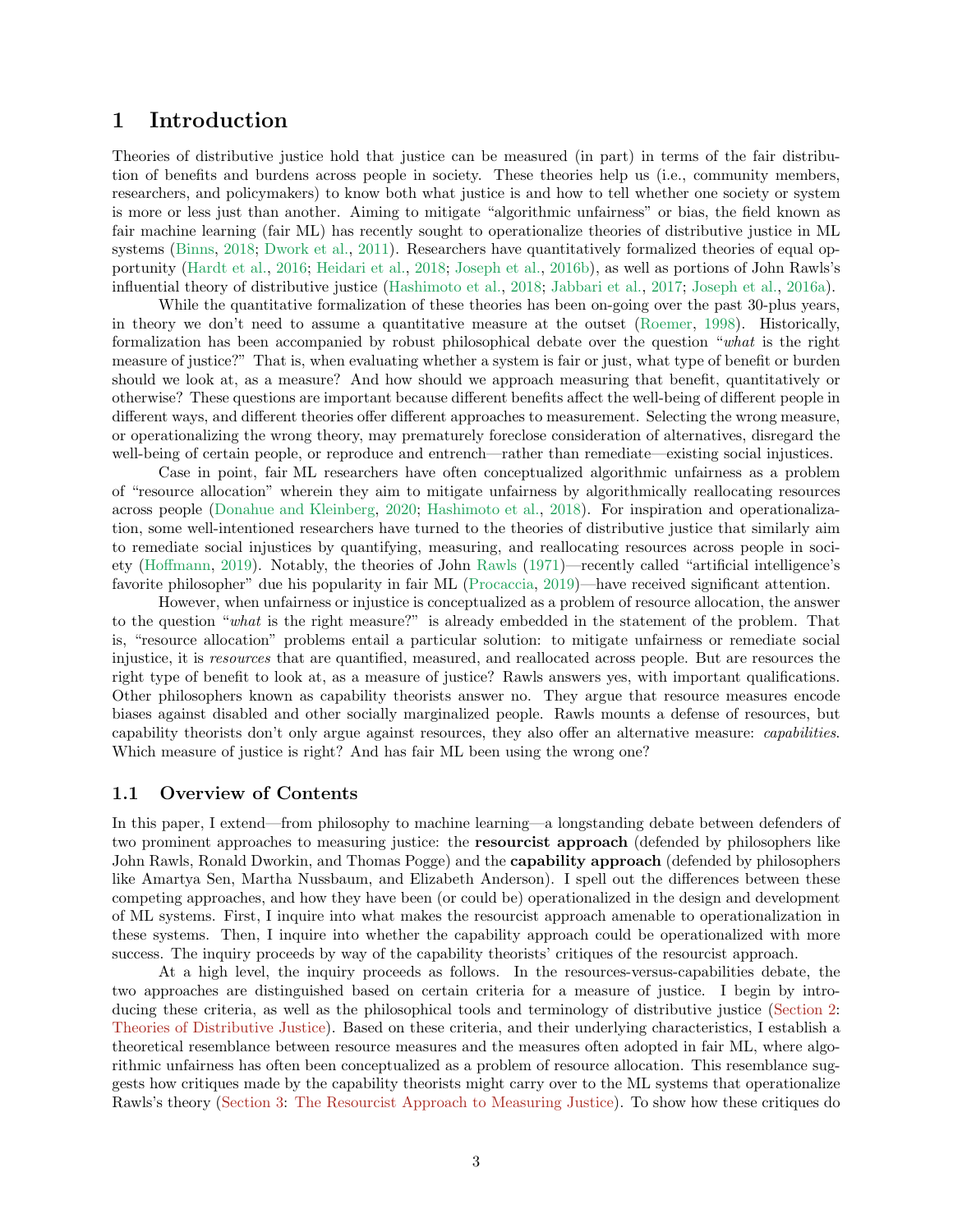# 1 Introduction

Theories of distributive justice hold that justice can be measured (in part) in terms of the fair distribution of benefits and burdens across people in society. These theories help us (i.e., community members, researchers, and policymakers) to know both what justice is and how to tell whether one society or system is more or less just than another. Aiming to mitigate "algorithmic unfairness" or bias, the field known as fair machine learning (fair ML) has recently sought to operationalize theories of distributive justice in ML systems (Binns, 2018; Dwork et al., 2011). Researchers have quantitatively formalized theories of equal opportunity (Hardt et al., 2016; Heidari et al., 2018; Joseph et al., 2016b), as well as portions of John Rawls's influential theory of distributive justice (Hashimoto et al., 2018; Jabbari et al., 2017; Joseph et al., 2016a).

While the quantitative formalization of these theories has been on-going over the past 30-plus years, in theory we don't need to assume a quantitative measure at the outset (Roemer, 1998). Historically, formalization has been accompanied by robust philosophical debate over the question "*what* is the right measure of justice?" That is, when evaluating whether a system is fair or just, what type of benefit or burden should we look at, as a measure? And how should we approach measuring that benefit, quantitatively or otherwise? These questions are important because different benefits affect the well-being of different people in different ways, and different theories offer different approaches to measurement. Selecting the wrong measure, or operationalizing the wrong theory, may prematurely foreclose consideration of alternatives, disregard the well-being of certain people, or reproduce and entrench—rather than remediate—existing social injustices.

Case in point, fair ML researchers have often conceptualized algorithmic unfairness as a problem of "resource allocation" wherein they aim to mitigate unfairness by algorithmically reallocating resources across people (Donahue and Kleinberg, 2020; Hashimoto et al., 2018). For inspiration and operationalization, some well-intentioned researchers have turned to the theories of distributive justice that similarly aim to remediate social injustices by quantifying, measuring, and reallocating resources across people in society (Hoffmann, 2019). Notably, the theories of John Rawls (1971)—recently called "artificial intelligence's favorite philosopher" due his popularity in fair ML (Procaccia, 2019)—have received significant attention.

However, when unfairness or injustice is conceptualized as a problem of resource allocation, the answer to the question "*what* is the right measure?" is already embedded in the statement of the problem. That is, "resource allocation" problems entail a particular solution: to mitigate unfairness or remediate social injustice, it is *resources* that are quantified, measured, and reallocated across people. But are resources the right type of benefit to look at, as a measure of justice? Rawls answers yes, with important qualifications. Other philosophers known as capability theorists answer no. They argue that resource measures encode biases against disabled and other socially marginalized people. Rawls mounts a defense of resources, but capability theorists don't only argue against resources, they also offer an alternative measure: *capabilities*. Which measure of justice is right? And has fair ML been using the wrong one?

## 1.1 Overview of Contents

In this paper, I extend—from philosophy to machine learning—a longstanding debate between defenders of two prominent approaches to measuring justice: the **resourcist approach** (defended by philosophers like John Rawls, Ronald Dworkin, and Thomas Pogge) and the **capability approach** (defended by philosophers like Amartya Sen, Martha Nussbaum, and Elizabeth Anderson). I spell out the differences between these competing approaches, and how they have been (or could be) operationalized in the design and development of ML systems. First, I inquire into what makes the resourcist approach amenable to operationalization in these systems. Then, I inquire into whether the capability approach could be operationalized with more success. The inquiry proceeds by way of the capability theorists' critiques of the resourcist approach.

At a high level, the inquiry proceeds as follows. In the resources-versus-capabilities debate, the two approaches are distinguished based on certain criteria for a measure of justice. I begin by introducing these criteria, as well as the philosophical tools and terminology of distributive justice (Section 2: Theories of Distributive Justice). Based on these criteria, and their underlying characteristics, I establish a theoretical resemblance between resource measures and the measures often adopted in fair ML, where algorithmic unfairness has often been conceptualized as a problem of resource allocation. This resemblance suggests how critiques made by the capability theorists might carry over to the ML systems that operationalize Rawls's theory (Section 3: The Resourcist Approach to Measuring Justice). To show how these critiques do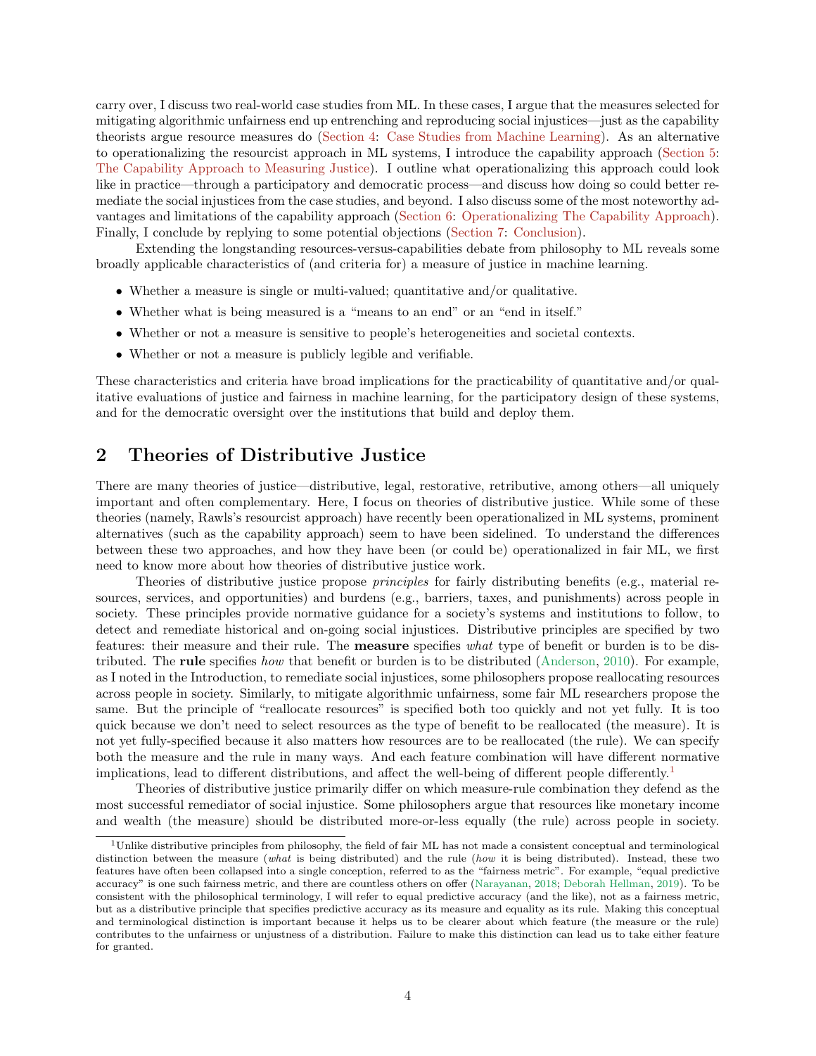carry over, I discuss two real-world case studies from ML. In these cases, I argue that the measures selected for mitigating algorithmic unfairness end up entrenching and reproducing social injustices—just as the capability theorists argue resource measures do (Section 4: Case Studies from Machine Learning). As an alternative to operationalizing the resourcist approach in ML systems, I introduce the capability approach (Section 5: The Capability Approach to Measuring Justice). I outline what operationalizing this approach could look like in practice—through a participatory and democratic process—and discuss how doing so could better remediate the social injustices from the case studies, and beyond. I also discuss some of the most noteworthy advantages and limitations of the capability approach (Section 6: Operationalizing The Capability Approach). Finally, I conclude by replying to some potential objections (Section 7: Conclusion).

Extending the longstanding resources-versus-capabilities debate from philosophy to ML reveals some broadly applicable characteristics of (and criteria for) a measure of justice in machine learning.

- Whether a measure is single or multi-valued; quantitative and/or qualitative.
- Whether what is being measured is a "means to an end" or an "end in itself."
- Whether or not a measure is sensitive to people's heterogeneities and societal contexts.
- Whether or not a measure is publicly legible and verifiable.

These characteristics and criteria have broad implications for the practicability of quantitative and/or qualitative evaluations of justice and fairness in machine learning, for the participatory design of these systems, and for the democratic oversight over the institutions that build and deploy them.

## 2 Theories of Distributive Justice

There are many theories of justice—distributive, legal, restorative, retributive, among others—all uniquely important and often complementary. Here, I focus on theories of distributive justice. While some of these theories (namely, Rawls's resourcist approach) have recently been operationalized in ML systems, prominent alternatives (such as the capability approach) seem to have been sidelined. To understand the differences between these two approaches, and how they have been (or could be) operationalized in fair ML, we first need to know more about how theories of distributive justice work.

Theories of distributive justice propose *principles* for fairly distributing benefits (e.g., material resources, services, and opportunities) and burdens (e.g., barriers, taxes, and punishments) across people in society. These principles provide normative guidance for a society's systems and institutions to follow, to detect and remediate historical and on-going social injustices. Distributive principles are specified by two features: their measure and their rule. The **measure** specifies *what* type of benefit or burden is to be distributed. The **rule** specifies *how* that benefit or burden is to be distributed (Anderson, 2010). For example, as I noted in the Introduction, to remediate social injustices, some philosophers propose reallocating resources across people in society. Similarly, to mitigate algorithmic unfairness, some fair ML researchers propose the same. But the principle of "reallocate resources" is specified both too quickly and not yet fully. It is too quick because we don't need to select resources as the type of benefit to be reallocated (the measure). It is not yet fully-specified because it also matters how resources are to be reallocated (the rule). We can specify both the measure and the rule in many ways. And each feature combination will have different normative implications, lead to different distributions, and affect the well-being of different people differently.[1]

Theories of distributive justice primarily differ on which measure-rule combination they defend as the most successful remediator of social injustice. Some philosophers argue that resources like monetary income and wealth (the measure) should be distributed more-or-less equally (the rule) across people in society.

[1] Unlike distributive principles from philosophy, the field of fair ML has not made a consistent conceptual and terminological distinction between the measure (*what* is being distributed) and the rule (*how* it is being distributed). Instead, these two features have often been collapsed into a single conception, referred to as the "fairness metric". For example, "equal predictive accuracy" is one such fairness metric, and there are countless others on offer (Narayanan, 2018; Deborah Hellman, 2019). To be consistent with the philosophical terminology, I will refer to equal predictive accuracy (and the like), not as a fairness metric, but as a distributive principle that specifies predictive accuracy as its measure and equality as its rule. Making this conceptual and terminological distinction is important because it helps us to be clearer about which feature (the measure or the rule) contributes to the unfairness or unjustness of a distribution. Failure to make this distinction can lead us to take either feature for granted.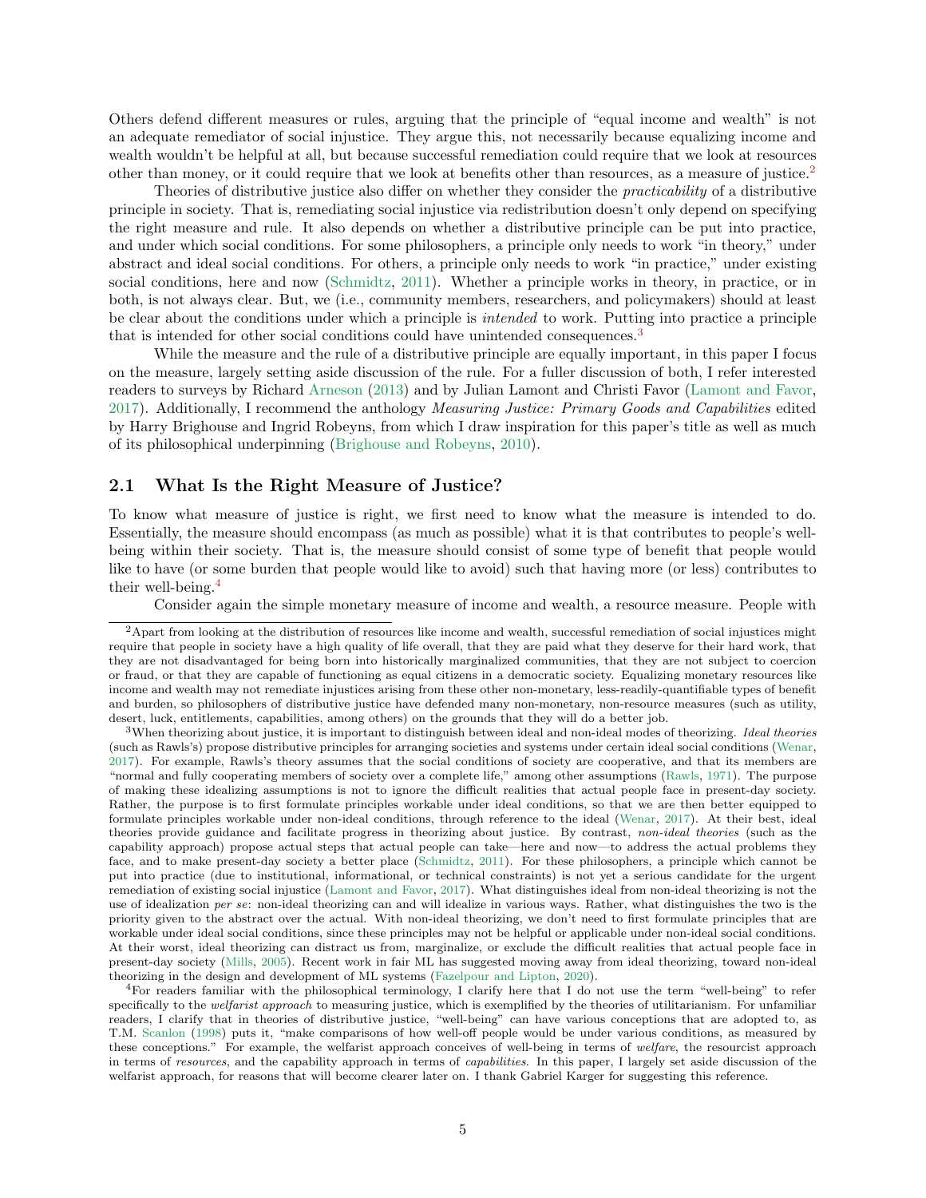Others defend different measures or rules, arguing that the principle of "equal income and wealth" is not an adequate remediator of social injustice. They argue this, not necessarily because equalizing income and wealth wouldn't be helpful at all, but because successful remediation could require that we look at resources other than money, or it could require that we look at benefits other than resources, as a measure of justice.[2]

Theories of distributive justice also differ on whether they consider the *practicability* of a distributive principle in society. That is, remediating social injustice via redistribution doesn't only depend on specifying the right measure and rule. It also depends on whether a distributive principle can be put into practice, and under which social conditions. For some philosophers, a principle only needs to work "in theory," under abstract and ideal social conditions. For others, a principle only needs to work "in practice," under existing social conditions, here and now (Schmidtz, 2011). Whether a principle works in theory, in practice, or in both, is not always clear. But, we (i.e., community members, researchers, and policymakers) should at least be clear about the conditions under which a principle is *intended* to work. Putting into practice a principle that is intended for other social conditions could have unintended consequences.[3]

While the measure and the rule of a distributive principle are equally important, in this paper I focus on the measure, largely setting aside discussion of the rule. For a fuller discussion of both, I refer interested readers to surveys by Richard Arneson (2013) and by Julian Lamont and Christi Favor (Lamont and Favor, 2017). Additionally, I recommend the anthology *Measuring Justice: Primary Goods and Capabilities* edited by Harry Brighouse and Ingrid Robeyns, from which I draw inspiration for this paper's title as well as much of its philosophical underpinning (Brighouse and Robeyns, 2010).

## 2.1 What Is the Right Measure of Justice?

To know what measure of justice is right, we first need to know what the measure is intended to do. Essentially, the measure should encompass (as much as possible) what it is that contributes to people's well-being within their society. That is, the measure should consist of some type of benefit that people would like to have (or some burden that people would like to avoid) such that having more (or less) contributes to their well-being.[4]

Consider again the simple monetary measure of income and wealth, a resource measure. People with

---

[2] Apart from looking at the distribution of resources like income and wealth, successful remediation of social injustices might require that people in society have a high quality of life overall, that they are paid what they deserve for their hard work, that they are not disadvantaged for being born into historically marginalized communities, that they are not subject to coercion or fraud, or that they are capable of functioning as equal citizens in a democratic society. Equalizing monetary resources like income and wealth may not remediate injustices arising from these other non-monetary, less-readily-quantifiable types of benefit and burden, so philosophers of distributive justice have defended many non-monetary, non-resource measures (such as utility, desert, luck, entitlements, capabilities, among others) on the grounds that they will do a better job.

[3] When theorizing about justice, it is important to distinguish between ideal and non-ideal modes of theorizing. *Ideal theories* (such as Rawls's) propose distributive principles for arranging societies and systems under certain ideal social conditions (Wenar, 2017). For example, Rawls's theory assumes that the social conditions of society are cooperative, and that its members are "normal and fully cooperating members of society over a complete life," among other assumptions (Rawls, 1971). The purpose of making these idealizing assumptions is not to ignore the difficult realities that actual people face in present-day society. Rather, the purpose is to first formulate principles workable under ideal conditions, so that we are then better equipped to formulate principles workable under non-ideal conditions, through reference to the ideal (Wenar, 2017). At their best, ideal theories provide guidance and facilitate progress in theorizing about justice. By contrast, *non-ideal theories* (such as the capability approach) propose actual steps that actual people can take—here and now—to address the actual problems they face, and to make present-day society a better place (Schmidtz, 2011). For these philosophers, a principle which cannot be put into practice (due to institutional, informational, or technical constraints) is not yet a serious candidate for the urgent remediation of existing social injustice (Lamont and Favor, 2017). What distinguishes ideal from non-ideal theorizing is not the use of idealization *per se*: non-ideal theorizing can and will idealize in various ways. Rather, what distinguishes the two is the priority given to the abstract over the actual. With non-ideal theorizing, we don't need to first formulate principles that are workable under ideal social conditions, since these principles may not be helpful or applicable under non-ideal social conditions. At their worst, ideal theorizing can distract us from, marginalize, or exclude the difficult realities that actual people face in present-day society (Mills, 2005). Recent work in fair ML has suggested moving away from ideal theorizing, toward non-ideal theorizing in the design and development of ML systems (Fazelpour and Lipton, 2020).

[4] For readers familiar with the philosophical terminology, I clarify here that I do not use the term "well-being" to refer specifically to the *welfarist approach* to measuring justice, which is exemplified by the theories of utilitarianism. For unfamiliar readers, I clarify that in theories of distributive justice, "well-being" can have various conceptions that are adopted to, as T.M. Scanlon (1998) puts it, "make comparisons of how well-off people would be under various conditions, as measured by these conceptions." For example, the welfarist approach conceives of well-being in terms of *welfare*, the resourcist approach in terms of *resources*, and the capability approach in terms of *capabilities*. In this paper, I largely set aside discussion of the welfarist approach, for reasons that will become clearer later on. I thank Gabriel Karger for suggesting this reference.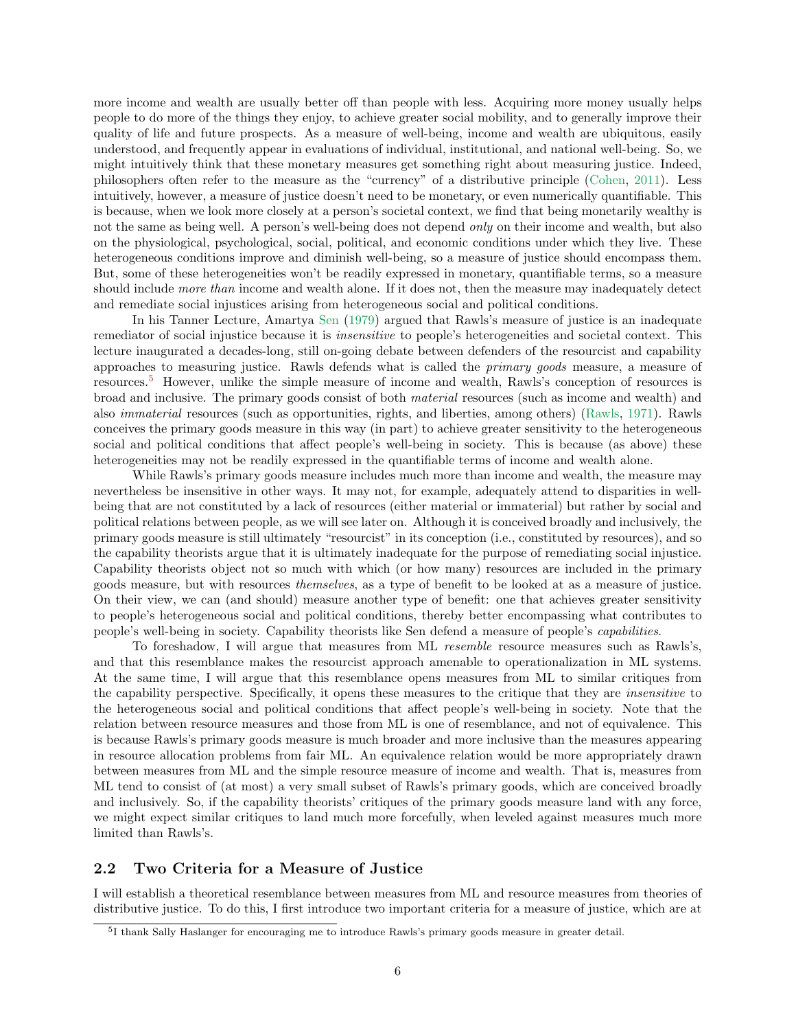more income and wealth are usually better off than people with less. Acquiring more money usually helps people to do more of the things they enjoy, to achieve greater social mobility, and to generally improve their quality of life and future prospects. As a measure of well-being, income and wealth are ubiquitous, easily understood, and frequently appear in evaluations of individual, institutional, and national well-being. So, we might intuitively think that these monetary measures get something right about measuring justice. Indeed, philosophers often refer to the measure as the "currency" of a distributive principle (Cohen, 2011). Less intuitively, however, a measure of justice doesn't need to be monetary, or even numerically quantifiable. This is because, when we look more closely at a person's societal context, we find that being monetarily wealthy is not the same as being well. A person's well-being does not depend *only* on their income and wealth, but also on the physiological, psychological, social, political, and economic conditions under which they live. These heterogeneous conditions improve and diminish well-being, so a measure of justice should encompass them. But, some of these heterogeneities won't be readily expressed in monetary, quantifiable terms, so a measure should include *more than* income and wealth alone. If it does not, then the measure may inadequately detect and remediate social injustices arising from heterogeneous social and political conditions.

In his Tanner Lecture, Amartya Sen (1979) argued that Rawls's measure of justice is an inadequate remediator of social injustice because it is *insensitive* to people's heterogeneities and societal context. This lecture inaugurated a decades-long, still on-going debate between defenders of the resourcist and capability approaches to measuring justice. Rawls defends what is called the *primary goods* measure, a measure of resources.[5] However, unlike the simple measure of income and wealth, Rawls's conception of resources is broad and inclusive. The primary goods consist of both *material* resources (such as income and wealth) and also *immaterial* resources (such as opportunities, rights, and liberties, among others) (Rawls, 1971). Rawls conceives the primary goods measure in this way (in part) to achieve greater sensitivity to the heterogeneous social and political conditions that affect people's well-being in society. This is because (as above) these heterogeneities may not be readily expressed in the quantifiable terms of income and wealth alone.

While Rawls's primary goods measure includes much more than income and wealth, the measure may nevertheless be insensitive in other ways. It may not, for example, adequately attend to disparities in well-being that are not constituted by a lack of resources (either material or immaterial) but rather by social and political relations between people, as we will see later on. Although it is conceived broadly and inclusively, the primary goods measure is still ultimately "resourcist" in its conception (i.e., constituted by resources), and so the capability theorists argue that it is ultimately inadequate for the purpose of remediating social injustice. Capability theorists object not so much with which (or how many) resources are included in the primary goods measure, but with resources *themselves*, as a type of benefit to be looked at as a measure of justice. On their view, we can (and should) measure another type of benefit: one that achieves greater sensitivity to people's heterogeneous social and political conditions, thereby better encompassing what contributes to people's well-being in society. Capability theorists like Sen defend a measure of people's *capabilities*.

To foreshadow, I will argue that measures from ML *resemble* resource measures such as Rawls's, and that this resemblance makes the resourcist approach amenable to operationalization in ML systems. At the same time, I will argue that this resemblance opens measures from ML to similar critiques from the capability perspective. Specifically, it opens these measures to the critique that they are *insensitive* to the heterogeneous social and political conditions that affect people's well-being in society. Note that the relation between resource measures and those from ML is one of resemblance, and not of equivalence. This is because Rawls's primary goods measure is much broader and more inclusive than the measures appearing in resource allocation problems from fair ML. An equivalence relation would be more appropriately drawn between measures from ML and the simple resource measure of income and wealth. That is, measures from ML tend to consist of (at most) a very small subset of Rawls's primary goods, which are conceived broadly and inclusively. So, if the capability theorists' critiques of the primary goods measure land with any force, we might expect similar critiques to land much more forcefully, when leveled against measures much more limited than Rawls's.

## 2.2 Two Criteria for a Measure of Justice

I will establish a theoretical resemblance between measures from ML and resource measures from theories of distributive justice. To do this, I first introduce two important criteria for a measure of justice, which are at

[5] I thank Sally Haslanger for encouraging me to introduce Rawls's primary goods measure in greater detail.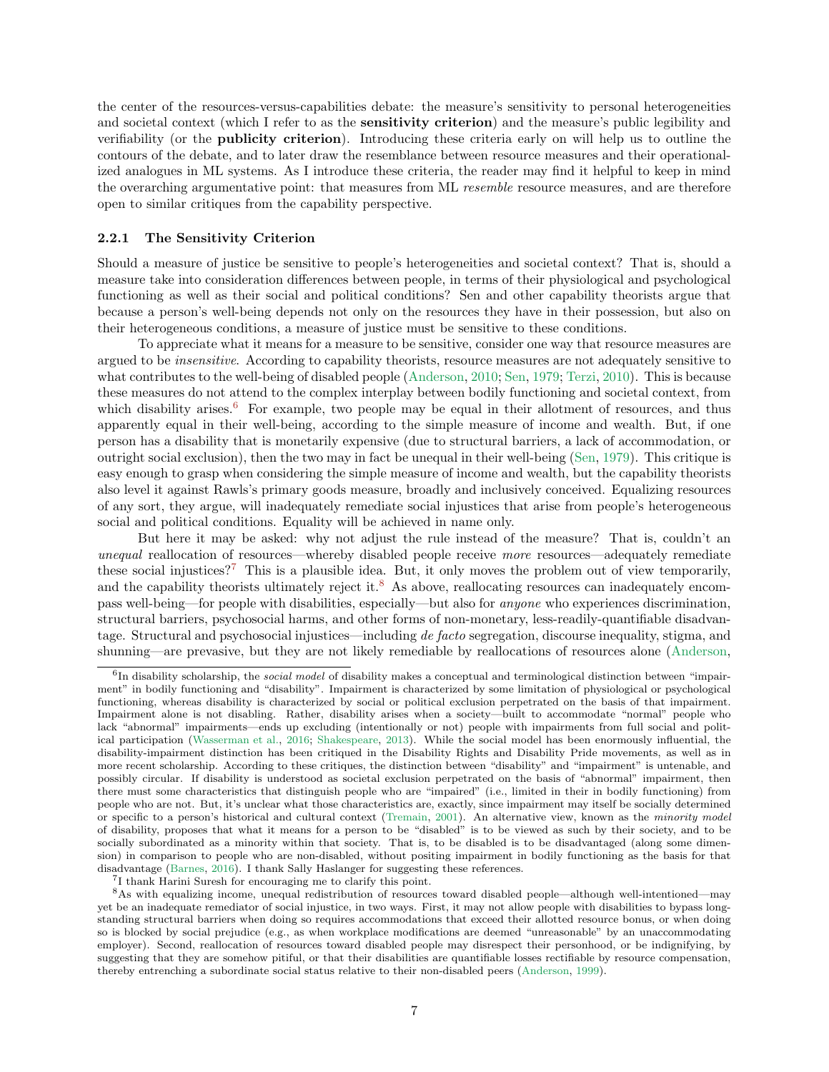the center of the resources-versus-capabilities debate: the measure's sensitivity to personal heterogeneities and societal context (which I refer to as the **sensitivity criterion**) and the measure's public legibility and verifiability (or the **publicity criterion**). Introducing these criteria early on will help us to outline the contours of the debate, and to later draw the resemblance between resource measures and their operationalized analogues in ML systems. As I introduce these criteria, the reader may find it helpful to keep in mind the overarching argumentative point: that measures from ML *resemble* resource measures, and are therefore open to similar critiques from the capability perspective.

### 2.2.1 The Sensitivity Criterion

Should a measure of justice be sensitive to people's heterogeneities and societal context? That is, should a measure take into consideration differences between people, in terms of their physiological and psychological functioning as well as their social and political conditions? Sen and other capability theorists argue that because a person's well-being depends not only on the resources they have in their possession, but also on their heterogeneous conditions, a measure of justice must be sensitive to these conditions.

To appreciate what it means for a measure to be sensitive, consider one way that resource measures are argued to be *insensitive*. According to capability theorists, resource measures are not adequately sensitive to what contributes to the well-being of disabled people (Anderson, 2010; Sen, 1979; Terzi, 2010). This is because these measures do not attend to the complex interplay between bodily functioning and societal context, from which disability arises.[6] For example, two people may be equal in their allotment of resources, and thus apparently equal in their well-being, according to the simple measure of income and wealth. But, if one person has a disability that is monetarily expensive (due to structural barriers, a lack of accommodation, or outright social exclusion), then the two may in fact be unequal in their well-being (Sen, 1979). This critique is easy enough to grasp when considering the simple measure of income and wealth, but the capability theorists also level it against Rawls's primary goods measure, broadly and inclusively conceived. Equalizing resources of any sort, they argue, will inadequately remediate social injustices that arise from people's heterogeneous social and political conditions. Equality will be achieved in name only.

But here it may be asked: why not adjust the rule instead of the measure? That is, couldn't an *unequal* reallocation of resources—whereby disabled people receive *more* resources—adequately remediate these social injustices?[7] This is a plausible idea. But, it only moves the problem out of view temporarily, and the capability theorists ultimately reject it.[8] As above, reallocating resources can inadequately encompass well-being—for people with disabilities, especially—but also for *anyone* who experiences discrimination, structural barriers, psychosocial harms, and other forms of non-monetary, less-readily-quantifiable disadvantage. Structural and psychosocial injustices—including *de facto* segregation, discourse inequality, stigma, and shunning—are prevasive, but they are not likely remediable by reallocations of resources alone (Anderson,

---

[6] In disability scholarship, the *social model* of disability makes a conceptual and terminological distinction between "impairment" in bodily functioning and "disability". Impairment is characterized by some limitation of physiological or psychological functioning, whereas disability is characterized by social or political exclusion perpetrated on the basis of that impairment. Impairment alone is not disabling. Rather, disability arises when a society—built to accommodate "normal" people who lack "abnormal" impairments—ends up excluding (intentionally or not) people with impairments from full social and political participation (Wasserman et al., 2016; Shakespeare, 2013). While the social model has been enormously influential, the disability-impairment distinction has been critiqued in the Disability Rights and Disability Pride movements, as well as in more recent scholarship. According to these critiques, the distinction between "disability" and "impairment" is untenable, and possibly circular. If disability is understood as societal exclusion perpetrated on the basis of "abnormal" impairment, then there must some characteristics that distinguish people who are "impaired" (i.e., limited in their in bodily functioning) from people who are not. But, it's unclear what those characteristics are, exactly, since impairment may itself be socially determined or specific to a person's historical and cultural context (Tremain, 2001). An alternative view, known as the *minority model* of disability, proposes that what it means for a person to be "disabled" is to be viewed as such by their society, and to be socially subordinated as a minority within that society. That is, to be disabled is to be disadvantaged (along some dimension) in comparison to people who are non-disabled, without positing impairment in bodily functioning as the basis for that disadvantage (Barnes, 2016). I thank Sally Haslanger for suggesting these references.

[7] I thank Harini Suresh for encouraging me to clarify this point.

[8] As with equalizing income, unequal redistribution of resources toward disabled people—although well-intentioned—may yet be an inadequate remediator of social injustice, in two ways. First, it may not allow people with disabilities to bypass long-standing structural barriers when doing so requires accommodations that exceed their allotted resource bonus, or when doing so is blocked by social prejudice (e.g., as when workplace modifications are deemed "unreasonable" by an unaccommodating employer). Second, reallocation of resources toward disabled people may disrespect their personhood, or be indignifying, by suggesting that they are somehow pitiful, or that their disabilities are quantifiable losses rectifiable by resource compensation, thereby entrenching a subordinate social status relative to their non-disabled peers (Anderson, 1999).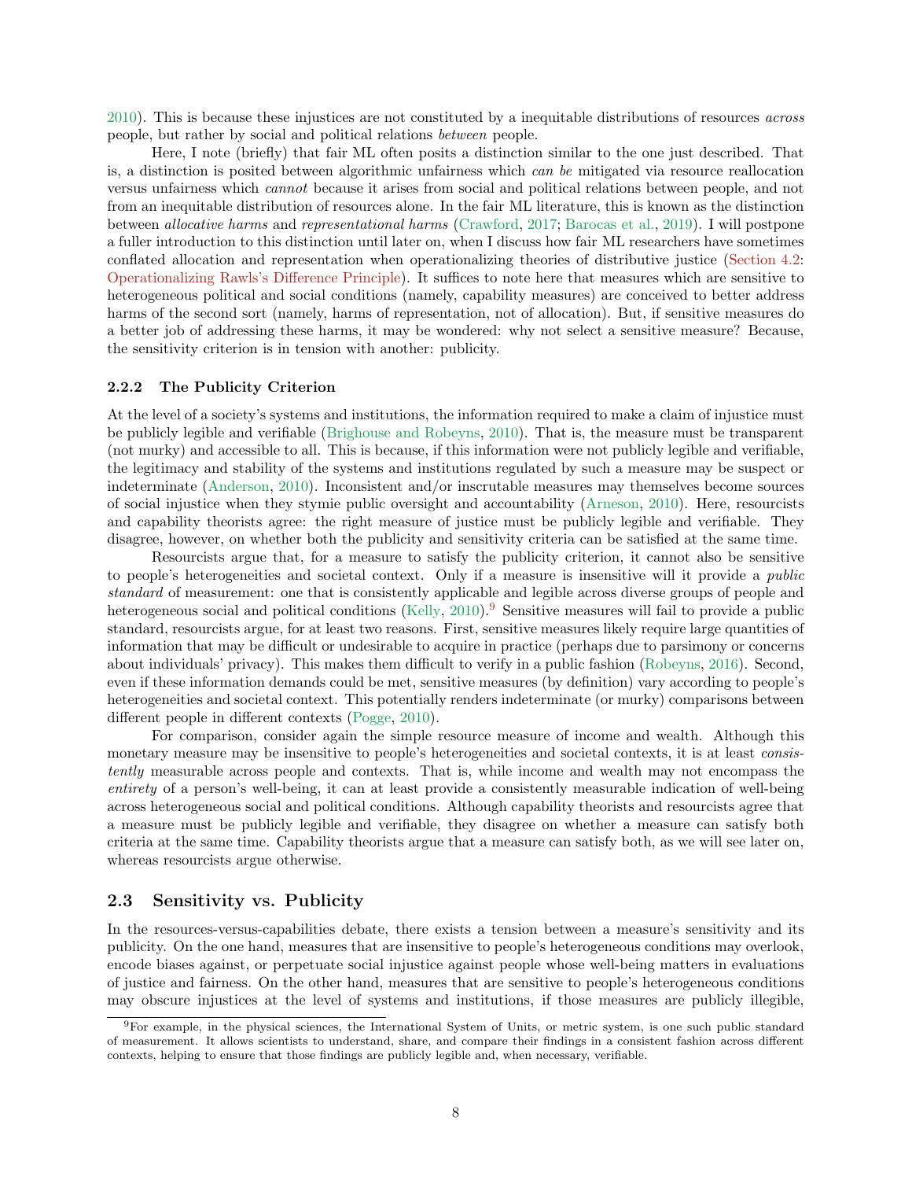2010). This is because these injustices are not constituted by a inequitable distributions of resources *across* people, but rather by social and political relations *between* people.

Here, I note (briefly) that fair ML often posits a distinction similar to the one just described. That is, a distinction is posited between algorithmic unfairness which *can be* mitigated via resource reallocation versus unfairness which *cannot* because it arises from social and political relations between people, and not from an inequitable distribution of resources alone. In the fair ML literature, this is known as the distinction between *allocative harms* and *representational harms* (Crawford, 2017; Barocas et al., 2019). I will postpone a fuller introduction to this distinction until later on, when I discuss how fair ML researchers have sometimes conflated allocation and representation when operationalizing theories of distributive justice (Section 4.2: Operationalizing Rawls's Difference Principle). It suffices to note here that measures which are sensitive to heterogeneous political and social conditions (namely, capability measures) are conceived to better address harms of the second sort (namely, harms of representation, not of allocation). But, if sensitive measures do a better job of addressing these harms, it may be wondered: why not select a sensitive measure? Because, the sensitivity criterion is in tension with another: publicity.

### 2.2.2 The Publicity Criterion

At the level of a society's systems and institutions, the information required to make a claim of injustice must be publicly legible and verifiable (Brighouse and Robeyns, 2010). That is, the measure must be transparent (not murky) and accessible to all. This is because, if this information were not publicly legible and verifiable, the legitimacy and stability of the systems and institutions regulated by such a measure may be suspect or indeterminate (Anderson, 2010). Inconsistent and/or inscrutable measures may themselves become sources of social injustice when they stymie public oversight and accountability (Arneson, 2010). Here, resourcists and capability theorists agree: the right measure of justice must be publicly legible and verifiable. They disagree, however, on whether both the publicity and sensitivity criteria can be satisfied at the same time.

Resourcists argue that, for a measure to satisfy the publicity criterion, it cannot also be sensitive to people's heterogeneities and societal context. Only if a measure is insensitive will it provide a *public standard* of measurement: one that is consistently applicable and legible across diverse groups of people and heterogeneous social and political conditions (Kelly, 2010).[9] Sensitive measures will fail to provide a public standard, resourcists argue, for at least two reasons. First, sensitive measures likely require large quantities of information that may be difficult or undesirable to acquire in practice (perhaps due to parsimony or concerns about individuals' privacy). This makes them difficult to verify in a public fashion (Robeyns, 2016). Second, even if these information demands could be met, sensitive measures (by definition) vary according to people's heterogeneities and societal context. This potentially renders indeterminate (or murky) comparisons between different people in different contexts (Pogge, 2010).

For comparison, consider again the simple resource measure of income and wealth. Although this monetary measure may be insensitive to people's heterogeneities and societal contexts, it is at least *consistently* measurable across people and contexts. That is, while income and wealth may not encompass the *entirety* of a person's well-being, it can at least provide a consistently measurable indication of well-being across heterogeneous social and political conditions. Although capability theorists and resourcists agree that a measure must be publicly legible and verifiable, they disagree on whether a measure can satisfy both criteria at the same time. Capability theorists argue that a measure can satisfy both, as we will see later on, whereas resourcists argue otherwise.

## 2.3 Sensitivity vs. Publicity

In the resources-versus-capabilities debate, there exists a tension between a measure's sensitivity and its publicity. On the one hand, measures that are insensitive to people's heterogeneous conditions may overlook, encode biases against, or perpetuate social injustice against people whose well-being matters in evaluations of justice and fairness. On the other hand, measures that are sensitive to people's heterogeneous conditions may obscure injustices at the level of systems and institutions, if those measures are publicly illegible,

[9] For example, in the physical sciences, the International System of Units, or metric system, is one such public standard of measurement. It allows scientists to understand, share, and compare their findings in a consistent fashion across different contexts, helping to ensure that those findings are publicly legible and, when necessary, verifiable.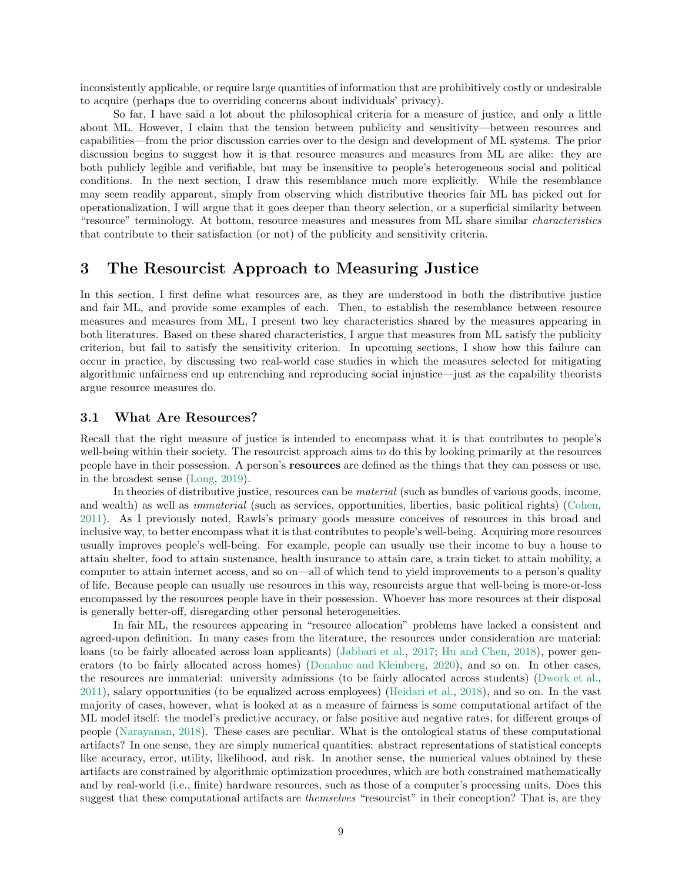inconsistently applicable, or require large quantities of information that are prohibitively costly or undesirable to acquire (perhaps due to overriding concerns about individuals' privacy).

So far, I have said a lot about the philosophical criteria for a measure of justice, and only a little about ML. However, I claim that the tension between publicity and sensitivity—between resources and capabilities—from the prior discussion carries over to the design and development of ML systems. The prior discussion begins to suggest how it is that resource measures and measures from ML are alike: they are both publicly legible and verifiable, but may be insensitive to people's heterogeneous social and political conditions. In the next section, I draw this resemblance much more explicitly. While the resemblance may seem readily apparent, simply from observing which distributive theories fair ML has picked out for operationalization, I will argue that it goes deeper than theory selection, or a superficial similarity between "resource" terminology. At bottom, resource measures and measures from ML share similar *characteristics* that contribute to their satisfaction (or not) of the publicity and sensitivity criteria.

# 3 The Resourcist Approach to Measuring Justice

In this section, I first define what resources are, as they are understood in both the distributive justice and fair ML, and provide some examples of each. Then, to establish the resemblance between resource measures and measures from ML, I present two key characteristics shared by the measures appearing in both literatures. Based on these shared characteristics, I argue that measures from ML satisfy the publicity criterion, but fail to satisfy the sensitivity criterion. In upcoming sections, I show how this failure can occur in practice, by discussing two real-world case studies in which the measures selected for mitigating algorithmic unfairness end up entrenching and reproducing social injustice—just as the capability theorists argue resource measures do.

## 3.1 What Are Resources?

Recall that the right measure of justice is intended to encompass what it is that contributes to people's well-being within their society. The resourcist approach aims to do this by looking primarily at the resources people have in their possession. A person's **resources** are defined as the things that they can possess or use, in the broadest sense (Long, 2019).

In theories of distributive justice, resources can be *material* (such as bundles of various goods, income, and wealth) as well as *immaterial* (such as services, opportunities, liberties, basic political rights) (Cohen, 2011). As I previously noted, Rawls's primary goods measure conceives of resources in this broad and inclusive way, to better encompass what it is that contributes to people's well-being. Acquiring more resources usually improves people's well-being. For example, people can usually use their income to buy a house to attain shelter, food to attain sustenance, health insurance to attain care, a train ticket to attain mobility, a computer to attain internet access, and so on—all of which tend to yield improvements to a person's quality of life. Because people can usually use resources in this way, resourcists argue that well-being is more-or-less encompassed by the resources people have in their possession. Whoever has more resources at their disposal is generally better-off, disregarding other personal heterogeneities.

In fair ML, the resources appearing in "resource allocation" problems have lacked a consistent and agreed-upon definition. In many cases from the literature, the resources under consideration are material: loans (to be fairly allocated across loan applicants) (Jabbari et al., 2017; Hu and Chen, 2018), power generators (to be fairly allocated across homes) (Donahue and Kleinberg, 2020), and so on. In other cases, the resources are immaterial: university admissions (to be fairly allocated across students) (Dwork et al., 2011), salary opportunities (to be equalized across employees) (Heidari et al., 2018), and so on. In the vast majority of cases, however, what is looked at as a measure of fairness is some computational artifact of the ML model itself: the model's predictive accuracy, or false positive and negative rates, for different groups of people (Narayanan, 2018). These cases are peculiar. What is the ontological status of these computational artifacts? In one sense, they are simply numerical quantities: abstract representations of statistical concepts like accuracy, error, utility, likelihood, and risk. In another sense, the numerical values obtained by these artifacts are constrained by algorithmic optimization procedures, which are both constrained mathematically and by real-world (i.e., finite) hardware resources, such as those of a computer's processing units. Does this suggest that these computational artifacts are *themselves* "resourcist" in their conception? That is, are they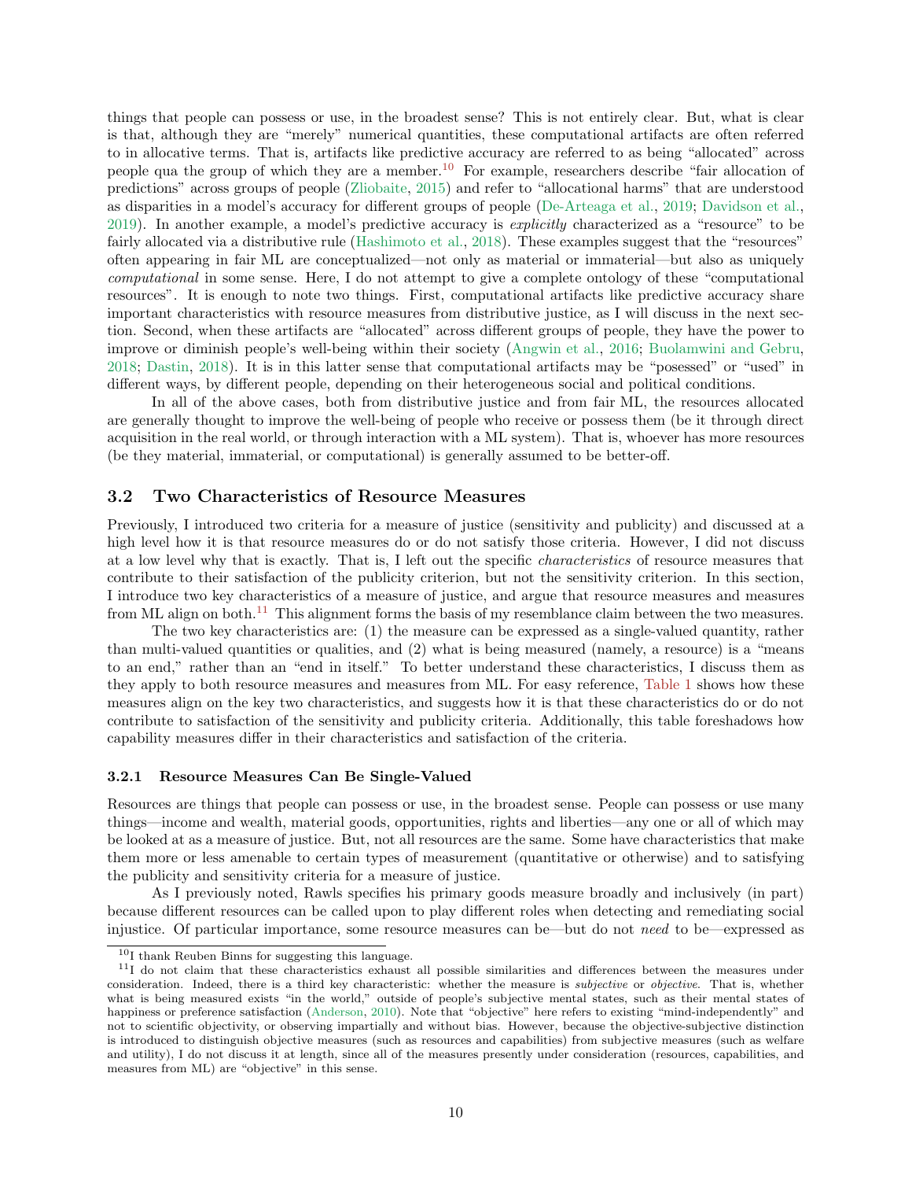things that people can possess or use, in the broadest sense? This is not entirely clear. But, what is clear is that, although they are "merely" numerical quantities, these computational artifacts are often referred to in allocative terms. That is, artifacts like predictive accuracy are referred to as being "allocated" across people qua the group of which they are a member.[10] For example, researchers describe "fair allocation of predictions" across groups of people (Zliobaite, 2015) and refer to "allocational harms" that are understood as disparities in a model's accuracy for different groups of people (De-Arteaga et al., 2019; Davidson et al., 2019). In another example, a model's predictive accuracy is *explicitly* characterized as a "resource" to be fairly allocated via a distributive rule (Hashimoto et al., 2018). These examples suggest that the "resources" often appearing in fair ML are conceptualized—not only as material or immaterial—but also as uniquely *computational* in some sense. Here, I do not attempt to give a complete ontology of these "computational resources". It is enough to note two things. First, computational artifacts like predictive accuracy share important characteristics with resource measures from distributive justice, as I will discuss in the next section. Second, when these artifacts are "allocated" across different groups of people, they have the power to improve or diminish people's well-being within their society (Angwin et al., 2016; Buolamwini and Gebru, 2018; Dastin, 2018). It is in this latter sense that computational artifacts may be "posessed" or "used" in different ways, by different people, depending on their heterogeneous social and political conditions.

In all of the above cases, both from distributive justice and from fair ML, the resources allocated are generally thought to improve the well-being of people who receive or possess them (be it through direct acquisition in the real world, or through interaction with a ML system). That is, whoever has more resources (be they material, immaterial, or computational) is generally assumed to be better-off.

## 3.2 Two Characteristics of Resource Measures

Previously, I introduced two criteria for a measure of justice (sensitivity and publicity) and discussed at a high level how it is that resource measures do or do not satisfy those criteria. However, I did not discuss at a low level why that is exactly. That is, I left out the specific *characteristics* of resource measures that contribute to their satisfaction of the publicity criterion, but not the sensitivity criterion. In this section, I introduce two key characteristics of a measure of justice, and argue that resource measures and measures from ML align on both.[11] This alignment forms the basis of my resemblance claim between the two measures.

The two key characteristics are: (1) the measure can be expressed as a single-valued quantity, rather than multi-valued quantities or qualities, and (2) what is being measured (namely, a resource) is a "means to an end," rather than an "end in itself." To better understand these characteristics, I discuss them as they apply to both resource measures and measures from ML. For easy reference, Table 1 shows how these measures align on the key two characteristics, and suggests how it is that these characteristics do or do not contribute to satisfaction of the sensitivity and publicity criteria. Additionally, this table foreshadows how capability measures differ in their characteristics and satisfaction of the criteria.

### 3.2.1 Resource Measures Can Be Single-Valued

Resources are things that people can possess or use, in the broadest sense. People can possess or use many things—income and wealth, material goods, opportunities, rights and liberties—any one or all of which may be looked at as a measure of justice. But, not all resources are the same. Some have characteristics that make them more or less amenable to certain types of measurement (quantitative or otherwise) and to satisfying the publicity and sensitivity criteria for a measure of justice.

As I previously noted, Rawls specifies his primary goods measure broadly and inclusively (in part) because different resources can be called upon to play different roles when detecting and remediating social injustice. Of particular importance, some resource measures can be—but do not *need* to be—expressed as

[10] I thank Reuben Binns for suggesting this language.

[11] I do not claim that these characteristics exhaust all possible similarities and differences between the measures under consideration. Indeed, there is a third key characteristic: whether the measure is *subjective* or *objective*. That is, whether what is being measured exists "in the world," outside of people's subjective mental states, such as their mental states of happiness or preference satisfaction (Anderson, 2010). Note that "objective" here refers to existing "mind-independently" and not to scientific objectivity, or observing impartially and without bias. However, because the objective-subjective distinction is introduced to distinguish objective measures (such as resources and capabilities) from subjective measures (such as welfare and utility), I do not discuss it at length, since all of the measures presently under consideration (resources, capabilities, and measures from ML) are "objective" in this sense.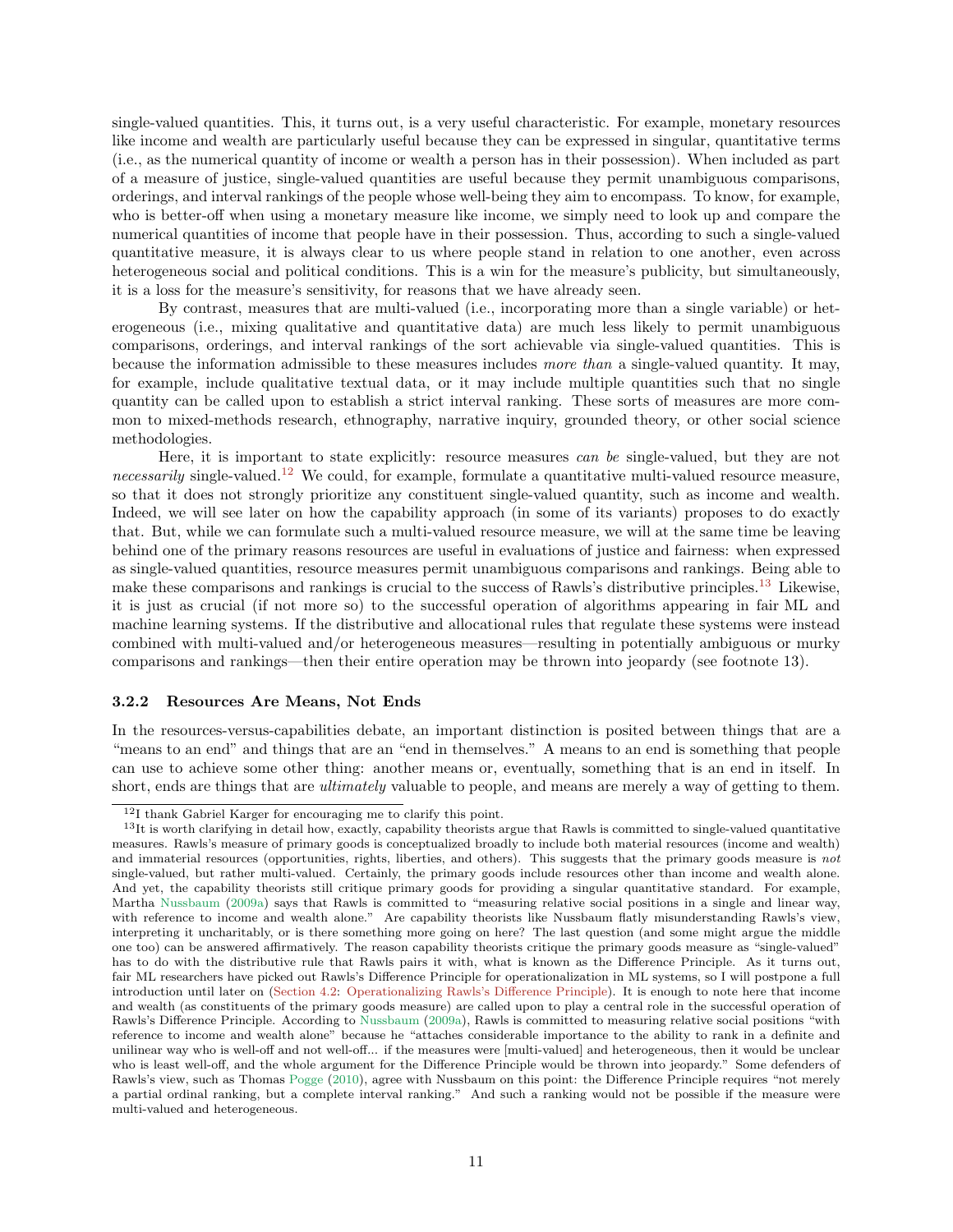single-valued quantities. This, it turns out, is a very useful characteristic. For example, monetary resources like income and wealth are particularly useful because they can be expressed in singular, quantitative terms (i.e., as the numerical quantity of income or wealth a person has in their possession). When included as part of a measure of justice, single-valued quantities are useful because they permit unambiguous comparisons, orderings, and interval rankings of the people whose well-being they aim to encompass. To know, for example, who is better-off when using a monetary measure like income, we simply need to look up and compare the numerical quantities of income that people have in their possession. Thus, according to such a single-valued quantitative measure, it is always clear to us where people stand in relation to one another, even across heterogeneous social and political conditions. This is a win for the measure's publicity, but simultaneously, it is a loss for the measure's sensitivity, for reasons that we have already seen.

By contrast, measures that are multi-valued (i.e., incorporating more than a single variable) or heterogeneous (i.e., mixing qualitative and quantitative data) are much less likely to permit unambiguous comparisons, orderings, and interval rankings of the sort achievable via single-valued quantities. This is because the information admissible to these measures includes *more than* a single-valued quantity. It may, for example, include qualitative textual data, or it may include multiple quantities such that no single quantity can be called upon to establish a strict interval ranking. These sorts of measures are more common to mixed-methods research, ethnography, narrative inquiry, grounded theory, or other social science methodologies.

Here, it is important to state explicitly: resource measures *can be* single-valued, but they are not *necessarily* single-valued.[12] We could, for example, formulate a quantitative multi-valued resource measure, so that it does not strongly prioritize any constituent single-valued quantity, such as income and wealth. Indeed, we will see later on how the capability approach (in some of its variants) proposes to do exactly that. But, while we can formulate such a multi-valued resource measure, we will at the same time be leaving behind one of the primary reasons resources are useful in evaluations of justice and fairness: when expressed as single-valued quantities, resource measures permit unambiguous comparisons and rankings. Being able to make these comparisons and rankings is crucial to the success of Rawls's distributive principles.[13] Likewise, it is just as crucial (if not more so) to the successful operation of algorithms appearing in fair ML and machine learning systems. If the distributive and allocational rules that regulate these systems were instead combined with multi-valued and/or heterogeneous measures—resulting in potentially ambiguous or murky comparisons and rankings—then their entire operation may be thrown into jeopardy (see footnote 13).

### 3.2.2 Resources Are Means, Not Ends

In the resources-versus-capabilities debate, an important distinction is posited between things that are a "means to an end" and things that are an "end in themselves." A means to an end is something that people can use to achieve some other thing: another means or, eventually, something that is an end in itself. In short, ends are things that are *ultimately* valuable to people, and means are merely a way of getting to them.

---

[12] I thank Gabriel Karger for encouraging me to clarify this point.

[13] It is worth clarifying in detail how, exactly, capability theorists argue that Rawls is committed to single-valued quantitative measures. Rawls's measure of primary goods is conceptualized broadly to include both material resources (income and wealth) and immaterial resources (opportunities, rights, liberties, and others). This suggests that the primary goods measure is *not* single-valued, but rather multi-valued. Certainly, the primary goods include resources other than income and wealth alone. And yet, the capability theorists still critique primary goods for providing a singular quantitative standard. For example, Martha Nussbaum (2009a) says that Rawls is committed to "measuring relative social positions in a single and linear way, with reference to income and wealth alone." Are capability theorists like Nussbaum flatly misunderstanding Rawls's view, interpreting it uncharitably, or is there something more going on here? The last question (and some might argue the middle one too) can be answered affirmatively. The reason capability theorists critique the primary goods measure as "single-valued" has to do with the distributive rule that Rawls pairs it with, what is known as the Difference Principle. As it turns out, fair ML researchers have picked out Rawls's Difference Principle for operationalization in ML systems, so I will postpone a full introduction until later on (Section 4.2: Operationalizing Rawls's Difference Principle). It is enough to note here that income and wealth (as constituents of the primary goods measure) are called upon to play a central role in the successful operation of Rawls's Difference Principle. According to Nussbaum (2009a), Rawls is committed to measuring relative social positions "with reference to income and wealth alone" because he "attaches considerable importance to the ability to rank in a definite and unilinear way who is well-off and not well-off... if the measures were [multi-valued] and heterogeneous, then it would be unclear who is least well-off, and the whole argument for the Difference Principle would be thrown into jeopardy." Some defenders of Rawls's view, such as Thomas Pogge (2010), agree with Nussbaum on this point: the Difference Principle requires "not merely a partial ordinal ranking, but a complete interval ranking." And such a ranking would not be possible if the measure were multi-valued and heterogeneous.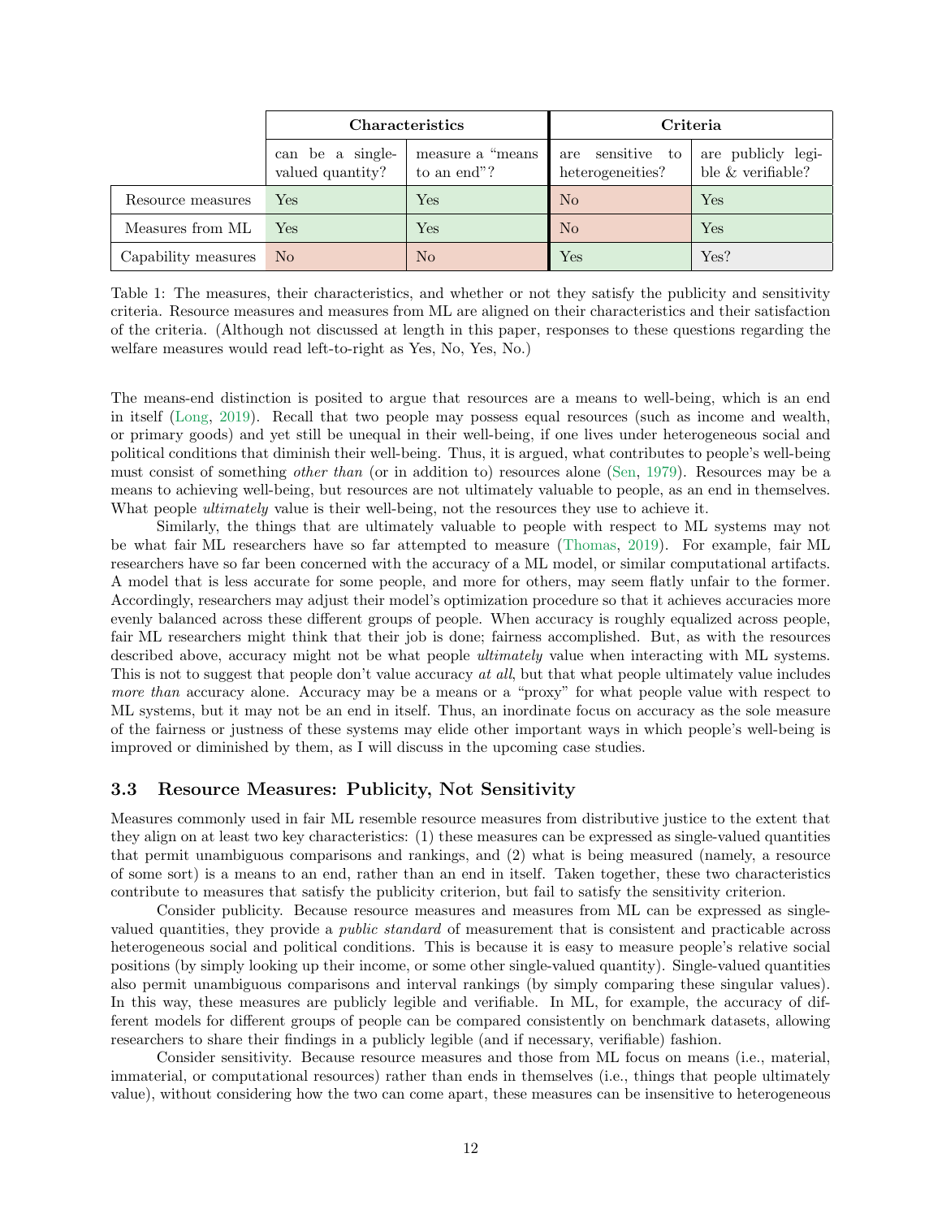| | Characteristics | | Criteria | |
|---|---|---|---|---|
| | can be a single-valued quantity? | measure a "means to an end"? | are sensitive to heterogeneities? | are publicly legible & verifiable? |
| Resource measures | Yes | Yes | No | Yes |
| Measures from ML | Yes | Yes | No | Yes |
| Capability measures | No | No | Yes | Yes? |

Table 1: The measures, their characteristics, and whether or not they satisfy the publicity and sensitivity criteria. Resource measures and measures from ML are aligned on their characteristics and their satisfaction of the criteria. (Although not discussed at length in this paper, responses to these questions regarding the welfare measures would read left-to-right as Yes, No, Yes, No.)

The means-end distinction is posited to argue that resources are a means to well-being, which is an end in itself (Long, 2019). Recall that two people may possess equal resources (such as income and wealth, or primary goods) and yet still be unequal in their well-being, if one lives under heterogeneous social and political conditions that diminish their well-being. Thus, it is argued, what contributes to people's well-being must consist of something *other than* (or in addition to) resources alone (Sen, 1979). Resources may be a means to achieving well-being, but resources are not ultimately valuable to people, as an end in themselves. What people *ultimately* value is their well-being, not the resources they use to achieve it.

Similarly, the things that are ultimately valuable to people with respect to ML systems may not be what fair ML researchers have so far attempted to measure (Thomas, 2019). For example, fair ML researchers have so far been concerned with the accuracy of a ML model, or similar computational artifacts. A model that is less accurate for some people, and more for others, may seem flatly unfair to the former. Accordingly, researchers may adjust their model's optimization procedure so that it achieves accuracies more evenly balanced across these different groups of people. When accuracy is roughly equalized across people, fair ML researchers might think that their job is done; fairness accomplished. But, as with the resources described above, accuracy might not be what people *ultimately* value when interacting with ML systems. This is not to suggest that people don't value accuracy *at all*, but that what people ultimately value includes *more than* accuracy alone. Accuracy may be a means or a "proxy" for what people value with respect to ML systems, but it may not be an end in itself. Thus, an inordinate focus on accuracy as the sole measure of the fairness or justness of these systems may elide other important ways in which people's well-being is improved or diminished by them, as I will discuss in the upcoming case studies.

### 3.3 Resource Measures: Publicity, Not Sensitivity

Measures commonly used in fair ML resemble resource measures from distributive justice to the extent that they align on at least two key characteristics: (1) these measures can be expressed as single-valued quantities that permit unambiguous comparisons and rankings, and (2) what is being measured (namely, a resource of some sort) is a means to an end, rather than an end in itself. Taken together, these two characteristics contribute to measures that satisfy the publicity criterion, but fail to satisfy the sensitivity criterion.

Consider publicity. Because resource measures and measures from ML can be expressed as single-valued quantities, they provide a *public standard* of measurement that is consistent and practicable across heterogeneous social and political conditions. This is because it is easy to measure people's relative social positions (by simply looking up their income, or some other single-valued quantity). Single-valued quantities also permit unambiguous comparisons and interval rankings (by simply comparing these singular values). In this way, these measures are publicly legible and verifiable. In ML, for example, the accuracy of different models for different groups of people can be compared consistently on benchmark datasets, allowing researchers to share their findings in a publicly legible (and if necessary, verifiable) fashion.

Consider sensitivity. Because resource measures and those from ML focus on means (i.e., material, immaterial, or computational resources) rather than ends in themselves (i.e., things that people ultimately value), without considering how the two can come apart, these measures can be insensitive to heterogeneous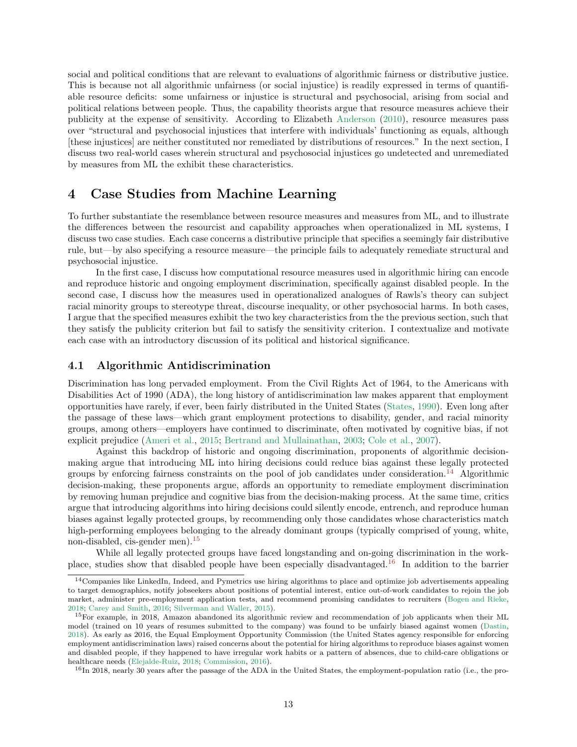social and political conditions that are relevant to evaluations of algorithmic fairness or distributive justice. This is because not all algorithmic unfairness (or social injustice) is readily expressed in terms of quantifiable resource deficits: some unfairness or injustice is structural and psychosocial, arising from social and political relations between people. Thus, the capability theorists argue that resource measures achieve their publicity at the expense of sensitivity. According to Elizabeth Anderson (2010), resource measures pass over "structural and psychosocial injustices that interfere with individuals' functioning as equals, although [these injustices] are neither constituted nor remediated by distributions of resources." In the next section, I discuss two real-world cases wherein structural and psychosocial injustices go undetected and unremediated by measures from ML the exhibit these characteristics.

## 4 Case Studies from Machine Learning

To further substantiate the resemblance between resource measures and measures from ML, and to illustrate the differences between the resourcist and capability approaches when operationalized in ML systems, I discuss two case studies. Each case concerns a distributive principle that specifies a seemingly fair distributive rule, but—by also specifying a resource measure—the principle fails to adequately remediate structural and psychosocial injustice.

In the first case, I discuss how computational resource measures used in algorithmic hiring can encode and reproduce historic and ongoing employment discrimination, specifically against disabled people. In the second case, I discuss how the measures used in operationalized analogues of Rawls's theory can subject racial minority groups to stereotype threat, discourse inequality, or other psychosocial harms. In both cases, I argue that the specified measures exhibit the two key characteristics from the the previous section, such that they satisfy the publicity criterion but fail to satisfy the sensitivity criterion. I contextualize and motivate each case with an introductory discussion of its political and historical significance.

### 4.1 Algorithmic Antidiscrimination

Discrimination has long pervaded employment. From the Civil Rights Act of 1964, to the Americans with Disabilities Act of 1990 (ADA), the long history of antidiscrimination law makes apparent that employment opportunities have rarely, if ever, been fairly distributed in the United States (States, 1990). Even long after the passage of these laws—which grant employment protections to disability, gender, and racial minority groups, among others—employers have continued to discriminate, often motivated by cognitive bias, if not explicit prejudice (Ameri et al., 2015; Bertrand and Mullainathan, 2003; Cole et al., 2007).

Against this backdrop of historic and ongoing discrimination, proponents of algorithmic decision-making argue that introducing ML into hiring decisions could reduce bias against these legally protected groups by enforcing fairness constraints on the pool of job candidates under consideration.[14] Algorithmic decision-making, these proponents argue, affords an opportunity to remediate employment discrimination by removing human prejudice and cognitive bias from the decision-making process. At the same time, critics argue that introducing algorithms into hiring decisions could silently encode, entrench, and reproduce human biases against legally protected groups, by recommending only those candidates whose characteristics match high-performing employees belonging to the already dominant groups (typically comprised of young, white, non-disabled, cis-gender men).[15]

While all legally protected groups have faced longstanding and on-going discrimination in the workplace, studies show that disabled people have been especially disadvantaged.[16] In addition to the barrier

[14] Companies like LinkedIn, Indeed, and Pymetrics use hiring algorithms to place and optimize job advertisements appealing to target demographics, notify jobseekers about positions of potential interest, entice out-of-work candidates to rejoin the job market, administer pre-employment application tests, and recommend promising candidates to recruiters (Bogen and Rieke, 2018; Carey and Smith, 2016; Silverman and Waller, 2015).

[15] For example, in 2018, Amazon abandoned its algorithmic review and recommendation of job applicants when their ML model (trained on 10 years of resumes submitted to the company) was found to be unfairly biased against women (Dastin, 2018). As early as 2016, the Equal Employment Opportunity Commission (the United States agency responsible for enforcing employment antidiscrimination laws) raised concerns about the potential for hiring algorithms to reproduce biases against women and disabled people, if they happened to have irregular work habits or a pattern of absences, due to child-care obligations or healthcare needs (Elejalde-Ruiz, 2018; Commission, 2016).

[16] In 2018, nearly 30 years after the passage of the ADA in the United States, the employment-population ratio (i.e., the pro-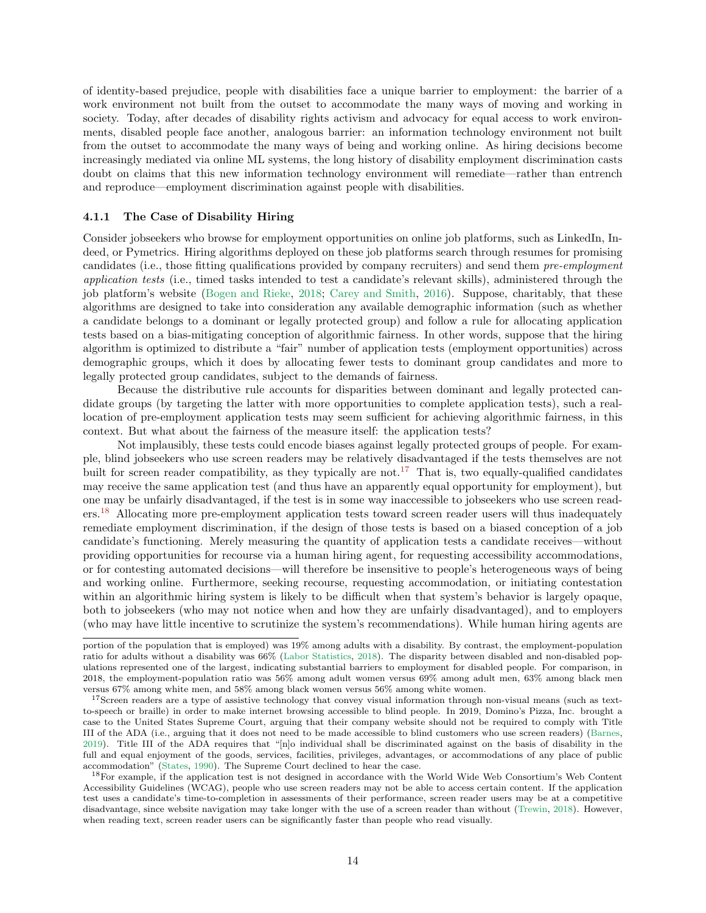of identity-based prejudice, people with disabilities face a unique barrier to employment: the barrier of a work environment not built from the outset to accommodate the many ways of moving and working in society. Today, after decades of disability rights activism and advocacy for equal access to work environments, disabled people face another, analogous barrier: an information technology environment not built from the outset to accommodate the many ways of being and working online. As hiring decisions become increasingly mediated via online ML systems, the long history of disability employment discrimination casts doubt on claims that this new information technology environment will remediate—rather than entrench and reproduce—employment discrimination against people with disabilities.

### 4.1.1 The Case of Disability Hiring

Consider jobseekers who browse for employment opportunities on online job platforms, such as LinkedIn, Indeed, or Pymetrics. Hiring algorithms deployed on these job platforms search through resumes for promising candidates (i.e., those fitting qualifications provided by company recruiters) and send them *pre-employment application tests* (i.e., timed tasks intended to test a candidate's relevant skills), administered through the job platform's website (Bogen and Rieke, 2018; Carey and Smith, 2016). Suppose, charitably, that these algorithms are designed to take into consideration any available demographic information (such as whether a candidate belongs to a dominant or legally protected group) and follow a rule for allocating application tests based on a bias-mitigating conception of algorithmic fairness. In other words, suppose that the hiring algorithm is optimized to distribute a "fair" number of application tests (employment opportunities) across demographic groups, which it does by allocating fewer tests to dominant group candidates and more to legally protected group candidates, subject to the demands of fairness.

Because the distributive rule accounts for disparities between dominant and legally protected candidate groups (by targeting the latter with more opportunities to complete application tests), such a reallocation of pre-employment application tests may seem sufficient for achieving algorithmic fairness, in this context. But what about the fairness of the measure itself: the application tests?

Not implausibly, these tests could encode biases against legally protected groups of people. For example, blind jobseekers who use screen readers may be relatively disadvantaged if the tests themselves are not built for screen reader compatibility, as they typically are not.[17] That is, two equally-qualified candidates may receive the same application test (and thus have an apparently equal opportunity for employment), but one may be unfairly disadvantaged, if the test is in some way inaccessible to jobseekers who use screen readers.[18] Allocating more pre-employment application tests toward screen reader users will thus inadequately remediate employment discrimination, if the design of those tests is based on a biased conception of a job candidate's functioning. Merely measuring the quantity of application tests a candidate receives—without providing opportunities for recourse via a human hiring agent, for requesting accessibility accommodations, or for contesting automated decisions—will therefore be insensitive to people's heterogeneous ways of being and working online. Furthermore, seeking recourse, requesting accommodation, or initiating contestation within an algorithmic hiring system is likely to be difficult when that system's behavior is largely opaque, both to jobseekers (who may not notice when and how they are unfairly disadvantaged), and to employers (who may have little incentive to scrutinize the system's recommendations). While human hiring agents are

---

portion of the population that is employed) was 19% among adults with a disability. By contrast, the employment-population ratio for adults without a disability was 66% (Labor Statistics, 2018). The disparity between disabled and non-disabled populations represented one of the largest, indicating substantial barriers to employment for disabled people. For comparison, in 2018, the employment-population ratio was 56% among adult women versus 69% among adult men, 63% among black men versus 67% among white men, and 58% among black women versus 56% among white women.

[17] Screen readers are a type of assistive technology that convey visual information through non-visual means (such as text-to-speech or braille) in order to make internet browsing accessible to blind people. In 2019, Domino's Pizza, Inc. brought a case to the United States Supreme Court, arguing that their company website should not be required to comply with Title III of the ADA (i.e., arguing that it does not need to be made accessible to blind customers who use screen readers) (Barnes, 2019). Title III of the ADA requires that "[n]o individual shall be discriminated against on the basis of disability in the full and equal enjoyment of the goods, services, facilities, privileges, advantages, or accommodations of any place of public accommodation" (States, 1990). The Supreme Court declined to hear the case.

[18] For example, if the application test is not designed in accordance with the World Wide Web Consortium's Web Content Accessibility Guidelines (WCAG), people who use screen readers may not be able to access certain content. If the application test uses a candidate's time-to-completion in assessments of their performance, screen reader users may be at a competitive disadvantage, since website navigation may take longer with the use of a screen reader than without (Trewin, 2018). However, when reading text, screen reader users can be significantly faster than people who read visually.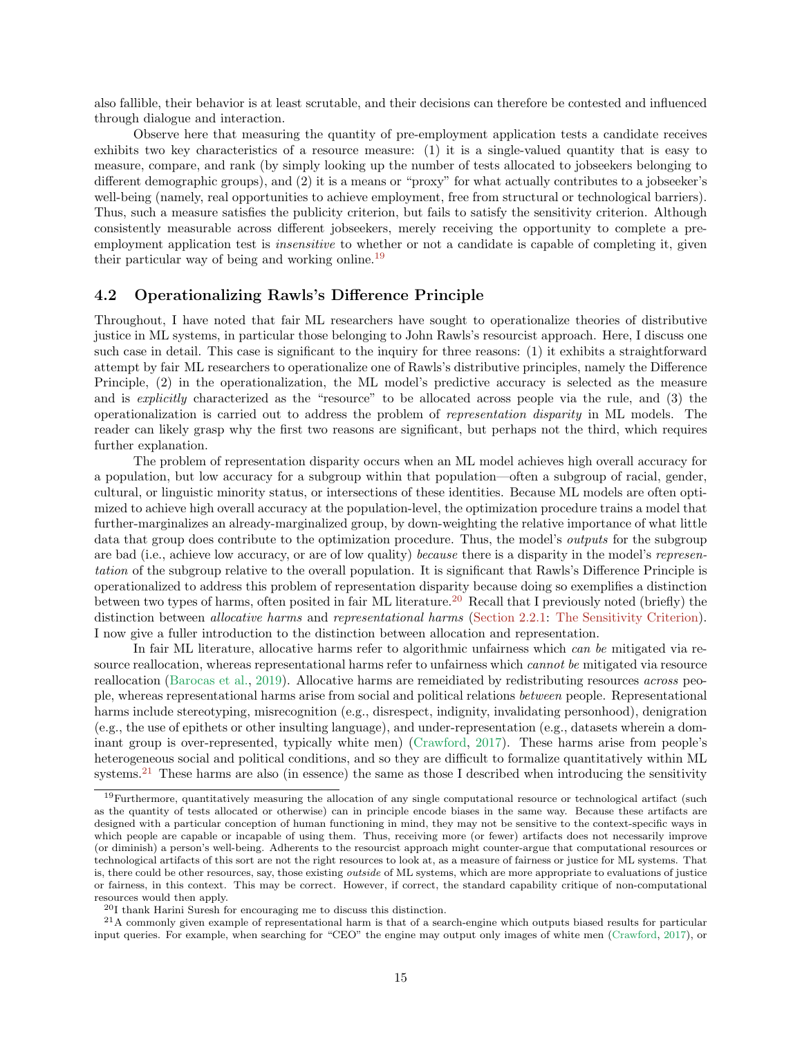also fallible, their behavior is at least scrutable, and their decisions can therefore be contested and influenced through dialogue and interaction.

Observe here that measuring the quantity of pre-employment application tests a candidate receives exhibits two key characteristics of a resource measure: (1) it is a single-valued quantity that is easy to measure, compare, and rank (by simply looking up the number of tests allocated to jobseekers belonging to different demographic groups), and (2) it is a means or "proxy" for what actually contributes to a jobseeker's well-being (namely, real opportunities to achieve employment, free from structural or technological barriers). Thus, such a measure satisfies the publicity criterion, but fails to satisfy the sensitivity criterion. Although consistently measurable across different jobseekers, merely receiving the opportunity to complete a pre-employment application test is *insensitive* to whether or not a candidate is capable of completing it, given their particular way of being and working online.[19]

## 4.2 Operationalizing Rawls's Difference Principle

Throughout, I have noted that fair ML researchers have sought to operationalize theories of distributive justice in ML systems, in particular those belonging to John Rawls's resourcist approach. Here, I discuss one such case in detail. This case is significant to the inquiry for three reasons: (1) it exhibits a straightforward attempt by fair ML researchers to operationalize one of Rawls's distributive principles, namely the Difference Principle, (2) in the operationalization, the ML model's predictive accuracy is selected as the measure and is *explicitly* characterized as the "resource" to be allocated across people via the rule, and (3) the operationalization is carried out to address the problem of *representation disparity* in ML models. The reader can likely grasp why the first two reasons are significant, but perhaps not the third, which requires further explanation.

The problem of representation disparity occurs when an ML model achieves high overall accuracy for a population, but low accuracy for a subgroup within that population—often a subgroup of racial, gender, cultural, or linguistic minority status, or intersections of these identities. Because ML models are often optimized to achieve high overall accuracy at the population-level, the optimization procedure trains a model that further-marginalizes an already-marginalized group, by down-weighting the relative importance of what little data that group does contribute to the optimization procedure. Thus, the model's *outputs* for the subgroup are bad (i.e., achieve low accuracy, or are of low quality) *because* there is a disparity in the model's *representation* of the subgroup relative to the overall population. It is significant that Rawls's Difference Principle is operationalized to address this problem of representation disparity because doing so exemplifies a distinction between two types of harms, often posited in fair ML literature.[20] Recall that I previously noted (briefly) the distinction between *allocative harms* and *representational harms* (Section 2.2.1: The Sensitivity Criterion). I now give a fuller introduction to the distinction between allocation and representation.

In fair ML literature, allocative harms refer to algorithmic unfairness which *can be* mitigated via resource reallocation, whereas representational harms refer to unfairness which *cannot be* mitigated via resource reallocation (Barocas et al., 2019). Allocative harms are remeidiated by redistributing resources *across* people, whereas representational harms arise from social and political relations *between* people. Representational harms include stereotyping, misrecognition (e.g., disrespect, indignity, invalidating personhood), denigration (e.g., the use of epithets or other insulting language), and under-representation (e.g., datasets wherein a dominant group is over-represented, typically white men) (Crawford, 2017). These harms arise from people's heterogeneous social and political conditions, and so they are difficult to formalize quantitatively within ML systems.[21] These harms are also (in essence) the same as those I described when introducing the sensitivity

[19] Furthermore, quantitatively measuring the allocation of any single computational resource or technological artifact (such as the quantity of tests allocated or otherwise) can in principle encode biases in the same way. Because these artifacts are designed with a particular conception of human functioning in mind, they may not be sensitive to the context-specific ways in which people are capable or incapable of using them. Thus, receiving more (or fewer) artifacts does not necessarily improve (or diminish) a person's well-being. Adherents to the resourcist approach might counter-argue that computational resources or technological artifacts of this sort are not the right resources to look at, as a measure of fairness or justice for ML systems. That is, there could be other resources, say, those existing *outside* of ML systems, which are more appropriate to evaluations of justice or fairness, in this context. This may be correct. However, if correct, the standard capability critique of non-computational resources would then apply.

[20] I thank Harini Suresh for encouraging me to discuss this distinction.

[21] A commonly given example of representational harm is that of a search-engine which outputs biased results for particular input queries. For example, when searching for "CEO" the engine may output only images of white men (Crawford, 2017), or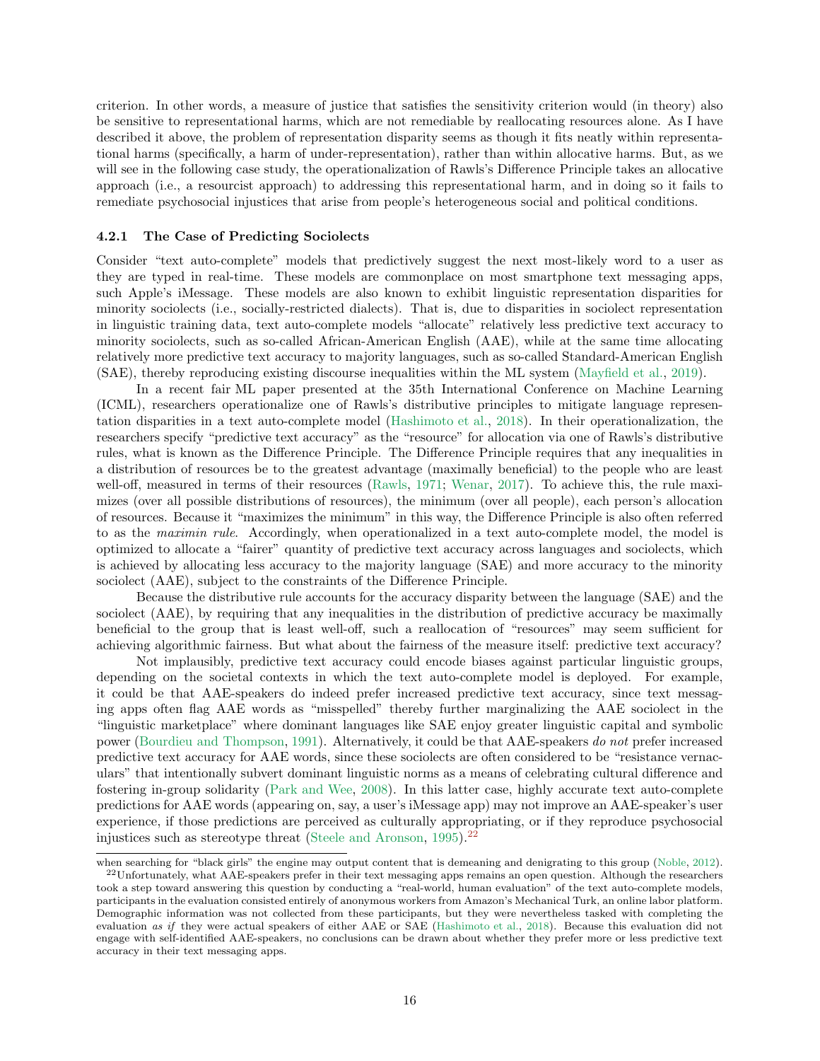criterion. In other words, a measure of justice that satisfies the sensitivity criterion would (in theory) also be sensitive to representational harms, which are not remediable by reallocating resources alone. As I have described it above, the problem of representation disparity seems as though it fits neatly within representational harms (specifically, a harm of under-representation), rather than within allocative harms. But, as we will see in the following case study, the operationalization of Rawls's Difference Principle takes an allocative approach (i.e., a resourcist approach) to addressing this representational harm, and in doing so it fails to remediate psychosocial injustices that arise from people's heterogeneous social and political conditions.

#### 4.2.1 The Case of Predicting Sociolects

Consider "text auto-complete" models that predictively suggest the next most-likely word to a user as they are typed in real-time. These models are commonplace on most smartphone text messaging apps, such Apple's iMessage. These models are also known to exhibit linguistic representation disparities for minority sociolects (i.e., socially-restricted dialects). That is, due to disparities in sociolect representation in linguistic training data, text auto-complete models "allocate" relatively less predictive text accuracy to minority sociolects, such as so-called African-American English (AAE), while at the same time allocating relatively more predictive text accuracy to majority languages, such as so-called Standard-American English (SAE), thereby reproducing existing discourse inequalities within the ML system (Mayfield et al., 2019).

In a recent fair ML paper presented at the 35th International Conference on Machine Learning (ICML), researchers operationalize one of Rawls's distributive principles to mitigate language representation disparities in a text auto-complete model (Hashimoto et al., 2018). In their operationalization, the researchers specify "predictive text accuracy" as the "resource" for allocation via one of Rawls's distributive rules, what is known as the Difference Principle. The Difference Principle requires that any inequalities in a distribution of resources be to the greatest advantage (maximally beneficial) to the people who are least well-off, measured in terms of their resources (Rawls, 1971; Wenar, 2017). To achieve this, the rule maximizes (over all possible distributions of resources), the minimum (over all people), each person's allocation of resources. Because it "maximizes the minimum" in this way, the Difference Principle is also often referred to as the *maximin rule*. Accordingly, when operationalized in a text auto-complete model, the model is optimized to allocate a "fairer" quantity of predictive text accuracy across languages and sociolects, which is achieved by allocating less accuracy to the majority language (SAE) and more accuracy to the minority sociolect (AAE), subject to the constraints of the Difference Principle.

Because the distributive rule accounts for the accuracy disparity between the language (SAE) and the sociolect (AAE), by requiring that any inequalities in the distribution of predictive accuracy be maximally beneficial to the group that is least well-off, such a reallocation of "resources" may seem sufficient for achieving algorithmic fairness. But what about the fairness of the measure itself: predictive text accuracy?

Not implausibly, predictive text accuracy could encode biases against particular linguistic groups, depending on the societal contexts in which the text auto-complete model is deployed. For example, it could be that AAE-speakers do indeed prefer increased predictive text accuracy, since text messaging apps often flag AAE words as "misspelled" thereby further marginalizing the AAE sociolect in the "linguistic marketplace" where dominant languages like SAE enjoy greater linguistic capital and symbolic power (Bourdieu and Thompson, 1991). Alternatively, it could be that AAE-speakers *do not* prefer increased predictive text accuracy for AAE words, since these sociolects are often considered to be "resistance vernaculars" that intentionally subvert dominant linguistic norms as a means of celebrating cultural difference and fostering in-group solidarity (Park and Wee, 2008). In this latter case, highly accurate text auto-complete predictions for AAE words (appearing on, say, a user's iMessage app) may not improve an AAE-speaker's user experience, if those predictions are perceived as culturally appropriating, or if they reproduce psychosocial injustices such as stereotype threat (Steele and Aronson, 1995).[22]

---

when searching for "black girls" the engine may output content that is demeaning and denigrating to this group (Noble, 2012).

[22] Unfortunately, what AAE-speakers prefer in their text messaging apps remains an open question. Although the researchers took a step toward answering this question by conducting a "real-world, human evaluation" of the text auto-complete models, participants in the evaluation consisted entirely of anonymous workers from Amazon's Mechanical Turk, an online labor platform. Demographic information was not collected from these participants, but they were nevertheless tasked with completing the evaluation *as if* they were actual speakers of either AAE or SAE (Hashimoto et al., 2018). Because this evaluation did not engage with self-identified AAE-speakers, no conclusions can be drawn about whether they prefer more or less predictive text accuracy in their text messaging apps.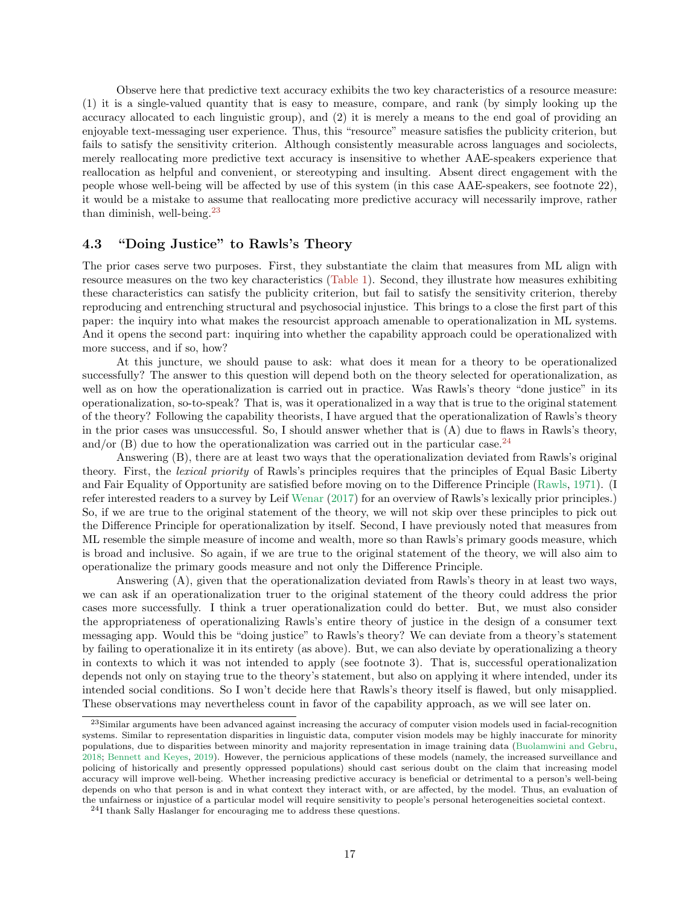Observe here that predictive text accuracy exhibits the two key characteristics of a resource measure: (1) it is a single-valued quantity that is easy to measure, compare, and rank (by simply looking up the accuracy allocated to each linguistic group), and (2) it is merely a means to the end goal of providing an enjoyable text-messaging user experience. Thus, this "resource" measure satisfies the publicity criterion, but fails to satisfy the sensitivity criterion. Although consistently measurable across languages and sociolects, merely reallocating more predictive text accuracy is insensitive to whether AAE-speakers experience that reallocation as helpful and convenient, or stereotyping and insulting. Absent direct engagement with the people whose well-being will be affected by use of this system (in this case AAE-speakers, see footnote 22), it would be a mistake to assume that reallocating more predictive accuracy will necessarily improve, rather than diminish, well-being.[23]

### 4.3 "Doing Justice" to Rawls's Theory

The prior cases serve two purposes. First, they substantiate the claim that measures from ML align with resource measures on the two key characteristics (Table 1). Second, they illustrate how measures exhibiting these characteristics can satisfy the publicity criterion, but fail to satisfy the sensitivity criterion, thereby reproducing and entrenching structural and psychosocial injustice. This brings to a close the first part of this paper: the inquiry into what makes the resourcist approach amenable to operationalization in ML systems. And it opens the second part: inquiring into whether the capability approach could be operationalized with more success, and if so, how?

At this juncture, we should pause to ask: what does it mean for a theory to be operationalized successfully? The answer to this question will depend both on the theory selected for operationalization, as well as on how the operationalization is carried out in practice. Was Rawls's theory "done justice" in its operationalization, so-to-speak? That is, was it operationalized in a way that is true to the original statement of the theory? Following the capability theorists, I have argued that the operationalization of Rawls's theory in the prior cases was unsuccessful. So, I should answer whether that is (A) due to flaws in Rawls's theory, and/or (B) due to how the operationalization was carried out in the particular case.[24]

Answering (B), there are at least two ways that the operationalization deviated from Rawls's original theory. First, the *lexical priority* of Rawls's principles requires that the principles of Equal Basic Liberty and Fair Equality of Opportunity are satisfied before moving on to the Difference Principle (Rawls, 1971). (I refer interested readers to a survey by Leif Wenar (2017) for an overview of Rawls's lexically prior principles.) So, if we are true to the original statement of the theory, we will not skip over these principles to pick out the Difference Principle for operationalization by itself. Second, I have previously noted that measures from ML resemble the simple measure of income and wealth, more so than Rawls's primary goods measure, which is broad and inclusive. So again, if we are true to the original statement of the theory, we will also aim to operationalize the primary goods measure and not only the Difference Principle.

Answering (A), given that the operationalization deviated from Rawls's theory in at least two ways, we can ask if an operationalization truer to the original statement of the theory could address the prior cases more successfully. I think a truer operationalization could do better. But, we must also consider the appropriateness of operationalizing Rawls's entire theory of justice in the design of a consumer text messaging app. Would this be "doing justice" to Rawls's theory? We can deviate from a theory's statement by failing to operationalize it in its entirety (as above). But, we can also deviate by operationalizing a theory in contexts to which it was not intended to apply (see footnote 3). That is, successful operationalization depends not only on staying true to the theory's statement, but also on applying it where intended, under its intended social conditions. So I won't decide here that Rawls's theory itself is flawed, but only misapplied. These observations may nevertheless count in favor of the capability approach, as we will see later on.

---

[23] Similar arguments have been advanced against increasing the accuracy of computer vision models used in facial-recognition systems. Similar to representation disparities in linguistic data, computer vision models may be highly inaccurate for minority populations, due to disparities between minority and majority representation in image training data (Buolamwini and Gebru, 2018; Bennett and Keyes, 2019). However, the pernicious applications of these models (namely, the increased surveillance and policing of historically and presently oppressed populations) should cast serious doubt on the claim that increasing model accuracy will improve well-being. Whether increasing predictive accuracy is beneficial or detrimental to a person's well-being depends on who that person is and in what context they interact with, or are affected, by the model. Thus, an evaluation of the unfairness or injustice of a particular model will require sensitivity to people's personal heterogeneities societal context.

[24] I thank Sally Haslanger for encouraging me to address these questions.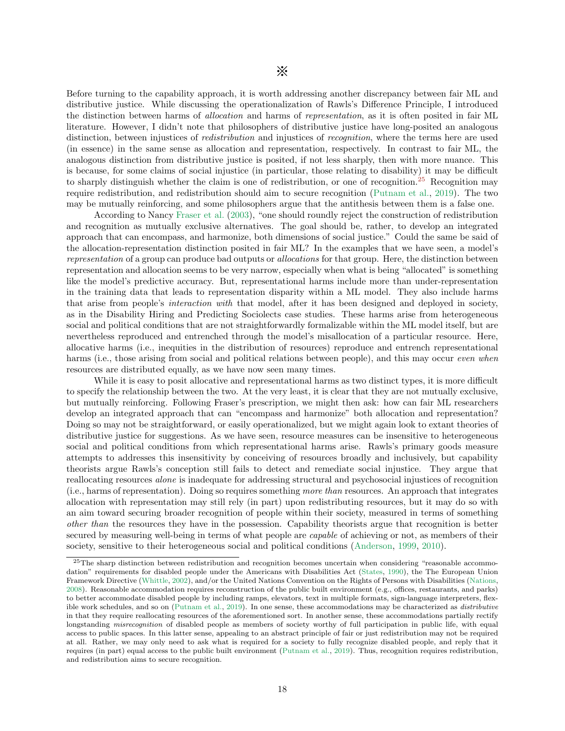※

Before turning to the capability approach, it is worth addressing another discrepancy between fair ML and distributive justice. While discussing the operationalization of Rawls's Difference Principle, I introduced the distinction between harms of *allocation* and harms of *representation*, as it is often posited in fair ML literature. However, I didn't note that philosophers of distributive justice have long-posited an analogous distinction, between injustices of *redistribution* and injustices of *recognition*, where the terms here are used (in essence) in the same sense as allocation and representation, respectively. In contrast to fair ML, the analogous distinction from distributive justice is posited, if not less sharply, then with more nuance. This is because, for some claims of social injustice (in particular, those relating to disability) it may be difficult to sharply distinguish whether the claim is one of redistribution, or one of recognition.[25] Recognition may require redistribution, and redistribution should aim to secure recognition (Putnam et al., 2019). The two may be mutually reinforcing, and some philosophers argue that the antithesis between them is a false one.

According to Nancy Fraser et al. (2003), "one should roundly reject the construction of redistribution and recognition as mutually exclusive alternatives. The goal should be, rather, to develop an integrated approach that can encompass, and harmonize, both dimensions of social justice." Could the same be said of the allocation-representation distinction posited in fair ML? In the examples that we have seen, a model's *representation* of a group can produce bad outputs or *allocations* for that group. Here, the distinction between representation and allocation seems to be very narrow, especially when what is being "allocated" is something like the model's predictive accuracy. But, representational harms include more than under-representation in the training data that leads to representation disparity within a ML model. They also include harms that arise from people's *interaction with* that model, after it has been designed and deployed in society, as in the Disability Hiring and Predicting Sociolects case studies. These harms arise from heterogeneous social and political conditions that are not straightforwardly formalizable within the ML model itself, but are nevertheless reproduced and entrenched through the model's misallocation of a particular resource. Here, allocative harms (i.e., inequities in the distribution of resources) reproduce and entrench representational harms (i.e., those arising from social and political relations between people), and this may occur *even when* resources are distributed equally, as we have now seen many times.

While it is easy to posit allocative and representational harms as two distinct types, it is more difficult to specify the relationship between the two. At the very least, it is clear that they are not mutually exclusive, but mutually reinforcing. Following Fraser's prescription, we might then ask: how can fair ML researchers develop an integrated approach that can "encompass and harmonize" both allocation and representation? Doing so may not be straightforward, or easily operationalized, but we might again look to extant theories of distributive justice for suggestions. As we have seen, resource measures can be insensitive to heterogeneous social and political conditions from which representational harms arise. Rawls's primary goods measure attempts to addresses this insensitivity by conceiving of resources broadly and inclusively, but capability theorists argue Rawls's conception still fails to detect and remediate social injustice. They argue that reallocating resources *alone* is inadequate for addressing structural and psychosocial injustices of recognition (i.e., harms of representation). Doing so requires something *more than* resources. An approach that integrates allocation with representation may still rely (in part) upon redistributing resources, but it may do so with an aim toward securing broader recognition of people within their society, measured in terms of something *other than* the resources they have in the possession. Capability theorists argue that recognition is better secured by measuring well-being in terms of what people are *capable* of achieving or not, as members of their society, sensitive to their heterogeneous social and political conditions (Anderson, 1999, 2010).

---

[25] The sharp distinction between redistribution and recognition becomes uncertain when considering "reasonable accommodation" requirements for disabled people under the Americans with Disabilities Act (States, 1990), the The European Union Framework Directive (Whittle, 2002), and/or the United Nations Convention on the Rights of Persons with Disabilities (Nations, 2008). Reasonable accommodation requires reconstruction of the public built environment (e.g., offices, restaurants, and parks) to better accommodate disabled people by including ramps, elevators, text in multiple formats, sign-language interpreters, flexible work schedules, and so on (Putnam et al., 2019). In one sense, these accommodations may be characterized as *distributive* in that they require reallocating resources of the aforementioned sort. In another sense, these accommodations partially rectify longstanding *misrecognition* of disabled people as members of society worthy of full participation in public life, with equal access to public spaces. In this latter sense, appealing to an abstract principle of fair or just redistribution may not be required at all. Rather, we may only need to ask what is required for a society to fully recognize disabled people, and reply that it requires (in part) equal access to the public built environment (Putnam et al., 2019). Thus, recognition requires redistribution, and redistribution aims to secure recognition.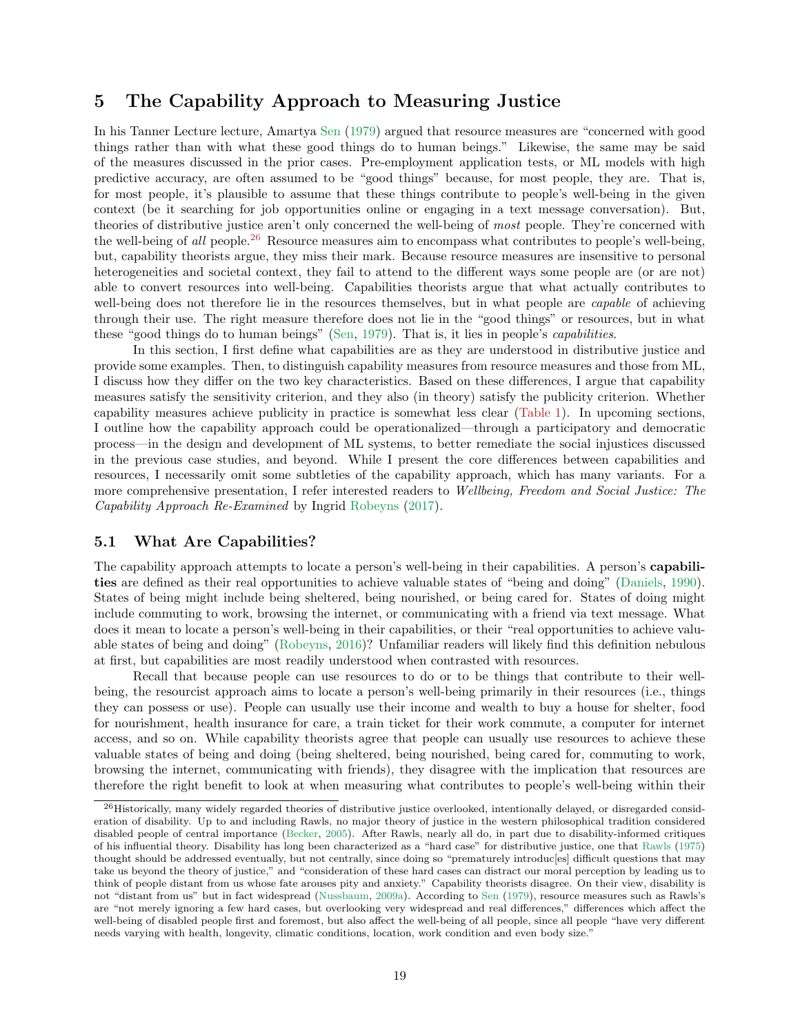## 5 The Capability Approach to Measuring Justice

In his Tanner Lecture lecture, Amartya Sen (1979) argued that resource measures are "concerned with good things rather than with what these good things do to human beings." Likewise, the same may be said of the measures discussed in the prior cases. Pre-employment application tests, or ML models with high predictive accuracy, are often assumed to be "good things" because, for most people, they are. That is, for most people, it's plausible to assume that these things contribute to people's well-being in the given context (be it searching for job opportunities online or engaging in a text message conversation). But, theories of distributive justice aren't only concerned the well-being of *most* people. They're concerned with the well-being of *all* people.[26] Resource measures aim to encompass what contributes to people's well-being, but, capability theorists argue, they miss their mark. Because resource measures are insensitive to personal heterogeneities and societal context, they fail to attend to the different ways some people are (or are not) able to convert resources into well-being. Capabilities theorists argue that what actually contributes to well-being does not therefore lie in the resources themselves, but in what people are *capable* of achieving through their use. The right measure therefore does not lie in the "good things" or resources, but in what these "good things do to human beings" (Sen, 1979). That is, it lies in people's *capabilities*.

In this section, I first define what capabilities are as they are understood in distributive justice and provide some examples. Then, to distinguish capability measures from resource measures and those from ML, I discuss how they differ on the two key characteristics. Based on these differences, I argue that capability measures satisfy the sensitivity criterion, and they also (in theory) satisfy the publicity criterion. Whether capability measures achieve publicity in practice is somewhat less clear (Table 1). In upcoming sections, I outline how the capability approach could be operationalized—through a participatory and democratic process—in the design and development of ML systems, to better remediate the social injustices discussed in the previous case studies, and beyond. While I present the core differences between capabilities and resources, I necessarily omit some subtleties of the capability approach, which has many variants. For a more comprehensive presentation, I refer interested readers to *Wellbeing, Freedom and Social Justice: The Capability Approach Re-Examined* by Ingrid Robeyns (2017).

### 5.1 What Are Capabilities?

The capability approach attempts to locate a person's well-being in their capabilities. A person's **capabilities** are defined as their real opportunities to achieve valuable states of "being and doing" (Daniels, 1990). States of being might include being sheltered, being nourished, or being cared for. States of doing might include commuting to work, browsing the internet, or communicating with a friend via text message. What does it mean to locate a person's well-being in their capabilities, or their "real opportunities to achieve valuable states of being and doing" (Robeyns, 2016)? Unfamiliar readers will likely find this definition nebulous at first, but capabilities are most readily understood when contrasted with resources.

Recall that because people can use resources to do or to be things that contribute to their well-being, the resourcist approach aims to locate a person's well-being primarily in their resources (i.e., things they can possess or use). People can usually use their income and wealth to buy a house for shelter, food for nourishment, health insurance for care, a train ticket for their work commute, a computer for internet access, and so on. While capability theorists agree that people can usually use resources to achieve these valuable states of being and doing (being sheltered, being nourished, being cared for, commuting to work, browsing the internet, communicating with friends), they disagree with the implication that resources are therefore the right benefit to look at when measuring what contributes to people's well-being within their

[26] Historically, many widely regarded theories of distributive justice overlooked, intentionally delayed, or disregarded consideration of disability. Up to and including Rawls, no major theory of justice in the western philosophical tradition considered disabled people of central importance (Becker, 2005). After Rawls, nearly all do, in part due to disability-informed critiques of his influential theory. Disability has long been characterized as a "hard case" for distributive justice, one that Rawls (1975) thought should be addressed eventually, but not centrally, since doing so "prematurely introduc[es] difficult questions that may take us beyond the theory of justice," and "consideration of these hard cases can distract our moral perception by leading us to think of people distant from us whose fate arouses pity and anxiety." Capability theorists disagree. On their view, disability is not "distant from us" but in fact widespread (Nussbaum, 2009a). According to Sen (1979), resource measures such as Rawls's are "not merely ignoring a few hard cases, but overlooking very widespread and real differences," differences which affect the well-being of disabled people first and foremost, but also affect the well-being of all people, since all people "have very different needs varying with health, longevity, climatic conditions, location, work condition and even body size."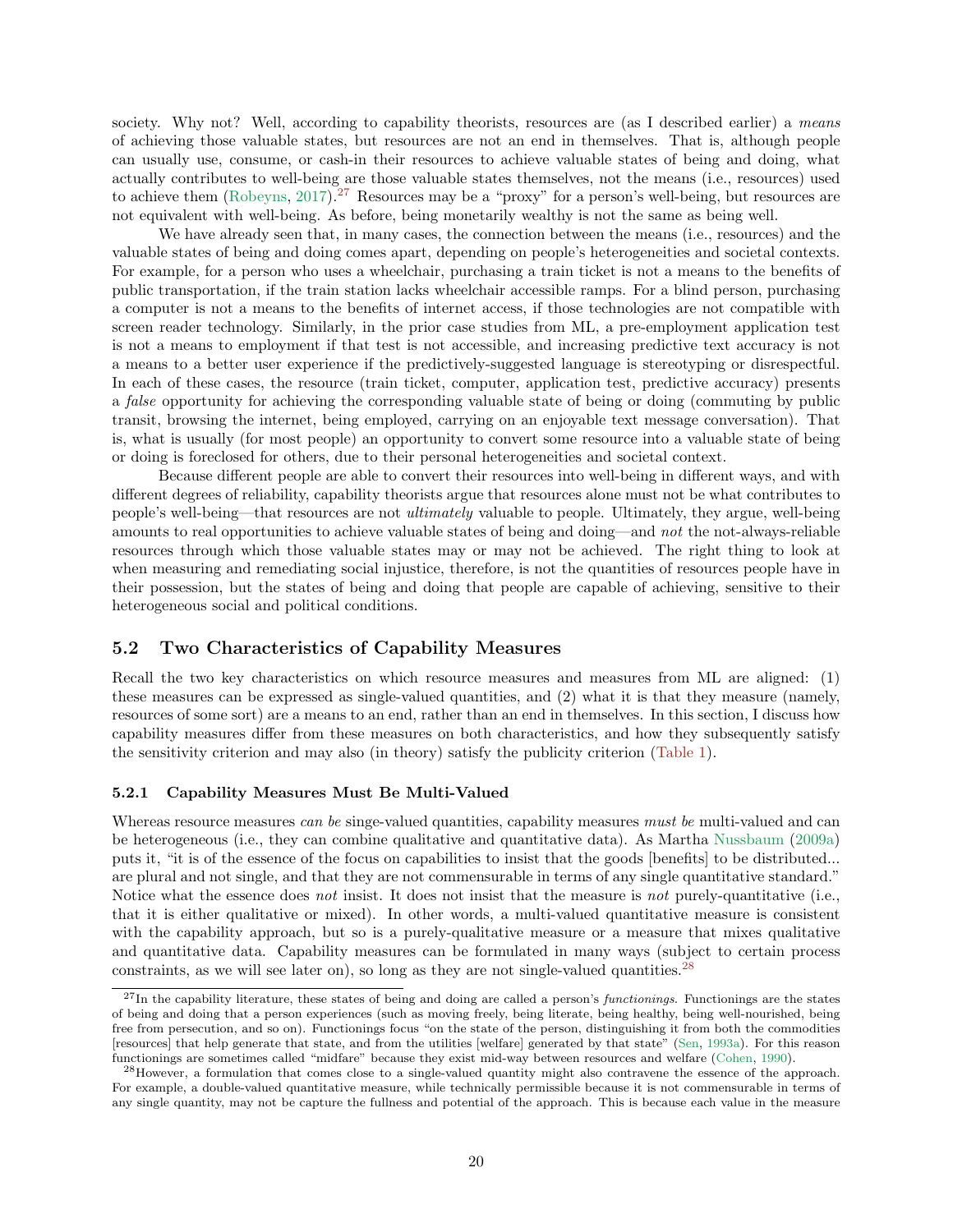society. Why not? Well, according to capability theorists, resources are (as I described earlier) a *means* of achieving those valuable states, but resources are not an end in themselves. That is, although people can usually use, consume, or cash-in their resources to achieve valuable states of being and doing, what actually contributes to well-being are those valuable states themselves, not the means (i.e., resources) used to achieve them (Robeyns, 2017).[27] Resources may be a "proxy" for a person's well-being, but resources are not equivalent with well-being. As before, being monetarily wealthy is not the same as being well.

We have already seen that, in many cases, the connection between the means (i.e., resources) and the valuable states of being and doing comes apart, depending on people's heterogeneities and societal contexts. For example, for a person who uses a wheelchair, purchasing a train ticket is not a means to the benefits of public transportation, if the train station lacks wheelchair accessible ramps. For a blind person, purchasing a computer is not a means to the benefits of internet access, if those technologies are not compatible with screen reader technology. Similarly, in the prior case studies from ML, a pre-employment application test is not a means to employment if that test is not accessible, and increasing predictive text accuracy is not a means to a better user experience if the predictively-suggested language is stereotyping or disrespectful. In each of these cases, the resource (train ticket, computer, application test, predictive accuracy) presents a *false* opportunity for achieving the corresponding valuable state of being or doing (commuting by public transit, browsing the internet, being employed, carrying on an enjoyable text message conversation). That is, what is usually (for most people) an opportunity to convert some resource into a valuable state of being or doing is foreclosed for others, due to their personal heterogeneities and societal context.

Because different people are able to convert their resources into well-being in different ways, and with different degrees of reliability, capability theorists argue that resources alone must not be what contributes to people's well-being—that resources are not *ultimately* valuable to people. Ultimately, they argue, well-being amounts to real opportunities to achieve valuable states of being and doing—and *not* the not-always-reliable resources through which those valuable states may or may not be achieved. The right thing to look at when measuring and remediating social injustice, therefore, is not the quantities of resources people have in their possession, but the states of being and doing that people are capable of achieving, sensitive to their heterogeneous social and political conditions.

### 5.2 Two Characteristics of Capability Measures

Recall the two key characteristics on which resource measures and measures from ML are aligned: (1) these measures can be expressed as single-valued quantities, and (2) what it is that they measure (namely, resources of some sort) are a means to an end, rather than an end in themselves. In this section, I discuss how capability measures differ from these measures on both characteristics, and how they subsequently satisfy the sensitivity criterion and may also (in theory) satisfy the publicity criterion (Table 1).

#### 5.2.1 Capability Measures Must Be Multi-Valued

Whereas resource measures *can be* singe-valued quantities, capability measures *must be* multi-valued and can be heterogeneous (i.e., they can combine qualitative and quantitative data). As Martha Nussbaum (2009a) puts it, "it is of the essence of the focus on capabilities to insist that the goods [benefits] to be distributed... are plural and not single, and that they are not commensurable in terms of any single quantitative standard." Notice what the essence does *not* insist. It does not insist that the measure is *not* purely-quantitative (i.e., that it is either qualitative or mixed). In other words, a multi-valued quantitative measure is consistent with the capability approach, but so is a purely-qualitative measure or a measure that mixes qualitative and quantitative data. Capability measures can be formulated in many ways (subject to certain process constraints, as we will see later on), so long as they are not single-valued quantities.[28]

---

[27] In the capability literature, these states of being and doing are called a person's *functionings*. Functionings are the states of being and doing that a person experiences (such as moving freely, being literate, being healthy, being well-nourished, being free from persecution, and so on). Functionings focus "on the state of the person, distinguishing it from both the commodities [resources] that help generate that state, and from the utilities [welfare] generated by that state" (Sen, 1993a). For this reason functionings are sometimes called "midfare" because they exist mid-way between resources and welfare (Cohen, 1990).

[28] However, a formulation that comes close to a single-valued quantity might also contravene the essence of the approach. For example, a double-valued quantitative measure, while technically permissible because it is not commensurable in terms of any single quantity, may not be capture the fullness and potential of the approach. This is because each value in the measure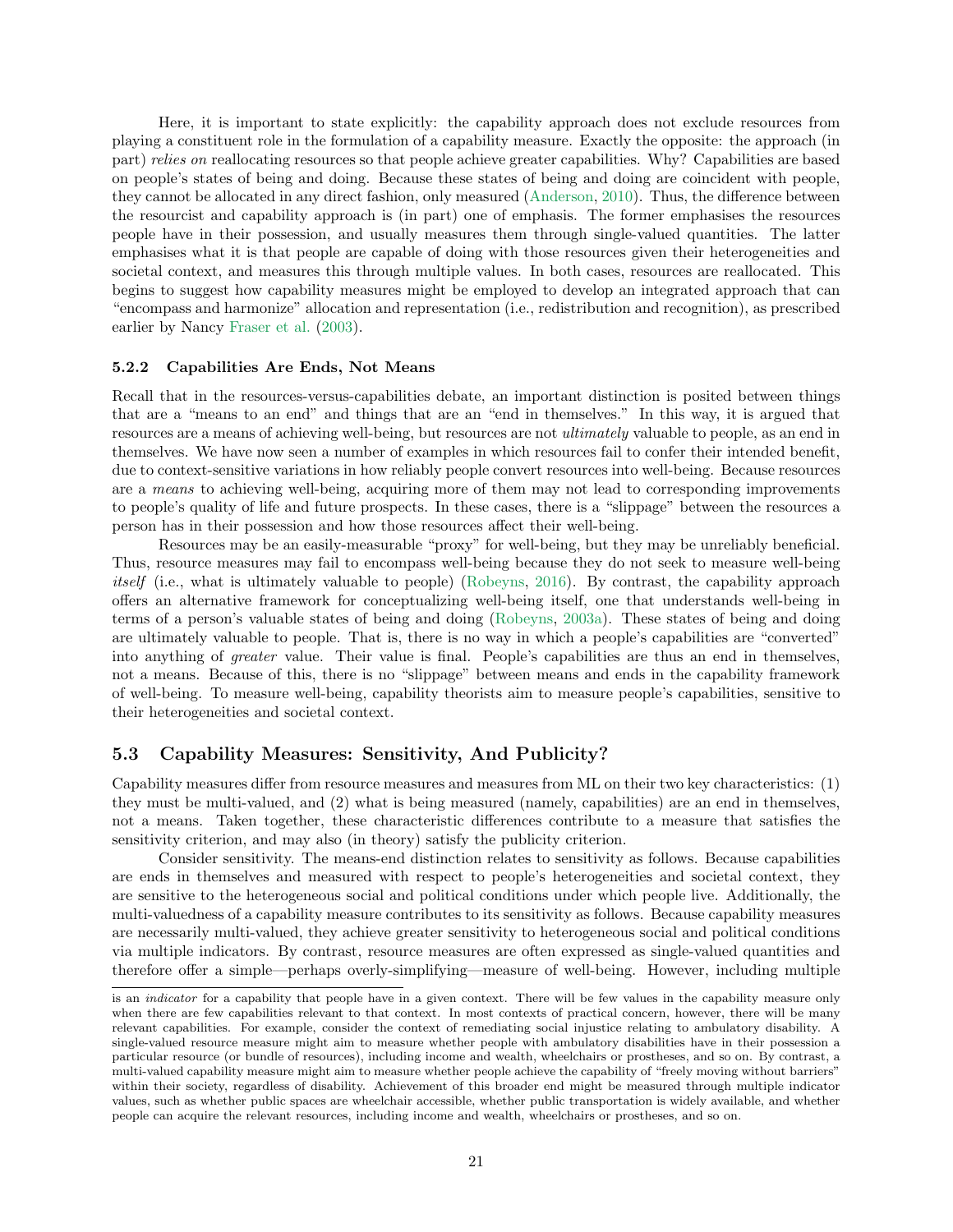Here, it is important to state explicitly: the capability approach does not exclude resources from playing a constituent role in the formulation of a capability measure. Exactly the opposite: the approach (in part) *relies on* reallocating resources so that people achieve greater capabilities. Why? Capabilities are based on people's states of being and doing. Because these states of being and doing are coincident with people, they cannot be allocated in any direct fashion, only measured (Anderson, 2010). Thus, the difference between the resourcist and capability approach is (in part) one of emphasis. The former emphasises the resources people have in their possession, and usually measures them through single-valued quantities. The latter emphasises what it is that people are capable of doing with those resources given their heterogeneities and societal context, and measures this through multiple values. In both cases, resources are reallocated. This begins to suggest how capability measures might be employed to develop an integrated approach that can "encompass and harmonize" allocation and representation (i.e., redistribution and recognition), as prescribed earlier by Nancy Fraser et al. (2003).

### 5.2.2 Capabilities Are Ends, Not Means

Recall that in the resources-versus-capabilities debate, an important distinction is posited between things that are a "means to an end" and things that are an "end in themselves." In this way, it is argued that resources are a means of achieving well-being, but resources are not *ultimately* valuable to people, as an end in themselves. We have now seen a number of examples in which resources fail to confer their intended benefit, due to context-sensitive variations in how reliably people convert resources into well-being. Because resources are a *means* to achieving well-being, acquiring more of them may not lead to corresponding improvements to people's quality of life and future prospects. In these cases, there is a "slippage" between the resources a person has in their possession and how those resources affect their well-being.

Resources may be an easily-measurable "proxy" for well-being, but they may be unreliably beneficial. Thus, resource measures may fail to encompass well-being because they do not seek to measure well-being *itself* (i.e., what is ultimately valuable to people) (Robeyns, 2016). By contrast, the capability approach offers an alternative framework for conceptualizing well-being itself, one that understands well-being in terms of a person's valuable states of being and doing (Robeyns, 2003a). These states of being and doing are ultimately valuable to people. That is, there is no way in which a people's capabilities are "converted" into anything of *greater* value. Their value is final. People's capabilities are thus an end in themselves, not a means. Because of this, there is no "slippage" between means and ends in the capability framework of well-being. To measure well-being, capability theorists aim to measure people's capabilities, sensitive to their heterogeneities and societal context.

## 5.3 Capability Measures: Sensitivity, And Publicity?

Capability measures differ from resource measures and measures from ML on their two key characteristics: (1) they must be multi-valued, and (2) what is being measured (namely, capabilities) are an end in themselves, not a means. Taken together, these characteristic differences contribute to a measure that satisfies the sensitivity criterion, and may also (in theory) satisfy the publicity criterion.

Consider sensitivity. The means-end distinction relates to sensitivity as follows. Because capabilities are ends in themselves and measured with respect to people's heterogeneities and societal context, they are sensitive to the heterogeneous social and political conditions under which people live. Additionally, the multi-valuedness of a capability measure contributes to its sensitivity as follows. Because capability measures are necessarily multi-valued, they achieve greater sensitivity to heterogeneous social and political conditions via multiple indicators. By contrast, resource measures are often expressed as single-valued quantities and therefore offer a simple—perhaps overly-simplifying—measure of well-being. However, including multiple

is an *indicator* for a capability that people have in a given context. There will be few values in the capability measure only when there are few capabilities relevant to that context. In most contexts of practical concern, however, there will be many relevant capabilities. For example, consider the context of remediating social injustice relating to ambulatory disability. A single-valued resource measure might aim to measure whether people with ambulatory disabilities have in their possession a particular resource (or bundle of resources), including income and wealth, wheelchairs or prostheses, and so on. By contrast, a multi-valued capability measure might aim to measure whether people achieve the capability of "freely moving without barriers" within their society, regardless of disability. Achievement of this broader end might be measured through multiple indicator values, such as whether public spaces are wheelchair accessible, whether public transportation is widely available, and whether people can acquire the relevant resources, including income and wealth, wheelchairs or prostheses, and so on.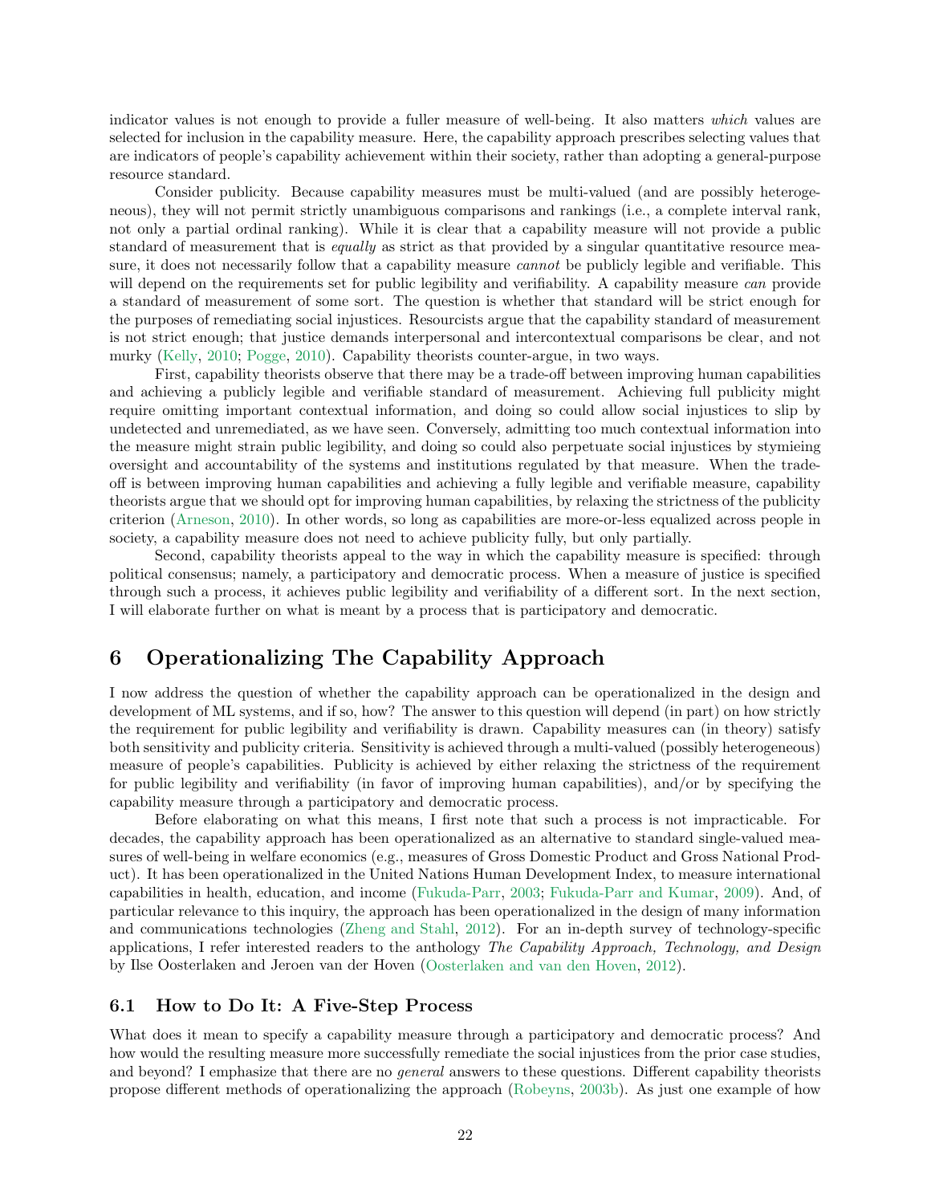indicator values is not enough to provide a fuller measure of well-being. It also matters *which* values are selected for inclusion in the capability measure. Here, the capability approach prescribes selecting values that are indicators of people's capability achievement within their society, rather than adopting a general-purpose resource standard.

Consider publicity. Because capability measures must be multi-valued (and are possibly heterogeneous), they will not permit strictly unambiguous comparisons and rankings (i.e., a complete interval rank, not only a partial ordinal ranking). While it is clear that a capability measure will not provide a public standard of measurement that is *equally* as strict as that provided by a singular quantitative resource measure, it does not necessarily follow that a capability measure *cannot* be publicly legible and verifiable. This will depend on the requirements set for public legibility and verifiability. A capability measure *can* provide a standard of measurement of some sort. The question is whether that standard will be strict enough for the purposes of remediating social injustices. Resourcists argue that the capability standard of measurement is not strict enough; that justice demands interpersonal and intercontextual comparisons be clear, and not murky (Kelly, 2010; Pogge, 2010). Capability theorists counter-argue, in two ways.

First, capability theorists observe that there may be a trade-off between improving human capabilities and achieving a publicly legible and verifiable standard of measurement. Achieving full publicity might require omitting important contextual information, and doing so could allow social injustices to slip by undetected and unremediated, as we have seen. Conversely, admitting too much contextual information into the measure might strain public legibility, and doing so could also perpetuate social injustices by stymieing oversight and accountability of the systems and institutions regulated by that measure. When the trade-off is between improving human capabilities and achieving a fully legible and verifiable measure, capability theorists argue that we should opt for improving human capabilities, by relaxing the strictness of the publicity criterion (Arneson, 2010). In other words, so long as capabilities are more-or-less equalized across people in society, a capability measure does not need to achieve publicity fully, but only partially.

Second, capability theorists appeal to the way in which the capability measure is specified: through political consensus; namely, a participatory and democratic process. When a measure of justice is specified through such a process, it achieves public legibility and verifiability of a different sort. In the next section, I will elaborate further on what is meant by a process that is participatory and democratic.

# 6 Operationalizing The Capability Approach

I now address the question of whether the capability approach can be operationalized in the design and development of ML systems, and if so, how? The answer to this question will depend (in part) on how strictly the requirement for public legibility and verifiability is drawn. Capability measures can (in theory) satisfy both sensitivity and publicity criteria. Sensitivity is achieved through a multi-valued (possibly heterogeneous) measure of people's capabilities. Publicity is achieved by either relaxing the strictness of the requirement for public legibility and verifiability (in favor of improving human capabilities), and/or by specifying the capability measure through a participatory and democratic process.

Before elaborating on what this means, I first note that such a process is not impracticable. For decades, the capability approach has been operationalized as an alternative to standard single-valued measures of well-being in welfare economics (e.g., measures of Gross Domestic Product and Gross National Product). It has been operationalized in the United Nations Human Development Index, to measure international capabilities in health, education, and income (Fukuda-Parr, 2003; Fukuda-Parr and Kumar, 2009). And, of particular relevance to this inquiry, the approach has been operationalized in the design of many information and communications technologies (Zheng and Stahl, 2012). For an in-depth survey of technology-specific applications, I refer interested readers to the anthology *The Capability Approach, Technology, and Design* by Ilse Oosterlaken and Jeroen van der Hoven (Oosterlaken and van den Hoven, 2012).

## 6.1 How to Do It: A Five-Step Process

What does it mean to specify a capability measure through a participatory and democratic process? And how would the resulting measure more successfully remediate the social injustices from the prior case studies, and beyond? I emphasize that there are no *general* answers to these questions. Different capability theorists propose different methods of operationalizing the approach (Robeyns, 2003b). As just one example of how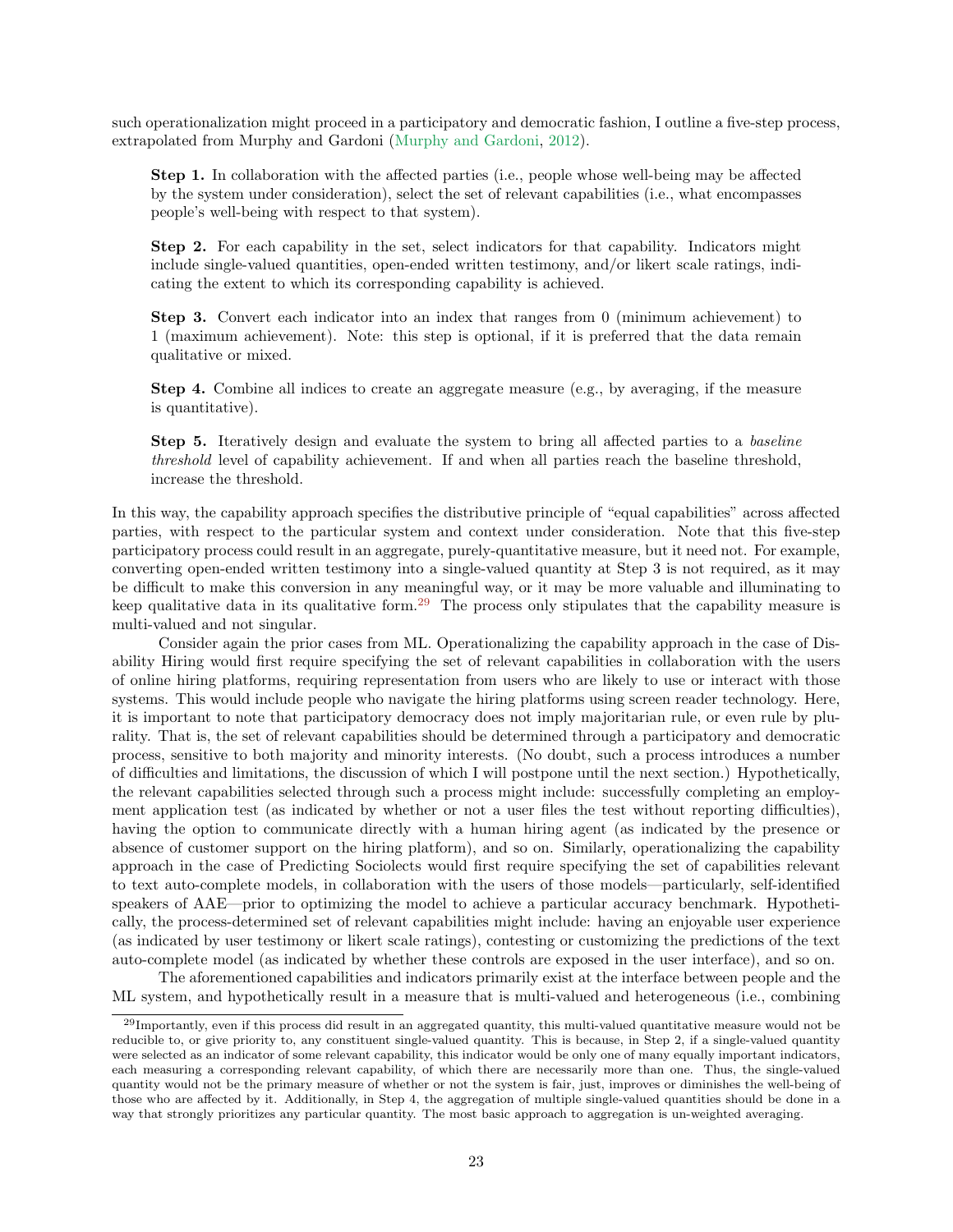such operationalization might proceed in a participatory and democratic fashion, I outline a five-step process, extrapolated from Murphy and Gardoni (Murphy and Gardoni, 2012).

> **Step 1.** In collaboration with the affected parties (i.e., people whose well-being may be affected by the system under consideration), select the set of relevant capabilities (i.e., what encompasses people's well-being with respect to that system).
>
> **Step 2.** For each capability in the set, select indicators for that capability. Indicators might include single-valued quantities, open-ended written testimony, and/or likert scale ratings, indicating the extent to which its corresponding capability is achieved.
>
> **Step 3.** Convert each indicator into an index that ranges from 0 (minimum achievement) to 1 (maximum achievement). Note: this step is optional, if it is preferred that the data remain qualitative or mixed.
>
> **Step 4.** Combine all indices to create an aggregate measure (e.g., by averaging, if the measure is quantitative).
>
> **Step 5.** Iteratively design and evaluate the system to bring all affected parties to a *baseline threshold* level of capability achievement. If and when all parties reach the baseline threshold, increase the threshold.

In this way, the capability approach specifies the distributive principle of "equal capabilities" across affected parties, with respect to the particular system and context under consideration. Note that this five-step participatory process could result in an aggregate, purely-quantitative measure, but it need not. For example, converting open-ended written testimony into a single-valued quantity at Step 3 is not required, as it may be difficult to make this conversion in any meaningful way, or it may be more valuable and illuminating to keep qualitative data in its qualitative form.[29] The process only stipulates that the capability measure is multi-valued and not singular.

Consider again the prior cases from ML. Operationalizing the capability approach in the case of Disability Hiring would first require specifying the set of relevant capabilities in collaboration with the users of online hiring platforms, requiring representation from users who are likely to use or interact with those systems. This would include people who navigate the hiring platforms using screen reader technology. Here, it is important to note that participatory democracy does not imply majoritarian rule, or even rule by plurality. That is, the set of relevant capabilities should be determined through a participatory and democratic process, sensitive to both majority and minority interests. (No doubt, such a process introduces a number of difficulties and limitations, the discussion of which I will postpone until the next section.) Hypothetically, the relevant capabilities selected through such a process might include: successfully completing an employment application test (as indicated by whether or not a user files the test without reporting difficulties), having the option to communicate directly with a human hiring agent (as indicated by the presence or absence of customer support on the hiring platform), and so on. Similarly, operationalizing the capability approach in the case of Predicting Sociolects would first require specifying the set of capabilities relevant to text auto-complete models, in collaboration with the users of those models—particularly, self-identified speakers of AAE—prior to optimizing the model to achieve a particular accuracy benchmark. Hypothetically, the process-determined set of relevant capabilities might include: having an enjoyable user experience (as indicated by user testimony or likert scale ratings), contesting or customizing the predictions of the text auto-complete model (as indicated by whether these controls are exposed in the user interface), and so on.

The aforementioned capabilities and indicators primarily exist at the interface between people and the ML system, and hypothetically result in a measure that is multi-valued and heterogeneous (i.e., combining

[29] Importantly, even if this process did result in an aggregated quantity, this multi-valued quantitative measure would not be reducible to, or give priority to, any constituent single-valued quantity. This is because, in Step 2, if a single-valued quantity were selected as an indicator of some relevant capability, this indicator would be only one of many equally important indicators, each measuring a corresponding relevant capability, of which there are necessarily more than one. Thus, the single-valued quantity would not be the primary measure of whether or not the system is fair, just, improves or diminishes the well-being of those who are affected by it. Additionally, in Step 4, the aggregation of multiple single-valued quantities should be done in a way that strongly prioritizes any particular quantity. The most basic approach to aggregation is un-weighted averaging.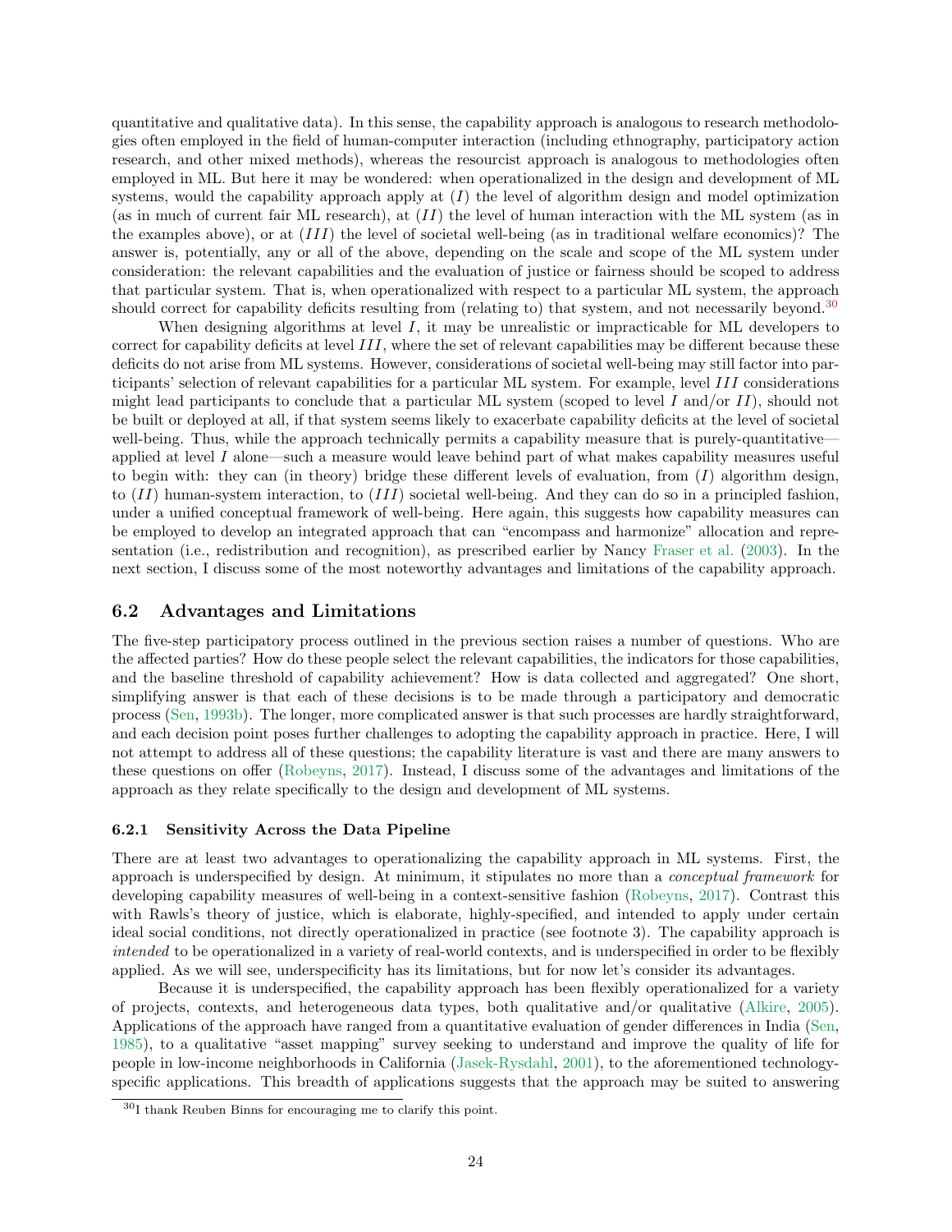quantitative and qualitative data). In this sense, the capability approach is analogous to research methodologies often employed in the field of human-computer interaction (including ethnography, participatory action research, and other mixed methods), whereas the resourcist approach is analogous to methodologies often employed in ML. But here it may be wondered: when operationalized in the design and development of ML systems, would the capability approach apply at ($I$) the level of algorithm design and model optimization (as in much of current fair ML research), at ($II$) the level of human interaction with the ML system (as in the examples above), or at ($III$) the level of societal well-being (as in traditional welfare economics)? The answer is, potentially, any or all of the above, depending on the scale and scope of the ML system under consideration: the relevant capabilities and the evaluation of justice or fairness should be scoped to address that particular system. That is, when operationalized with respect to a particular ML system, the approach should correct for capability deficits resulting from (relating to) that system, and not necessarily beyond.[30]

When designing algorithms at level $I$, it may be unrealistic or impracticable for ML developers to correct for capability deficits at level $III$, where the set of relevant capabilities may be different because these deficits do not arise from ML systems. However, considerations of societal well-being may still factor into participants' selection of relevant capabilities for a particular ML system. For example, level $III$ considerations might lead participants to conclude that a particular ML system (scoped to level $I$ and/or $II$), should not be built or deployed at all, if that system seems likely to exacerbate capability deficits at the level of societal well-being. Thus, while the approach technically permits a capability measure that is purely-quantitative—applied at level $I$ alone—such a measure would leave behind part of what makes capability measures useful to begin with: they can (in theory) bridge these different levels of evaluation, from ($I$) algorithm design, to ($II$) human-system interaction, to ($III$) societal well-being. And they can do so in a principled fashion, under a unified conceptual framework of well-being. Here again, this suggests how capability measures can be employed to develop an integrated approach that can "encompass and harmonize" allocation and representation (i.e., redistribution and recognition), as prescribed earlier by Nancy Fraser et al. (2003). In the next section, I discuss some of the most noteworthy advantages and limitations of the capability approach.

## 6.2 Advantages and Limitations

The five-step participatory process outlined in the previous section raises a number of questions. Who are the affected parties? How do these people select the relevant capabilities, the indicators for those capabilities, and the baseline threshold of capability achievement? How is data collected and aggregated? One short, simplifying answer is that each of these decisions is to be made through a participatory and democratic process (Sen, 1993b). The longer, more complicated answer is that such processes are hardly straightforward, and each decision point poses further challenges to adopting the capability approach in practice. Here, I will not attempt to address all of these questions; the capability literature is vast and there are many answers to these questions on offer (Robeyns, 2017). Instead, I discuss some of the advantages and limitations of the approach as they relate specifically to the design and development of ML systems.

### 6.2.1 Sensitivity Across the Data Pipeline

There are at least two advantages to operationalizing the capability approach in ML systems. First, the approach is underspecified by design. At minimum, it stipulates no more than a *conceptual framework* for developing capability measures of well-being in a context-sensitive fashion (Robeyns, 2017). Contrast this with Rawls's theory of justice, which is elaborate, highly-specified, and intended to apply under certain ideal social conditions, not directly operationalized in practice (see footnote 3). The capability approach is *intended* to be operationalized in a variety of real-world contexts, and is underspecified in order to be flexibly applied. As we will see, underspecificity has its limitations, but for now let's consider its advantages.

Because it is underspecified, the capability approach has been flexibly operationalized for a variety of projects, contexts, and heterogeneous data types, both qualitative and/or qualitative (Alkire, 2005). Applications of the approach have ranged from a quantitative evaluation of gender differences in India (Sen, 1985), to a qualitative "asset mapping" survey seeking to understand and improve the quality of life for people in low-income neighborhoods in California (Jasek-Rysdahl, 2001), to the aforementioned technology-specific applications. This breadth of applications suggests that the approach may be suited to answering

[30] I thank Reuben Binns for encouraging me to clarify this point.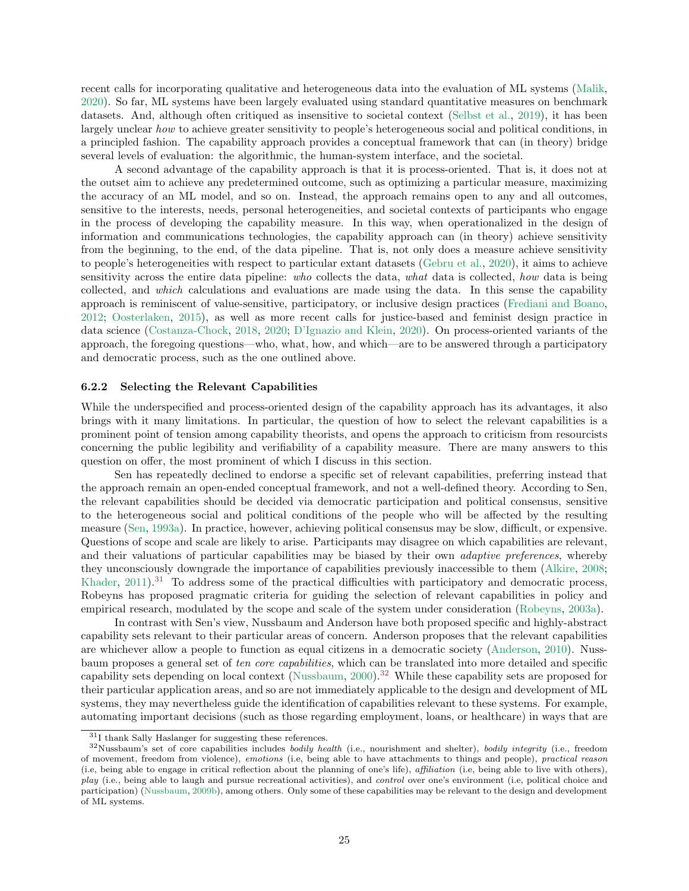recent calls for incorporating qualitative and heterogeneous data into the evaluation of ML systems (Malik, 2020). So far, ML systems have been largely evaluated using standard quantitative measures on benchmark datasets. And, although often critiqued as insensitive to societal context (Selbst et al., 2019), it has been largely unclear *how* to achieve greater sensitivity to people's heterogeneous social and political conditions, in a principled fashion. The capability approach provides a conceptual framework that can (in theory) bridge several levels of evaluation: the algorithmic, the human-system interface, and the societal.

A second advantage of the capability approach is that it is process-oriented. That is, it does not at the outset aim to achieve any predetermined outcome, such as optimizing a particular measure, maximizing the accuracy of an ML model, and so on. Instead, the approach remains open to any and all outcomes, sensitive to the interests, needs, personal heterogeneities, and societal contexts of participants who engage in the process of developing the capability measure. In this way, when operationalized in the design of information and communications technologies, the capability approach can (in theory) achieve sensitivity from the beginning, to the end, of the data pipeline. That is, not only does a measure achieve sensitivity to people's heterogeneities with respect to particular extant datasets (Gebru et al., 2020), it aims to achieve sensitivity across the entire data pipeline: *who* collects the data, *what* data is collected, *how* data is being collected, and *which* calculations and evaluations are made using the data. In this sense the capability approach is reminiscent of value-sensitive, participatory, or inclusive design practices (Frediani and Boano, 2012; Oosterlaken, 2015), as well as more recent calls for justice-based and feminist design practice in data science (Costanza-Chock, 2018, 2020; D'Ignazio and Klein, 2020). On process-oriented variants of the approach, the foregoing questions—who, what, how, and which—are to be answered through a participatory and democratic process, such as the one outlined above.

#### 6.2.2 Selecting the Relevant Capabilities

While the underspecified and process-oriented design of the capability approach has its advantages, it also brings with it many limitations. In particular, the question of how to select the relevant capabilities is a prominent point of tension among capability theorists, and opens the approach to criticism from resourcists concerning the public legibility and verifiability of a capability measure. There are many answers to this question on offer, the most prominent of which I discuss in this section.

Sen has repeatedly declined to endorse a specific set of relevant capabilities, preferring instead that the approach remain an open-ended conceptual framework, and not a well-defined theory. According to Sen, the relevant capabilities should be decided via democratic participation and political consensus, sensitive to the heterogeneous social and political conditions of the people who will be affected by the resulting measure (Sen, 1993a). In practice, however, achieving political consensus may be slow, difficult, or expensive. Questions of scope and scale are likely to arise. Participants may disagree on which capabilities are relevant, and their valuations of particular capabilities may be biased by their own *adaptive preferences*, whereby they unconsciously downgrade the importance of capabilities previously inaccessible to them (Alkire, 2008; Khader, 2011).[31] To address some of the practical difficulties with participatory and democratic process, Robeyns has proposed pragmatic criteria for guiding the selection of relevant capabilities in policy and empirical research, modulated by the scope and scale of the system under consideration (Robeyns, 2003a).

In contrast with Sen's view, Nussbaum and Anderson have both proposed specific and highly-abstract capability sets relevant to their particular areas of concern. Anderson proposes that the relevant capabilities are whichever allow a people to function as equal citizens in a democratic society (Anderson, 2010). Nussbaum proposes a general set of *ten core capabilities*, which can be translated into more detailed and specific capability sets depending on local context (Nussbaum, 2000).[32] While these capability sets are proposed for their particular application areas, and so are not immediately applicable to the design and development of ML systems, they may nevertheless guide the identification of capabilities relevant to these systems. For example, automating important decisions (such as those regarding employment, loans, or healthcare) in ways that are

[31] I thank Sally Haslanger for suggesting these references.

[32] Nussbaum's set of core capabilities includes *bodily health* (i.e., nourishment and shelter), *bodily integrity* (i.e., freedom of movement, freedom from violence), *emotions* (i.e, being able to have attachments to things and people), *practical reason* (i.e, being able to engage in critical reflection about the planning of one's life), *affiliation* (i.e, being able to live with others), *play* (i.e., being able to laugh and pursue recreational activities), and *control* over one's environment (i.e, political choice and participation) (Nussbaum, 2009b), among others. Only some of these capabilities may be relevant to the design and development of ML systems.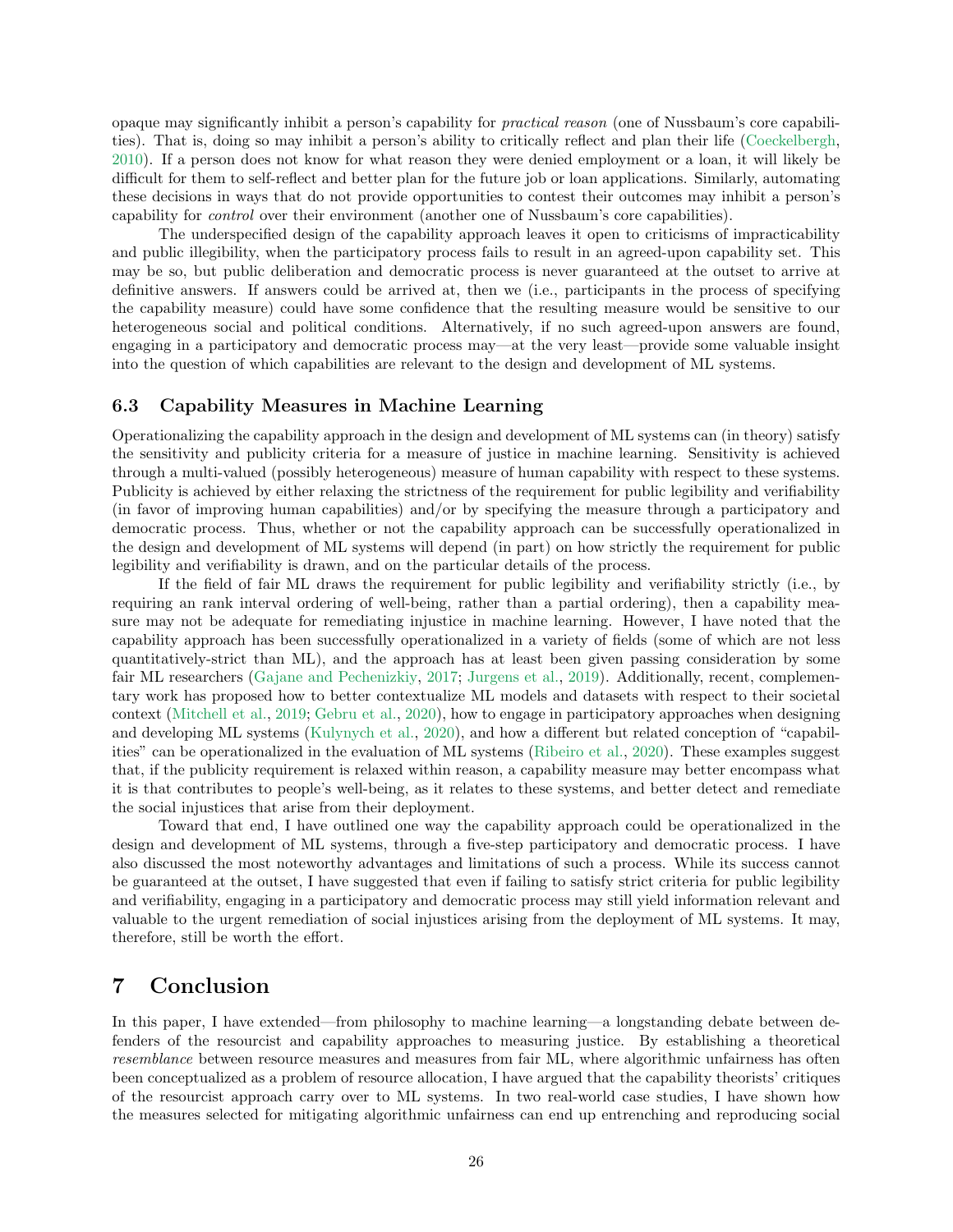opaque may significantly inhibit a person's capability for *practical reason* (one of Nussbaum's core capabilities). That is, doing so may inhibit a person's ability to critically reflect and plan their life (Coeckelbergh, 2010). If a person does not know for what reason they were denied employment or a loan, it will likely be difficult for them to self-reflect and better plan for the future job or loan applications. Similarly, automating these decisions in ways that do not provide opportunities to contest their outcomes may inhibit a person's capability for *control* over their environment (another one of Nussbaum's core capabilities).

The underspecified design of the capability approach leaves it open to criticisms of impracticability and public illegibility, when the participatory process fails to result in an agreed-upon capability set. This may be so, but public deliberation and democratic process is never guaranteed at the outset to arrive at definitive answers. If answers could be arrived at, then we (i.e., participants in the process of specifying the capability measure) could have some confidence that the resulting measure would be sensitive to our heterogeneous social and political conditions. Alternatively, if no such agreed-upon answers are found, engaging in a participatory and democratic process may—at the very least—provide some valuable insight into the question of which capabilities are relevant to the design and development of ML systems.

### 6.3 Capability Measures in Machine Learning

Operationalizing the capability approach in the design and development of ML systems can (in theory) satisfy the sensitivity and publicity criteria for a measure of justice in machine learning. Sensitivity is achieved through a multi-valued (possibly heterogeneous) measure of human capability with respect to these systems. Publicity is achieved by either relaxing the strictness of the requirement for public legibility and verifiability (in favor of improving human capabilities) and/or by specifying the measure through a participatory and democratic process. Thus, whether or not the capability approach can be successfully operationalized in the design and development of ML systems will depend (in part) on how strictly the requirement for public legibility and verifiability is drawn, and on the particular details of the process.

If the field of fair ML draws the requirement for public legibility and verifiability strictly (i.e., by requiring an rank interval ordering of well-being, rather than a partial ordering), then a capability measure may not be adequate for remediating injustice in machine learning. However, I have noted that the capability approach has been successfully operationalized in a variety of fields (some of which are not less quantitatively-strict than ML), and the approach has at least been given passing consideration by some fair ML researchers (Gajane and Pechenizkiy, 2017; Jurgens et al., 2019). Additionally, recent, complementary work has proposed how to better contextualize ML models and datasets with respect to their societal context (Mitchell et al., 2019; Gebru et al., 2020), how to engage in participatory approaches when designing and developing ML systems (Kulynych et al., 2020), and how a different but related conception of "capabilities" can be operationalized in the evaluation of ML systems (Ribeiro et al., 2020). These examples suggest that, if the publicity requirement is relaxed within reason, a capability measure may better encompass what it is that contributes to people's well-being, as it relates to these systems, and better detect and remediate the social injustices that arise from their deployment.

Toward that end, I have outlined one way the capability approach could be operationalized in the design and development of ML systems, through a five-step participatory and democratic process. I have also discussed the most noteworthy advantages and limitations of such a process. While its success cannot be guaranteed at the outset, I have suggested that even if failing to satisfy strict criteria for public legibility and verifiability, engaging in a participatory and democratic process may still yield information relevant and valuable to the urgent remediation of social injustices arising from the deployment of ML systems. It may, therefore, still be worth the effort.

## 7 Conclusion

In this paper, I have extended—from philosophy to machine learning—a longstanding debate between defenders of the resourcist and capability approaches to measuring justice. By establishing a theoretical *resemblance* between resource measures and measures from fair ML, where algorithmic unfairness has often been conceptualized as a problem of resource allocation, I have argued that the capability theorists' critiques of the resourcist approach carry over to ML systems. In two real-world case studies, I have shown how the measures selected for mitigating algorithmic unfairness can end up entrenching and reproducing social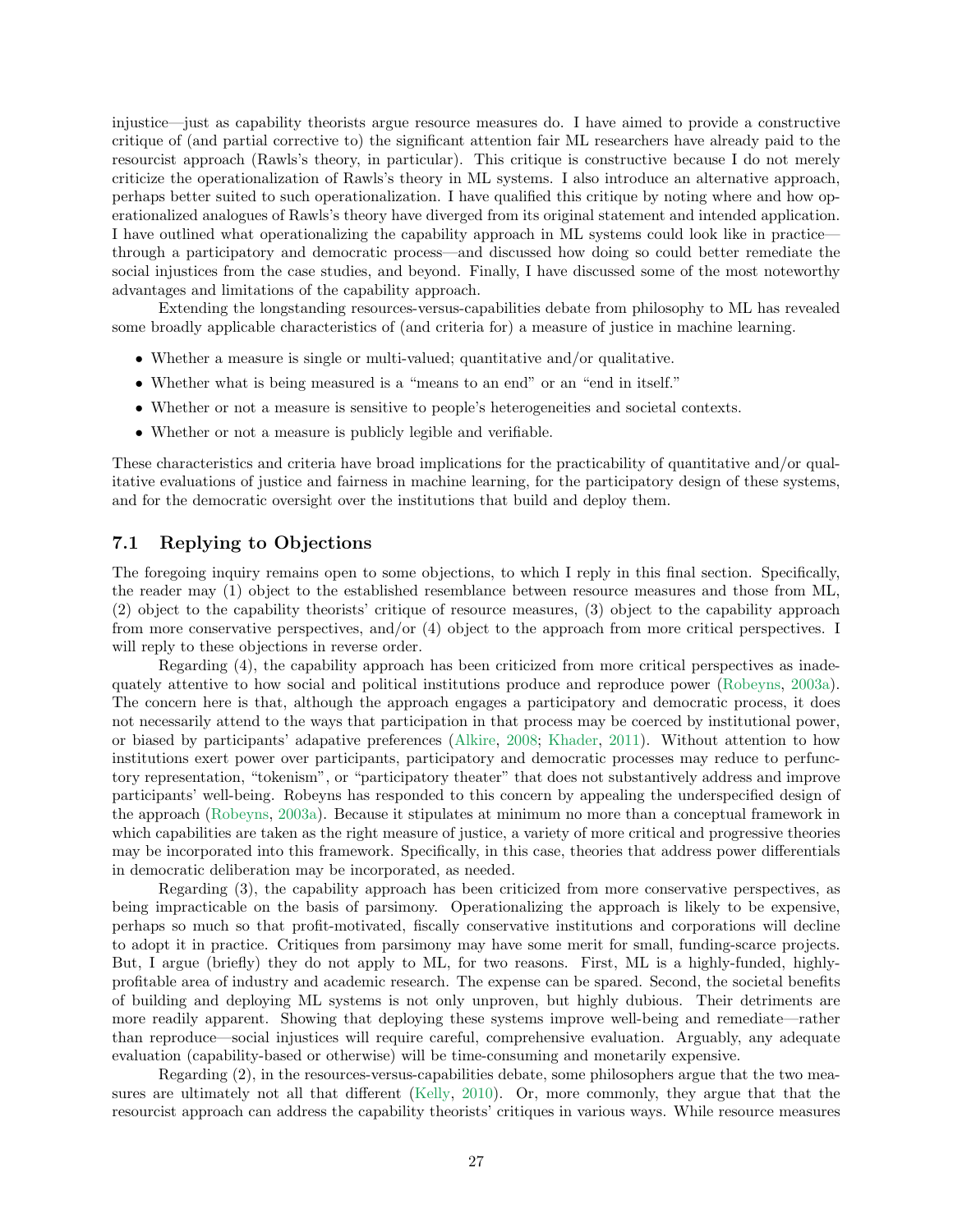injustice—just as capability theorists argue resource measures do. I have aimed to provide a constructive critique of (and partial corrective to) the significant attention fair ML researchers have already paid to the resourcist approach (Rawls's theory, in particular). This critique is constructive because I do not merely criticize the operationalization of Rawls's theory in ML systems. I also introduce an alternative approach, perhaps better suited to such operationalization. I have qualified this critique by noting where and how operationalized analogues of Rawls's theory have diverged from its original statement and intended application. I have outlined what operationalizing the capability approach in ML systems could look like in practice—through a participatory and democratic process—and discussed how doing so could better remediate the social injustices from the case studies, and beyond. Finally, I have discussed some of the most noteworthy advantages and limitations of the capability approach.

Extending the longstanding resources-versus-capabilities debate from philosophy to ML has revealed some broadly applicable characteristics of (and criteria for) a measure of justice in machine learning.

- Whether a measure is single or multi-valued; quantitative and/or qualitative.
- Whether what is being measured is a "means to an end" or an "end in itself."
- Whether or not a measure is sensitive to people's heterogeneities and societal contexts.
- Whether or not a measure is publicly legible and verifiable.

These characteristics and criteria have broad implications for the practicability of quantitative and/or qualitative evaluations of justice and fairness in machine learning, for the participatory design of these systems, and for the democratic oversight over the institutions that build and deploy them.

### 7.1 Replying to Objections

The foregoing inquiry remains open to some objections, to which I reply in this final section. Specifically, the reader may (1) object to the established resemblance between resource measures and those from ML, (2) object to the capability theorists' critique of resource measures, (3) object to the capability approach from more conservative perspectives, and/or (4) object to the approach from more critical perspectives. I will reply to these objections in reverse order.

Regarding (4), the capability approach has been criticized from more critical perspectives as inadequately attentive to how social and political institutions produce and reproduce power (Robeyns, 2003a). The concern here is that, although the approach engages a participatory and democratic process, it does not necessarily attend to the ways that participation in that process may be coerced by institutional power, or biased by participants' adapative preferences (Alkire, 2008; Khader, 2011). Without attention to how institutions exert power over participants, participatory and democratic processes may reduce to perfunctory representation, "tokenism", or "participatory theater" that does not substantively address and improve participants' well-being. Robeyns has responded to this concern by appealing the underspecified design of the approach (Robeyns, 2003a). Because it stipulates at minimum no more than a conceptual framework in which capabilities are taken as the right measure of justice, a variety of more critical and progressive theories may be incorporated into this framework. Specifically, in this case, theories that address power differentials in democratic deliberation may be incorporated, as needed.

Regarding (3), the capability approach has been criticized from more conservative perspectives, as being impracticable on the basis of parsimony. Operationalizing the approach is likely to be expensive, perhaps so much so that profit-motivated, fiscally conservative institutions and corporations will decline to adopt it in practice. Critiques from parsimony may have some merit for small, funding-scarce projects. But, I argue (briefly) they do not apply to ML, for two reasons. First, ML is a highly-funded, highly-profitable area of industry and academic research. The expense can be spared. Second, the societal benefits of building and deploying ML systems is not only unproven, but highly dubious. Their detriments are more readily apparent. Showing that deploying these systems improve well-being and remediate—rather than reproduce—social injustices will require careful, comprehensive evaluation. Arguably, any adequate evaluation (capability-based or otherwise) will be time-consuming and monetarily expensive.

Regarding (2), in the resources-versus-capabilities debate, some philosophers argue that the two measures are ultimately not all that different (Kelly, 2010). Or, more commonly, they argue that that the resourcist approach can address the capability theorists' critiques in various ways. While resource measures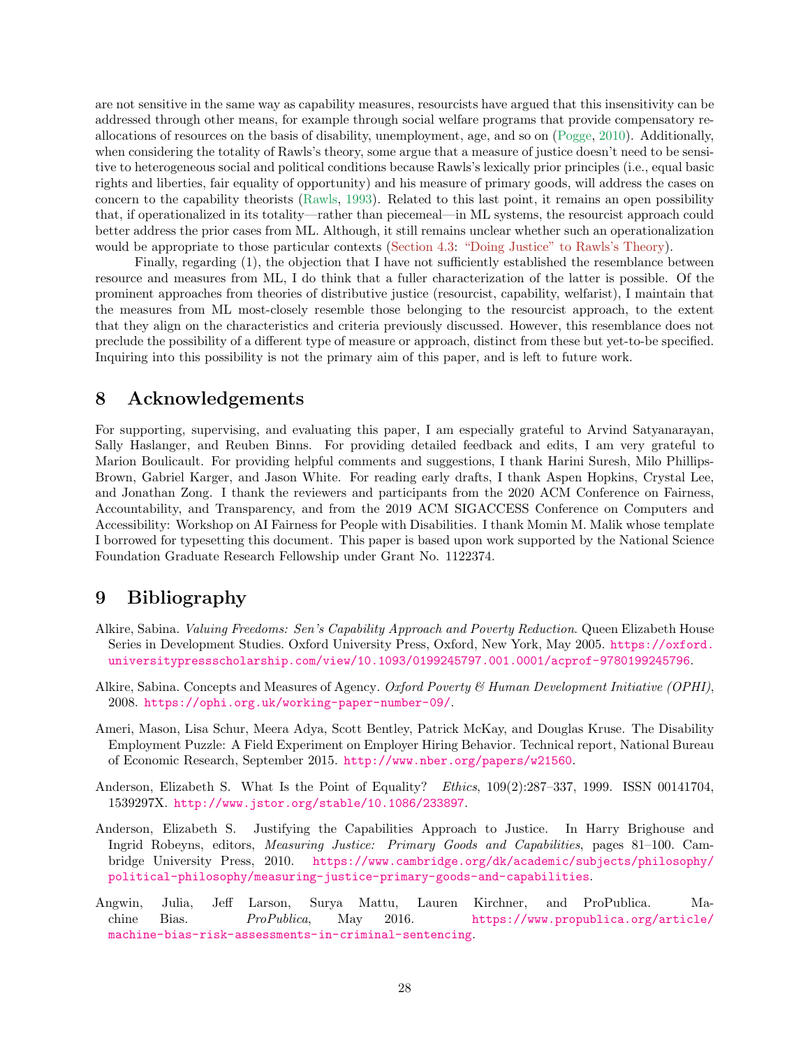are not sensitive in the same way as capability measures, resourcists have argued that this insensitivity can be addressed through other means, for example through social welfare programs that provide compensatory reallocations of resources on the basis of disability, unemployment, age, and so on (Pogge, 2010). Additionally, when considering the totality of Rawls's theory, some argue that a measure of justice doesn't need to be sensitive to heterogeneous social and political conditions because Rawls's lexically prior principles (i.e., equal basic rights and liberties, fair equality of opportunity) and his measure of primary goods, will address the cases on concern to the capability theorists (Rawls, 1993). Related to this last point, it remains an open possibility that, if operationalized in its totality—rather than piecemeal—in ML systems, the resourcist approach could better address the prior cases from ML. Although, it still remains unclear whether such an operationalization would be appropriate to those particular contexts (Section 4.3: "Doing Justice" to Rawls's Theory).

Finally, regarding (1), the objection that I have not sufficiently established the resemblance between resource and measures from ML, I do think that a fuller characterization of the latter is possible. Of the prominent approaches from theories of distributive justice (resourcist, capability, welfarist), I maintain that the measures from ML most-closely resemble those belonging to the resourcist approach, to the extent that they align on the characteristics and criteria previously discussed. However, this resemblance does not preclude the possibility of a different type of measure or approach, distinct from these but yet-to-be specified. Inquiring into this possibility is not the primary aim of this paper, and is left to future work.

## 8 Acknowledgements

For supporting, supervising, and evaluating this paper, I am especially grateful to Arvind Satyanarayan, Sally Haslanger, and Reuben Binns. For providing detailed feedback and edits, I am very grateful to Marion Boulicault. For providing helpful comments and suggestions, I thank Harini Suresh, Milo Phillips-Brown, Gabriel Karger, and Jason White. For reading early drafts, I thank Aspen Hopkins, Crystal Lee, and Jonathan Zong. I thank the reviewers and participants from the 2020 ACM Conference on Fairness, Accountability, and Transparency, and from the 2019 ACM SIGACCESS Conference on Computers and Accessibility: Workshop on AI Fairness for People with Disabilities. I thank Momin M. Malik whose template I borrowed for typesetting this document. This paper is based upon work supported by the National Science Foundation Graduate Research Fellowship under Grant No. 1122374.

## 9 Bibliography

Alkire, Sabina. *Valuing Freedoms: Sen's Capability Approach and Poverty Reduction*. Queen Elizabeth House Series in Development Studies. Oxford University Press, Oxford, New York, May 2005. https://oxford.universitypressscholarship.com/view/10.1093/0199245797.001.0001/acprof-9780199245796.

Alkire, Sabina. Concepts and Measures of Agency. *Oxford Poverty & Human Development Initiative (OPHI)*, 2008. https://ophi.org.uk/working-paper-number-09/.

Ameri, Mason, Lisa Schur, Meera Adya, Scott Bentley, Patrick McKay, and Douglas Kruse. The Disability Employment Puzzle: A Field Experiment on Employer Hiring Behavior. Technical report, National Bureau of Economic Research, September 2015. http://www.nber.org/papers/w21560.

Anderson, Elizabeth S. What Is the Point of Equality? *Ethics*, 109(2):287–337, 1999. ISSN 00141704, 1539297X. http://www.jstor.org/stable/10.1086/233897.

Anderson, Elizabeth S. Justifying the Capabilities Approach to Justice. In Harry Brighouse and Ingrid Robeyns, editors, *Measuring Justice: Primary Goods and Capabilities*, pages 81–100. Cambridge University Press, 2010. https://www.cambridge.org/dk/academic/subjects/philosophy/political-philosophy/measuring-justice-primary-goods-and-capabilities.

Angwin, Julia, Jeff Larson, Surya Mattu, Lauren Kirchner, and ProPublica. Machine Bias. *ProPublica*, May 2016. https://www.propublica.org/article/machine-bias-risk-assessments-in-criminal-sentencing.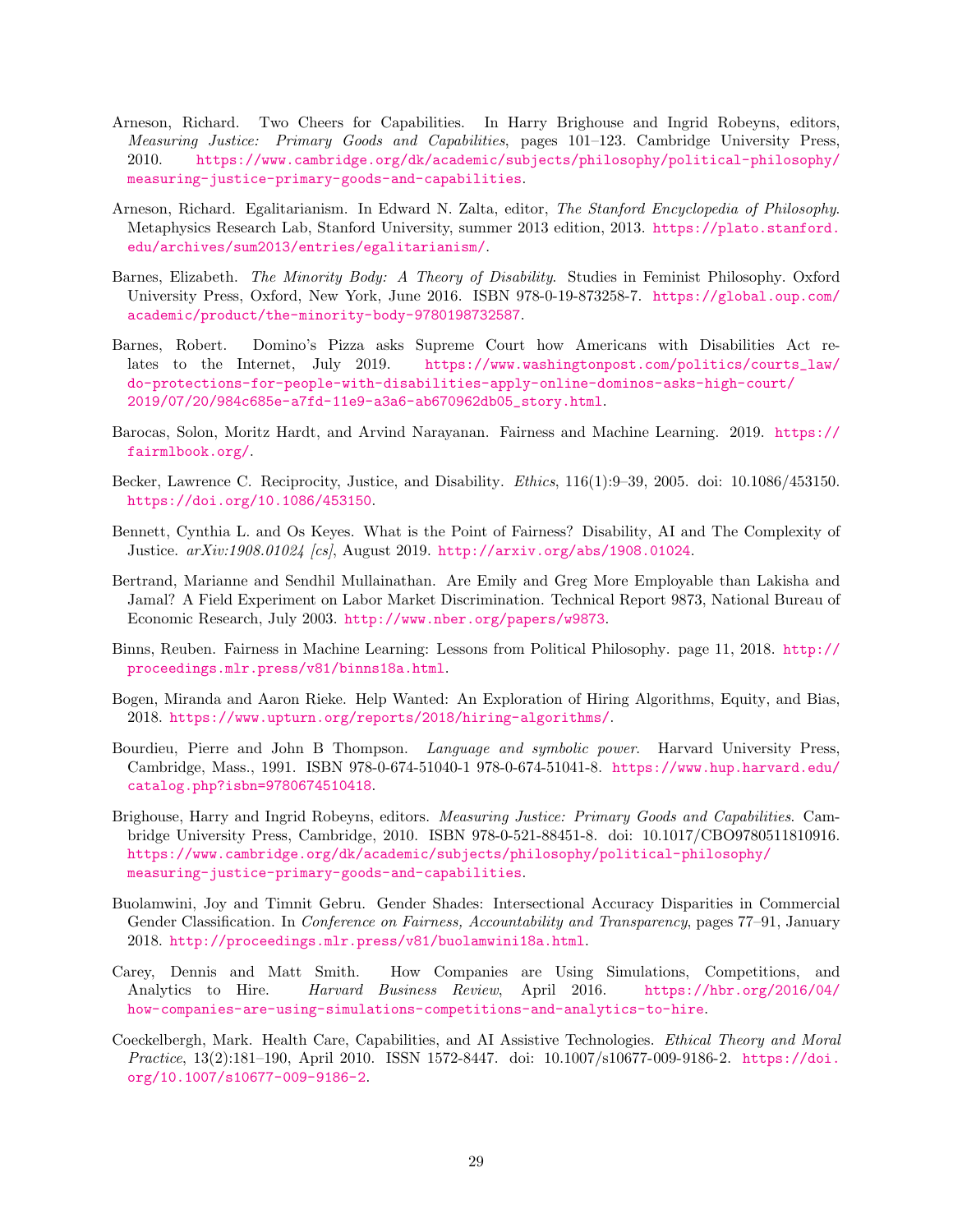Arneson, Richard. Two Cheers for Capabilities. In Harry Brighouse and Ingrid Robeyns, editors, *Measuring Justice: Primary Goods and Capabilities*, pages 101–123. Cambridge University Press, 2010. https://www.cambridge.org/dk/academic/subjects/philosophy/political-philosophy/measuring-justice-primary-goods-and-capabilities.

Arneson, Richard. Egalitarianism. In Edward N. Zalta, editor, *The Stanford Encyclopedia of Philosophy*. Metaphysics Research Lab, Stanford University, summer 2013 edition, 2013. https://plato.stanford.edu/archives/sum2013/entries/egalitarianism/.

Barnes, Elizabeth. *The Minority Body: A Theory of Disability*. Studies in Feminist Philosophy. Oxford University Press, Oxford, New York, June 2016. ISBN 978-0-19-873258-7. https://global.oup.com/academic/product/the-minority-body-9780198732587.

Barnes, Robert. Domino's Pizza asks Supreme Court how Americans with Disabilities Act relates to the Internet, July 2019. https://www.washingtonpost.com/politics/courts_law/do-protections-for-people-with-disabilities-apply-online-dominos-asks-high-court/2019/07/20/984c685e-a7fd-11e9-a3a6-ab670962db05_story.html.

Barocas, Solon, Moritz Hardt, and Arvind Narayanan. Fairness and Machine Learning. 2019. https://fairmlbook.org/.

Becker, Lawrence C. Reciprocity, Justice, and Disability. *Ethics*, 116(1):9–39, 2005. doi: 10.1086/453150. https://doi.org/10.1086/453150.

Bennett, Cynthia L. and Os Keyes. What is the Point of Fairness? Disability, AI and The Complexity of Justice. *arXiv:1908.01024 [cs]*, August 2019. http://arxiv.org/abs/1908.01024.

Bertrand, Marianne and Sendhil Mullainathan. Are Emily and Greg More Employable than Lakisha and Jamal? A Field Experiment on Labor Market Discrimination. Technical Report 9873, National Bureau of Economic Research, July 2003. http://www.nber.org/papers/w9873.

Binns, Reuben. Fairness in Machine Learning: Lessons from Political Philosophy. page 11, 2018. http://proceedings.mlr.press/v81/binns18a.html.

Bogen, Miranda and Aaron Rieke. Help Wanted: An Exploration of Hiring Algorithms, Equity, and Bias, 2018. https://www.upturn.org/reports/2018/hiring-algorithms/.

Bourdieu, Pierre and John B Thompson. *Language and symbolic power*. Harvard University Press, Cambridge, Mass., 1991. ISBN 978-0-674-51040-1 978-0-674-51041-8. https://www.hup.harvard.edu/catalog.php?isbn=9780674510418.

Brighouse, Harry and Ingrid Robeyns, editors. *Measuring Justice: Primary Goods and Capabilities*. Cambridge University Press, Cambridge, 2010. ISBN 978-0-521-88451-8. doi: 10.1017/CBO9780511810916. https://www.cambridge.org/dk/academic/subjects/philosophy/political-philosophy/measuring-justice-primary-goods-and-capabilities.

Buolamwini, Joy and Timnit Gebru. Gender Shades: Intersectional Accuracy Disparities in Commercial Gender Classification. In *Conference on Fairness, Accountability and Transparency*, pages 77–91, January 2018. http://proceedings.mlr.press/v81/buolamwini18a.html.

Carey, Dennis and Matt Smith. How Companies are Using Simulations, Competitions, and Analytics to Hire. *Harvard Business Review*, April 2016. https://hbr.org/2016/04/how-companies-are-using-simulations-competitions-and-analytics-to-hire.

Coeckelbergh, Mark. Health Care, Capabilities, and AI Assistive Technologies. *Ethical Theory and Moral Practice*, 13(2):181–190, April 2010. ISSN 1572-8447. doi: 10.1007/s10677-009-9186-2. https://doi.org/10.1007/s10677-009-9186-2.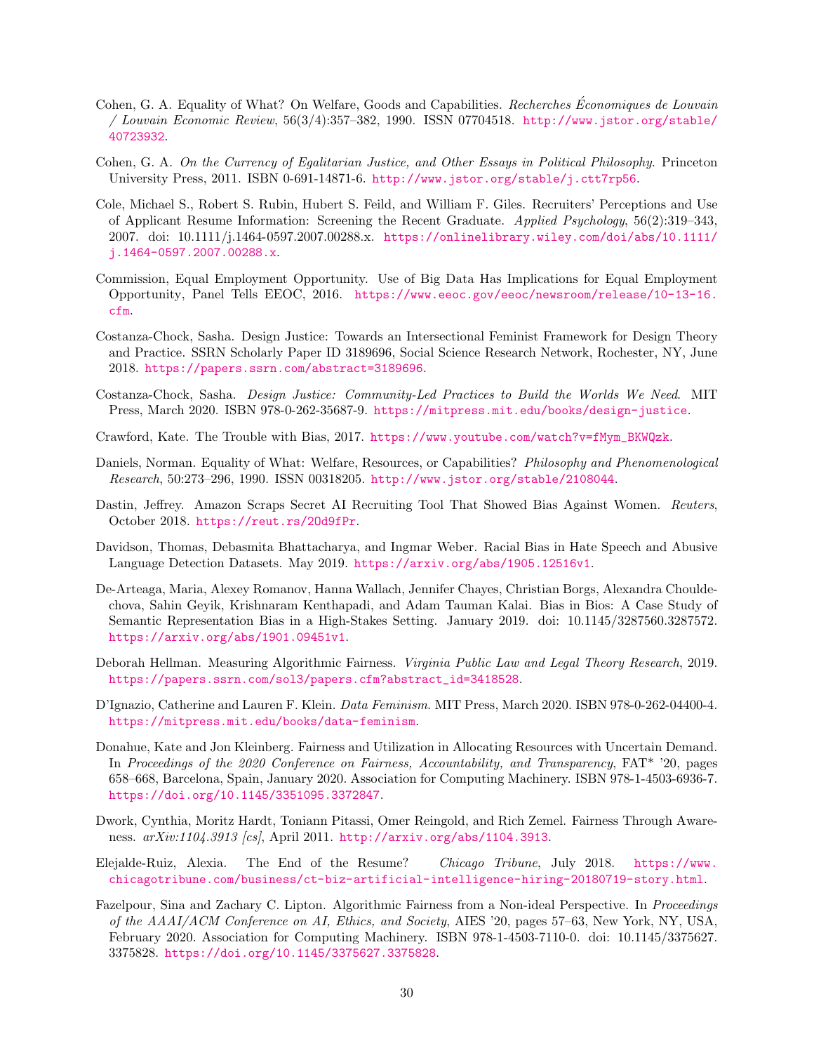Cohen, G. A. Equality of What? On Welfare, Goods and Capabilities. *Recherches Économiques de Louvain / Louvain Economic Review*, 56(3/4):357–382, 1990. ISSN 07704518. http://www.jstor.org/stable/40723932.

Cohen, G. A. *On the Currency of Egalitarian Justice, and Other Essays in Political Philosophy*. Princeton University Press, 2011. ISBN 0-691-14871-6. http://www.jstor.org/stable/j.ctt7rp56.

Cole, Michael S., Robert S. Rubin, Hubert S. Feild, and William F. Giles. Recruiters' Perceptions and Use of Applicant Resume Information: Screening the Recent Graduate. *Applied Psychology*, 56(2):319–343, 2007. doi: 10.1111/j.1464-0597.2007.00288.x. https://onlinelibrary.wiley.com/doi/abs/10.1111/j.1464-0597.2007.00288.x.

Commission, Equal Employment Opportunity. Use of Big Data Has Implications for Equal Employment Opportunity, Panel Tells EEOC, 2016. https://www.eeoc.gov/eeoc/newsroom/release/10-13-16.cfm.

Costanza-Chock, Sasha. Design Justice: Towards an Intersectional Feminist Framework for Design Theory and Practice. SSRN Scholarly Paper ID 3189696, Social Science Research Network, Rochester, NY, June 2018. https://papers.ssrn.com/abstract=3189696.

Costanza-Chock, Sasha. *Design Justice: Community-Led Practices to Build the Worlds We Need*. MIT Press, March 2020. ISBN 978-0-262-35687-9. https://mitpress.mit.edu/books/design-justice.

Crawford, Kate. The Trouble with Bias, 2017. https://www.youtube.com/watch?v=fMym_BKWQzk.

Daniels, Norman. Equality of What: Welfare, Resources, or Capabilities? *Philosophy and Phenomenological Research*, 50:273–296, 1990. ISSN 00318205. http://www.jstor.org/stable/2108044.

Dastin, Jeffrey. Amazon Scraps Secret AI Recruiting Tool That Showed Bias Against Women. *Reuters*, October 2018. https://reut.rs/2Od9fPr.

Davidson, Thomas, Debasmita Bhattacharya, and Ingmar Weber. Racial Bias in Hate Speech and Abusive Language Detection Datasets. May 2019. https://arxiv.org/abs/1905.12516v1.

De-Arteaga, Maria, Alexey Romanov, Hanna Wallach, Jennifer Chayes, Christian Borgs, Alexandra Chouldechova, Sahin Geyik, Krishnaram Kenthapadi, and Adam Tauman Kalai. Bias in Bios: A Case Study of Semantic Representation Bias in a High-Stakes Setting. January 2019. doi: 10.1145/3287560.3287572. https://arxiv.org/abs/1901.09451v1.

Deborah Hellman. Measuring Algorithmic Fairness. *Virginia Public Law and Legal Theory Research*, 2019. https://papers.ssrn.com/sol3/papers.cfm?abstract_id=3418528.

D'Ignazio, Catherine and Lauren F. Klein. *Data Feminism*. MIT Press, March 2020. ISBN 978-0-262-04400-4. https://mitpress.mit.edu/books/data-feminism.

Donahue, Kate and Jon Kleinberg. Fairness and Utilization in Allocating Resources with Uncertain Demand. In *Proceedings of the 2020 Conference on Fairness, Accountability, and Transparency*, FAT* '20, pages 658–668, Barcelona, Spain, January 2020. Association for Computing Machinery. ISBN 978-1-4503-6936-7. https://doi.org/10.1145/3351095.3372847.

Dwork, Cynthia, Moritz Hardt, Toniann Pitassi, Omer Reingold, and Rich Zemel. Fairness Through Awareness. *arXiv:1104.3913 [cs]*, April 2011. http://arxiv.org/abs/1104.3913.

Elejalde-Ruiz, Alexia. The End of the Resume? *Chicago Tribune*, July 2018. https://www.chicagotribune.com/business/ct-biz-artificial-intelligence-hiring-20180719-story.html.

Fazelpour, Sina and Zachary C. Lipton. Algorithmic Fairness from a Non-ideal Perspective. In *Proceedings of the AAAI/ACM Conference on AI, Ethics, and Society*, AIES '20, pages 57–63, New York, NY, USA, February 2020. Association for Computing Machinery. ISBN 978-1-4503-7110-0. doi: 10.1145/3375627.3375828. https://doi.org/10.1145/3375627.3375828.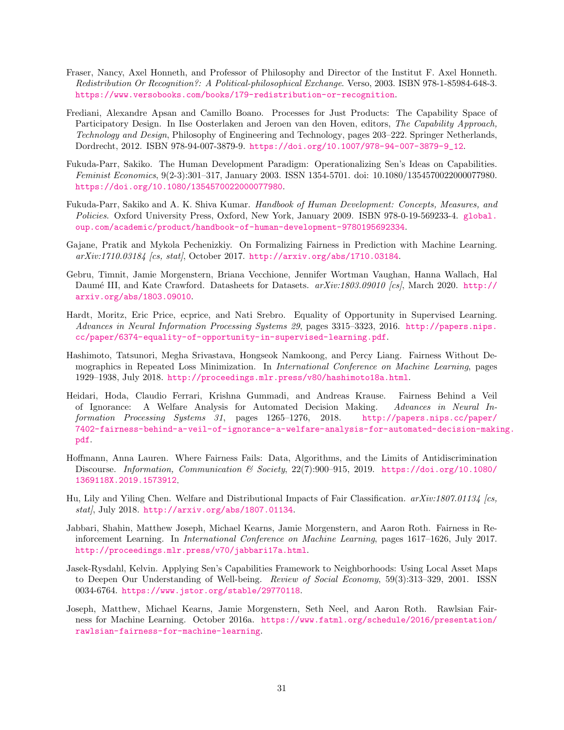Fraser, Nancy, Axel Honneth, and Professor of Philosophy and Director of the Institut F. Axel Honneth. *Redistribution Or Recognition?: A Political-philosophical Exchange*. Verso, 2003. ISBN 978-1-85984-648-3. https://www.versobooks.com/books/179-redistribution-or-recognition.

Frediani, Alexandre Apsan and Camillo Boano. Processes for Just Products: The Capability Space of Participatory Design. In Ilse Oosterlaken and Jeroen van den Hoven, editors, *The Capability Approach, Technology and Design*, Philosophy of Engineering and Technology, pages 203–222. Springer Netherlands, Dordrecht, 2012. ISBN 978-94-007-3879-9. https://doi.org/10.1007/978-94-007-3879-9_12.

Fukuda-Parr, Sakiko. The Human Development Paradigm: Operationalizing Sen's Ideas on Capabilities. *Feminist Economics*, 9(2-3):301–317, January 2003. ISSN 1354-5701. doi: 10.1080/1354570022000077980. https://doi.org/10.1080/1354570022000077980.

Fukuda-Parr, Sakiko and A. K. Shiva Kumar. *Handbook of Human Development: Concepts, Measures, and Policies*. Oxford University Press, Oxford, New York, January 2009. ISBN 978-0-19-569233-4. global.oup.com/academic/product/handbook-of-human-development-9780195692334.

Gajane, Pratik and Mykola Pechenizkiy. On Formalizing Fairness in Prediction with Machine Learning. *arXiv:1710.03184 [cs, stat]*, October 2017. http://arxiv.org/abs/1710.03184.

Gebru, Timnit, Jamie Morgenstern, Briana Vecchione, Jennifer Wortman Vaughan, Hanna Wallach, Hal Daumé III, and Kate Crawford. Datasheets for Datasets. *arXiv:1803.09010 [cs]*, March 2020. http://arxiv.org/abs/1803.09010.

Hardt, Moritz, Eric Price, ecprice, and Nati Srebro. Equality of Opportunity in Supervised Learning. *Advances in Neural Information Processing Systems 29*, pages 3315–3323, 2016. http://papers.nips.cc/paper/6374-equality-of-opportunity-in-supervised-learning.pdf.

Hashimoto, Tatsunori, Megha Srivastava, Hongseok Namkoong, and Percy Liang. Fairness Without Demographics in Repeated Loss Minimization. In *International Conference on Machine Learning*, pages 1929–1938, July 2018. http://proceedings.mlr.press/v80/hashimoto18a.html.

Heidari, Hoda, Claudio Ferrari, Krishna Gummadi, and Andreas Krause. Fairness Behind a Veil of Ignorance: A Welfare Analysis for Automated Decision Making. *Advances in Neural Information Processing Systems 31*, pages 1265–1276, 2018. http://papers.nips.cc/paper/7402-fairness-behind-a-veil-of-ignorance-a-welfare-analysis-for-automated-decision-making.pdf.

Hoffmann, Anna Lauren. Where Fairness Fails: Data, Algorithms, and the Limits of Antidiscrimination Discourse. *Information, Communication & Society*, 22(7):900–915, 2019. https://doi.org/10.1080/1369118X.2019.1573912.

Hu, Lily and Yiling Chen. Welfare and Distributional Impacts of Fair Classification. *arXiv:1807.01134 [cs, stat]*, July 2018. http://arxiv.org/abs/1807.01134.

Jabbari, Shahin, Matthew Joseph, Michael Kearns, Jamie Morgenstern, and Aaron Roth. Fairness in Reinforcement Learning. In *International Conference on Machine Learning*, pages 1617–1626, July 2017. http://proceedings.mlr.press/v70/jabbari17a.html.

Jasek-Rysdahl, Kelvin. Applying Sen's Capabilities Framework to Neighborhoods: Using Local Asset Maps to Deepen Our Understanding of Well-being. *Review of Social Economy*, 59(3):313–329, 2001. ISSN 0034-6764. https://www.jstor.org/stable/29770118.

Joseph, Matthew, Michael Kearns, Jamie Morgenstern, Seth Neel, and Aaron Roth. Rawlsian Fairness for Machine Learning. October 2016a. https://www.fatml.org/schedule/2016/presentation/rawlsian-fairness-for-machine-learning.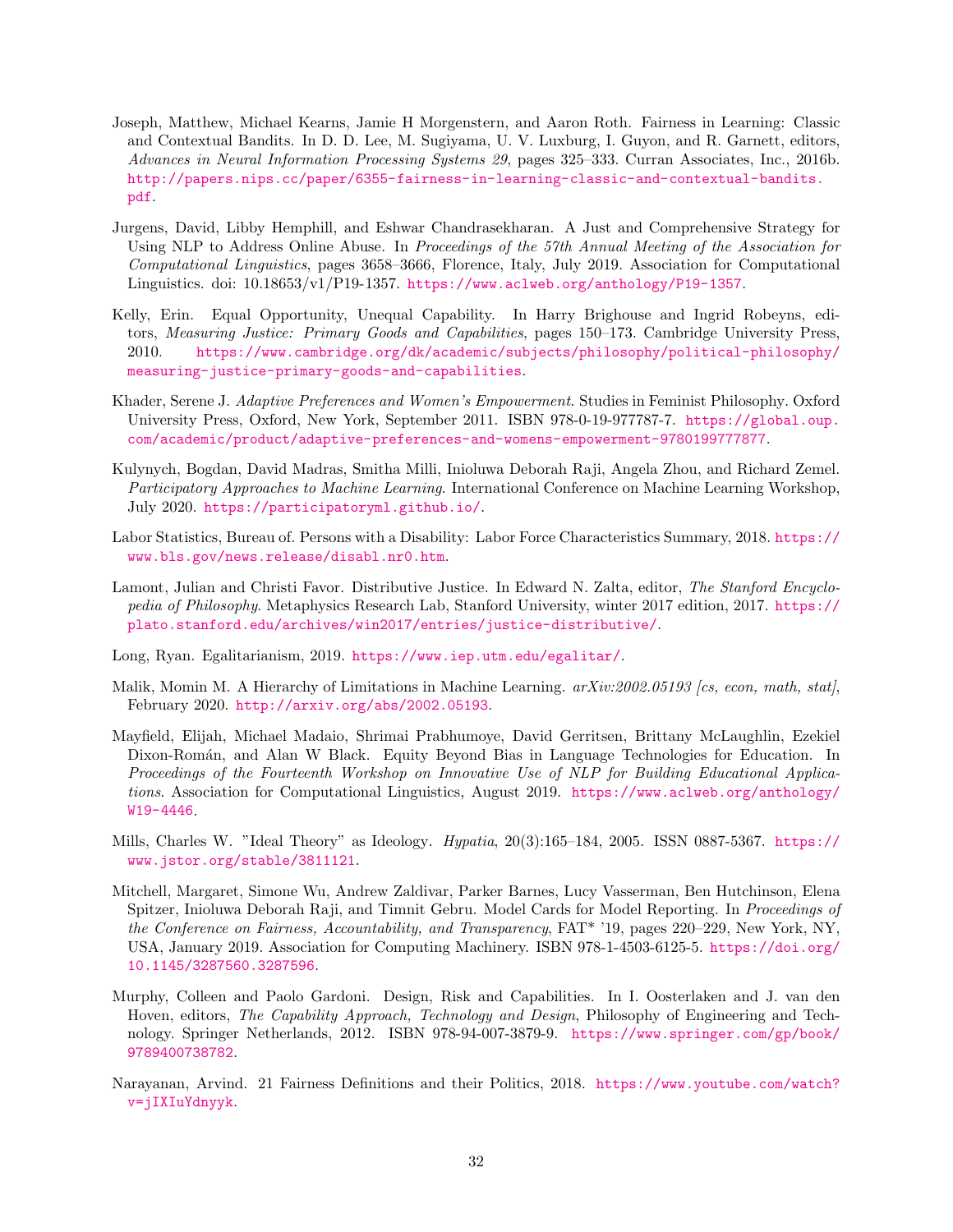Joseph, Matthew, Michael Kearns, Jamie H Morgenstern, and Aaron Roth. Fairness in Learning: Classic and Contextual Bandits. In D. D. Lee, M. Sugiyama, U. V. Luxburg, I. Guyon, and R. Garnett, editors, *Advances in Neural Information Processing Systems 29*, pages 325–333. Curran Associates, Inc., 2016b. http://papers.nips.cc/paper/6355-fairness-in-learning-classic-and-contextual-bandits.pdf.

Jurgens, David, Libby Hemphill, and Eshwar Chandrasekharan. A Just and Comprehensive Strategy for Using NLP to Address Online Abuse. In *Proceedings of the 57th Annual Meeting of the Association for Computational Linguistics*, pages 3658–3666, Florence, Italy, July 2019. Association for Computational Linguistics. doi: 10.18653/v1/P19-1357. https://www.aclweb.org/anthology/P19-1357.

Kelly, Erin. Equal Opportunity, Unequal Capability. In Harry Brighouse and Ingrid Robeyns, editors, *Measuring Justice: Primary Goods and Capabilities*, pages 150–173. Cambridge University Press, 2010. https://www.cambridge.org/dk/academic/subjects/philosophy/political-philosophy/measuring-justice-primary-goods-and-capabilities.

Khader, Serene J. *Adaptive Preferences and Women's Empowerment*. Studies in Feminist Philosophy. Oxford University Press, Oxford, New York, September 2011. ISBN 978-0-19-977787-7. https://global.oup.com/academic/product/adaptive-preferences-and-womens-empowerment-9780199777877.

Kulynych, Bogdan, David Madras, Smitha Milli, Inioluwa Deborah Raji, Angela Zhou, and Richard Zemel. *Participatory Approaches to Machine Learning*. International Conference on Machine Learning Workshop, July 2020. https://participatoryml.github.io/.

Labor Statistics, Bureau of. Persons with a Disability: Labor Force Characteristics Summary, 2018. https://www.bls.gov/news.release/disabl.nr0.htm.

Lamont, Julian and Christi Favor. Distributive Justice. In Edward N. Zalta, editor, *The Stanford Encyclopedia of Philosophy*. Metaphysics Research Lab, Stanford University, winter 2017 edition, 2017. https://plato.stanford.edu/archives/win2017/entries/justice-distributive/.

Long, Ryan. Egalitarianism, 2019. https://www.iep.utm.edu/egalitar/.

Malik, Momin M. A Hierarchy of Limitations in Machine Learning. *arXiv:2002.05193 [cs, econ, math, stat]*, February 2020. http://arxiv.org/abs/2002.05193.

Mayfield, Elijah, Michael Madaio, Shrimai Prabhumoye, David Gerritsen, Brittany McLaughlin, Ezekiel Dixon-Román, and Alan W Black. Equity Beyond Bias in Language Technologies for Education. In *Proceedings of the Fourteenth Workshop on Innovative Use of NLP for Building Educational Applications*. Association for Computational Linguistics, August 2019. https://www.aclweb.org/anthology/W19-4446.

Mills, Charles W. "Ideal Theory" as Ideology. *Hypatia*, 20(3):165–184, 2005. ISSN 0887-5367. https://www.jstor.org/stable/3811121.

Mitchell, Margaret, Simone Wu, Andrew Zaldivar, Parker Barnes, Lucy Vasserman, Ben Hutchinson, Elena Spitzer, Inioluwa Deborah Raji, and Timnit Gebru. Model Cards for Model Reporting. In *Proceedings of the Conference on Fairness, Accountability, and Transparency*, FAT* '19, pages 220–229, New York, NY, USA, January 2019. Association for Computing Machinery. ISBN 978-1-4503-6125-5. https://doi.org/10.1145/3287560.3287596.

Murphy, Colleen and Paolo Gardoni. Design, Risk and Capabilities. In I. Oosterlaken and J. van den Hoven, editors, *The Capability Approach, Technology and Design*, Philosophy of Engineering and Technology. Springer Netherlands, 2012. ISBN 978-94-007-3879-9. https://www.springer.com/gp/book/9789400738782.

Narayanan, Arvind. 21 Fairness Definitions and their Politics, 2018. https://www.youtube.com/watch?v=jIXIuYdnyyk.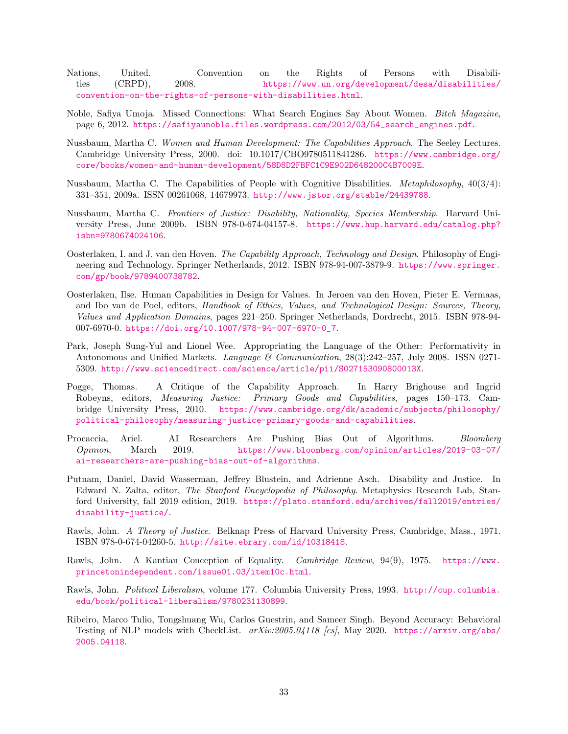Nations, United. Convention on the Rights of Persons with Disabilities (CRPD), 2008. https://www.un.org/development/desa/disabilities/convention-on-the-rights-of-persons-with-disabilities.html.

Noble, Safiya Umoja. Missed Connections: What Search Engines Say About Women. *Bitch Magazine*, page 6, 2012. https://safiyaunoble.files.wordpress.com/2012/03/54_search_engines.pdf.

Nussbaum, Martha C. *Women and Human Development: The Capabilities Approach*. The Seeley Lectures. Cambridge University Press, 2000. doi: 10.1017/CBO9780511841286. https://www.cambridge.org/core/books/women-and-human-development/58D8D2FBFC1C9E902D648200C4B7009E.

Nussbaum, Martha C. The Capabilities of People with Cognitive Disabilities. *Metaphilosophy*, 40(3/4): 331–351, 2009a. ISSN 00261068, 14679973. http://www.jstor.org/stable/24439788.

Nussbaum, Martha C. *Frontiers of Justice: Disability, Nationality, Species Membership*. Harvard University Press, June 2009b. ISBN 978-0-674-04157-8. https://www.hup.harvard.edu/catalog.php?isbn=9780674024106.

Oosterlaken, I. and J. van den Hoven. *The Capability Approach, Technology and Design*. Philosophy of Engineering and Technology. Springer Netherlands, 2012. ISBN 978-94-007-3879-9. https://www.springer.com/gp/book/9789400738782.

Oosterlaken, Ilse. Human Capabilities in Design for Values. In Jeroen van den Hoven, Pieter E. Vermaas, and Ibo van de Poel, editors, *Handbook of Ethics, Values, and Technological Design: Sources, Theory, Values and Application Domains*, pages 221–250. Springer Netherlands, Dordrecht, 2015. ISBN 978-94-007-6970-0. https://doi.org/10.1007/978-94-007-6970-0_7.

Park, Joseph Sung-Yul and Lionel Wee. Appropriating the Language of the Other: Performativity in Autonomous and Unified Markets. *Language & Communication*, 28(3):242–257, July 2008. ISSN 0271-5309. http://www.sciencedirect.com/science/article/pii/S027153090800013X.

Pogge, Thomas. A Critique of the Capability Approach. In Harry Brighouse and Ingrid Robeyns, editors, *Measuring Justice: Primary Goods and Capabilities*, pages 150–173. Cambridge University Press, 2010. https://www.cambridge.org/dk/academic/subjects/philosophy/political-philosophy/measuring-justice-primary-goods-and-capabilities.

Procaccia, Ariel. AI Researchers Are Pushing Bias Out of Algorithms. *Bloomberg Opinion*, March 2019. https://www.bloomberg.com/opinion/articles/2019-03-07/ai-researchers-are-pushing-bias-out-of-algorithms.

Putnam, Daniel, David Wasserman, Jeffrey Blustein, and Adrienne Asch. Disability and Justice. In Edward N. Zalta, editor, *The Stanford Encyclopedia of Philosophy*. Metaphysics Research Lab, Stanford University, fall 2019 edition, 2019. https://plato.stanford.edu/archives/fall2019/entries/disability-justice/.

Rawls, John. *A Theory of Justice*. Belknap Press of Harvard University Press, Cambridge, Mass., 1971. ISBN 978-0-674-04260-5. http://site.ebrary.com/id/10318418.

Rawls, John. A Kantian Conception of Equality. *Cambridge Review*, 94(9), 1975. https://www.princetonindependent.com/issue01.03/item10c.html.

Rawls, John. *Political Liberalism*, volume 177. Columbia University Press, 1993. http://cup.columbia.edu/book/political-liberalism/9780231130899.

Ribeiro, Marco Tulio, Tongshuang Wu, Carlos Guestrin, and Sameer Singh. Beyond Accuracy: Behavioral Testing of NLP models with CheckList. *arXiv:2005.04118 [cs]*, May 2020. https://arxiv.org/abs/2005.04118.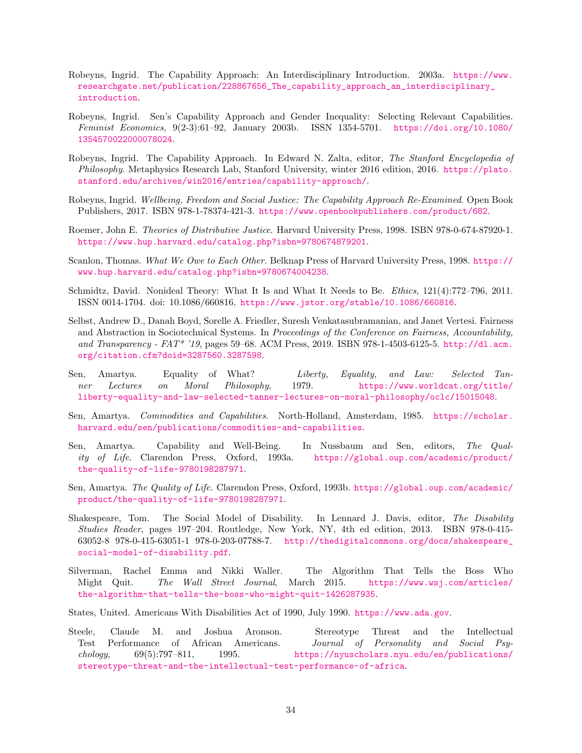Robeyns, Ingrid. The Capability Approach: An Interdisciplinary Introduction. 2003a. https://www.researchgate.net/publication/228867656_The_capability_approach_an_interdisciplinary_introduction.

Robeyns, Ingrid. Sen's Capability Approach and Gender Inequality: Selecting Relevant Capabilities. *Feminist Economics*, 9(2-3):61–92, January 2003b. ISSN 1354-5701. https://doi.org/10.1080/1354570022000078024.

Robeyns, Ingrid. The Capability Approach. In Edward N. Zalta, editor, *The Stanford Encyclopedia of Philosophy*. Metaphysics Research Lab, Stanford University, winter 2016 edition, 2016. https://plato.stanford.edu/archives/win2016/entries/capability-approach/.

Robeyns, Ingrid. *Wellbeing, Freedom and Social Justice: The Capability Approach Re-Examined*. Open Book Publishers, 2017. ISBN 978-1-78374-421-3. https://www.openbookpublishers.com/product/682.

Roemer, John E. *Theories of Distributive Justice*. Harvard University Press, 1998. ISBN 978-0-674-87920-1. https://www.hup.harvard.edu/catalog.php?isbn=9780674879201.

Scanlon, Thomas. *What We Owe to Each Other*. Belknap Press of Harvard University Press, 1998. https://www.hup.harvard.edu/catalog.php?isbn=9780674004238.

Schmidtz, David. Nonideal Theory: What It Is and What It Needs to Be. *Ethics*, 121(4):772–796, 2011. ISSN 0014-1704. doi: 10.1086/660816. https://www.jstor.org/stable/10.1086/660816.

Selbst, Andrew D., Danah Boyd, Sorelle A. Friedler, Suresh Venkatasubramanian, and Janet Vertesi. Fairness and Abstraction in Sociotechnical Systems. In *Proceedings of the Conference on Fairness, Accountability, and Transparency - FAT\* '19*, pages 59–68. ACM Press, 2019. ISBN 978-1-4503-6125-5. http://dl.acm.org/citation.cfm?doid=3287560.3287598.

Sen, Amartya. Equality of What? *Liberty, Equality, and Law: Selected Tanner Lectures on Moral Philosophy*, 1979. https://www.worldcat.org/title/liberty-equality-and-law-selected-tanner-lectures-on-moral-philosophy/oclc/15015048.

Sen, Amartya. *Commodities and Capabilities*. North-Holland, Amsterdam, 1985. https://scholar.harvard.edu/sen/publications/commodities-and-capabilities.

Sen, Amartya. Capability and Well-Being. In Nussbaum and Sen, editors, *The Quality of Life*. Clarendon Press, Oxford, 1993a. https://global.oup.com/academic/product/the-quality-of-life-9780198287971.

Sen, Amartya. *The Quality of Life*. Clarendon Press, Oxford, 1993b. https://global.oup.com/academic/product/the-quality-of-life-9780198287971.

Shakespeare, Tom. The Social Model of Disability. In Lennard J. Davis, editor, *The Disability Studies Reader*, pages 197–204. Routledge, New York, NY, 4th ed edition, 2013. ISBN 978-0-415-63052-8 978-0-415-63051-1 978-0-203-07788-7. http://thedigitalcommons.org/docs/shakespeare_social-model-of-disability.pdf.

Silverman, Rachel Emma and Nikki Waller. The Algorithm That Tells the Boss Who Might Quit. *The Wall Street Journal*, March 2015. https://www.wsj.com/articles/the-algorithm-that-tells-the-boss-who-might-quit-1426287935.

States, United. Americans With Disabilities Act of 1990, July 1990. https://www.ada.gov.

Steele, Claude M. and Joshua Aronson. Stereotype Threat and the Intellectual Test Performance of African Americans. *Journal of Personality and Social Psychology*, 69(5):797–811, 1995. https://nyuscholars.nyu.edu/en/publications/stereotype-threat-and-the-intellectual-test-performance-of-africa.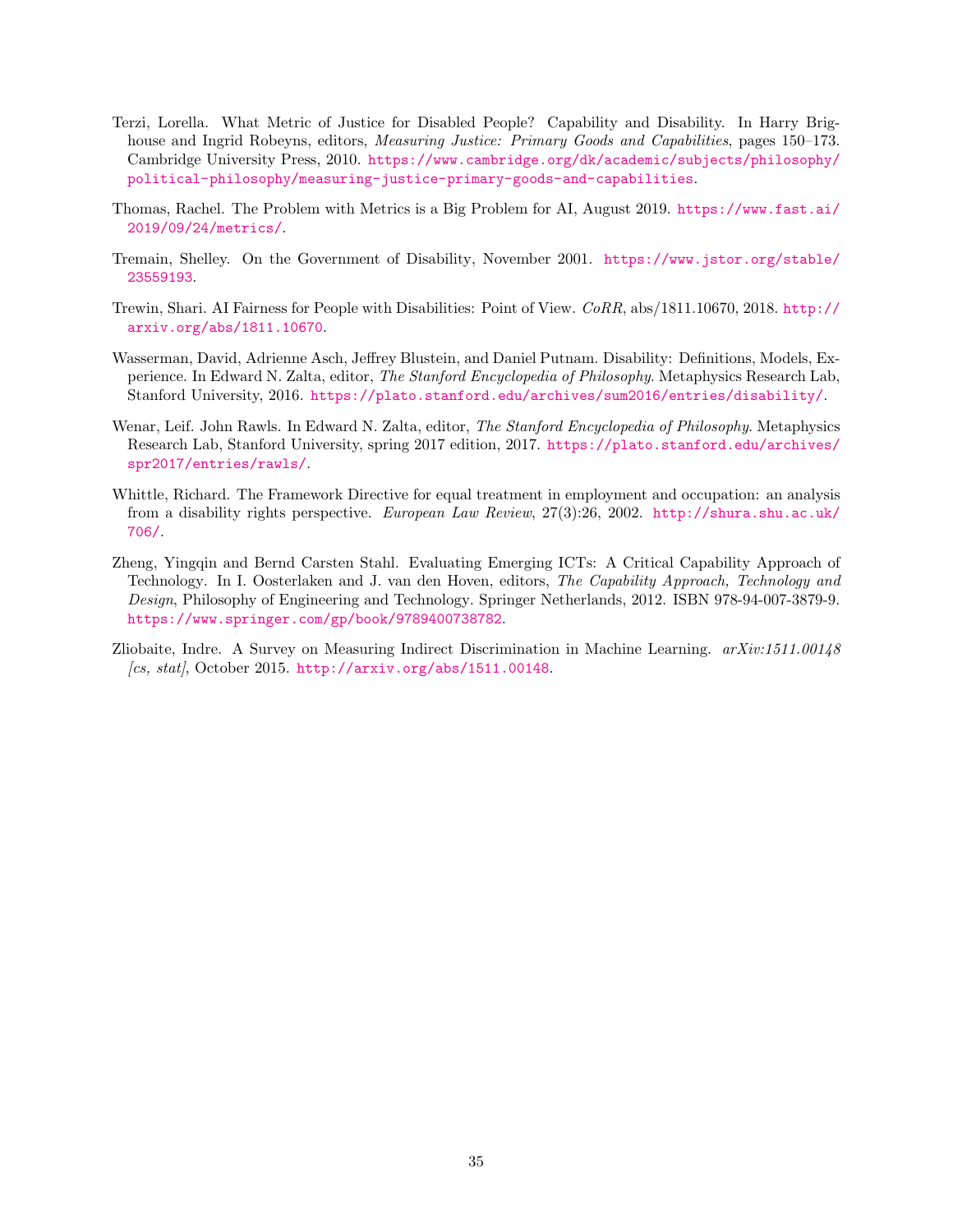Terzi, Lorella. What Metric of Justice for Disabled People? Capability and Disability. In Harry Brighouse and Ingrid Robeyns, editors, *Measuring Justice: Primary Goods and Capabilities*, pages 150–173. Cambridge University Press, 2010. https://www.cambridge.org/dk/academic/subjects/philosophy/political-philosophy/measuring-justice-primary-goods-and-capabilities.

Thomas, Rachel. The Problem with Metrics is a Big Problem for AI, August 2019. https://www.fast.ai/2019/09/24/metrics/.

Tremain, Shelley. On the Government of Disability, November 2001. https://www.jstor.org/stable/23559193.

Trewin, Shari. AI Fairness for People with Disabilities: Point of View. *CoRR*, abs/1811.10670, 2018. http://arxiv.org/abs/1811.10670.

Wasserman, David, Adrienne Asch, Jeffrey Blustein, and Daniel Putnam. Disability: Definitions, Models, Experience. In Edward N. Zalta, editor, *The Stanford Encyclopedia of Philosophy*. Metaphysics Research Lab, Stanford University, 2016. https://plato.stanford.edu/archives/sum2016/entries/disability/.

Wenar, Leif. John Rawls. In Edward N. Zalta, editor, *The Stanford Encyclopedia of Philosophy*. Metaphysics Research Lab, Stanford University, spring 2017 edition, 2017. https://plato.stanford.edu/archives/spr2017/entries/rawls/.

Whittle, Richard. The Framework Directive for equal treatment in employment and occupation: an analysis from a disability rights perspective. *European Law Review*, 27(3):26, 2002. http://shura.shu.ac.uk/706/.

Zheng, Yingqin and Bernd Carsten Stahl. Evaluating Emerging ICTs: A Critical Capability Approach of Technology. In I. Oosterlaken and J. van den Hoven, editors, *The Capability Approach, Technology and Design*, Philosophy of Engineering and Technology. Springer Netherlands, 2012. ISBN 978-94-007-3879-9. https://www.springer.com/gp/book/9789400738782.

Zliobaite, Indre. A Survey on Measuring Indirect Discrimination in Machine Learning. *arXiv:1511.00148 [cs, stat]*, October 2015. http://arxiv.org/abs/1511.00148.